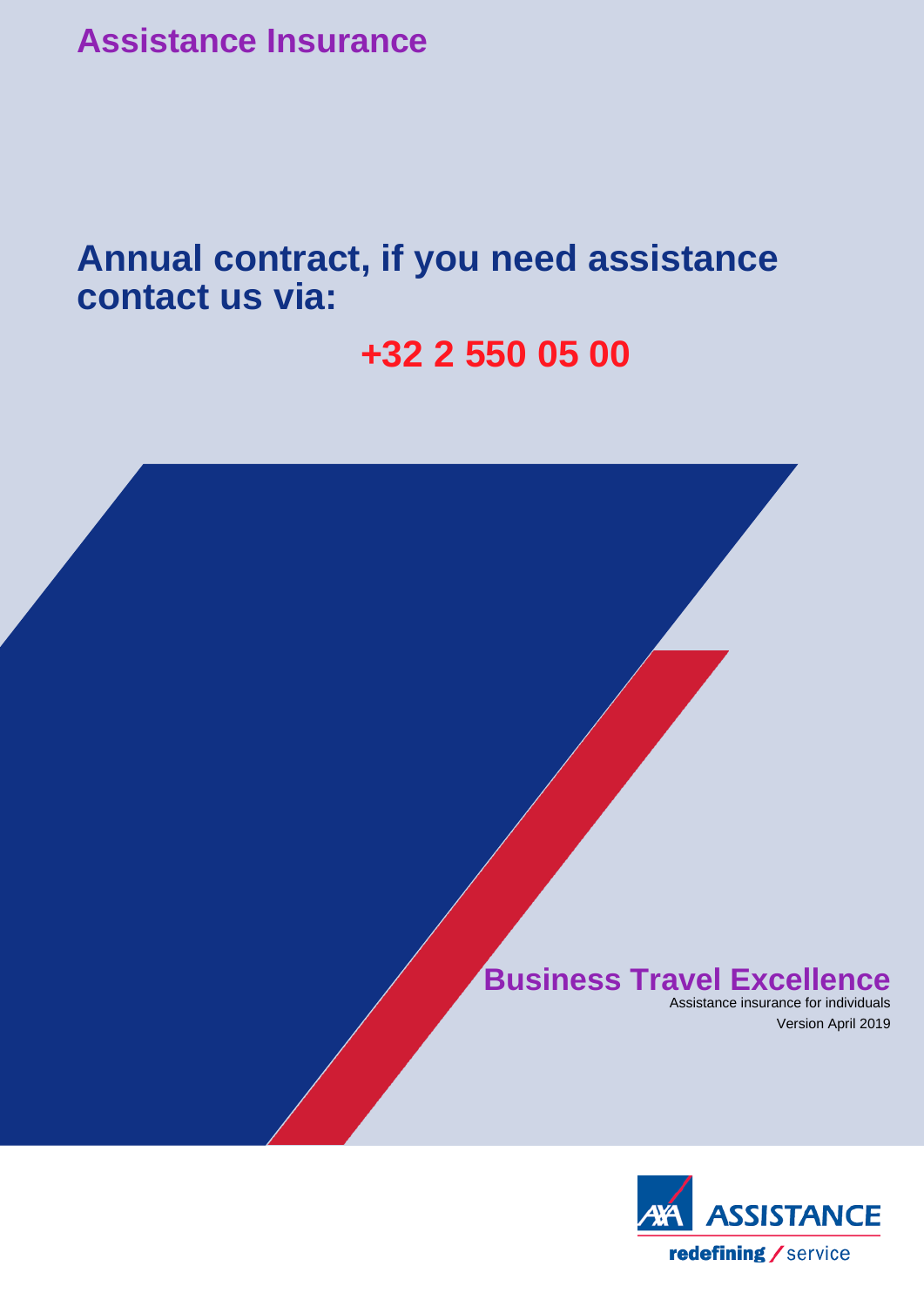Assistance Insurance

# Annual contract, if you need assistance contact us via:

**+32 2 550 05 00**

## Business Travel Excellence

Assistance insurance for individuals

Version April 2019

AXA ASSISTANCE

redefining / service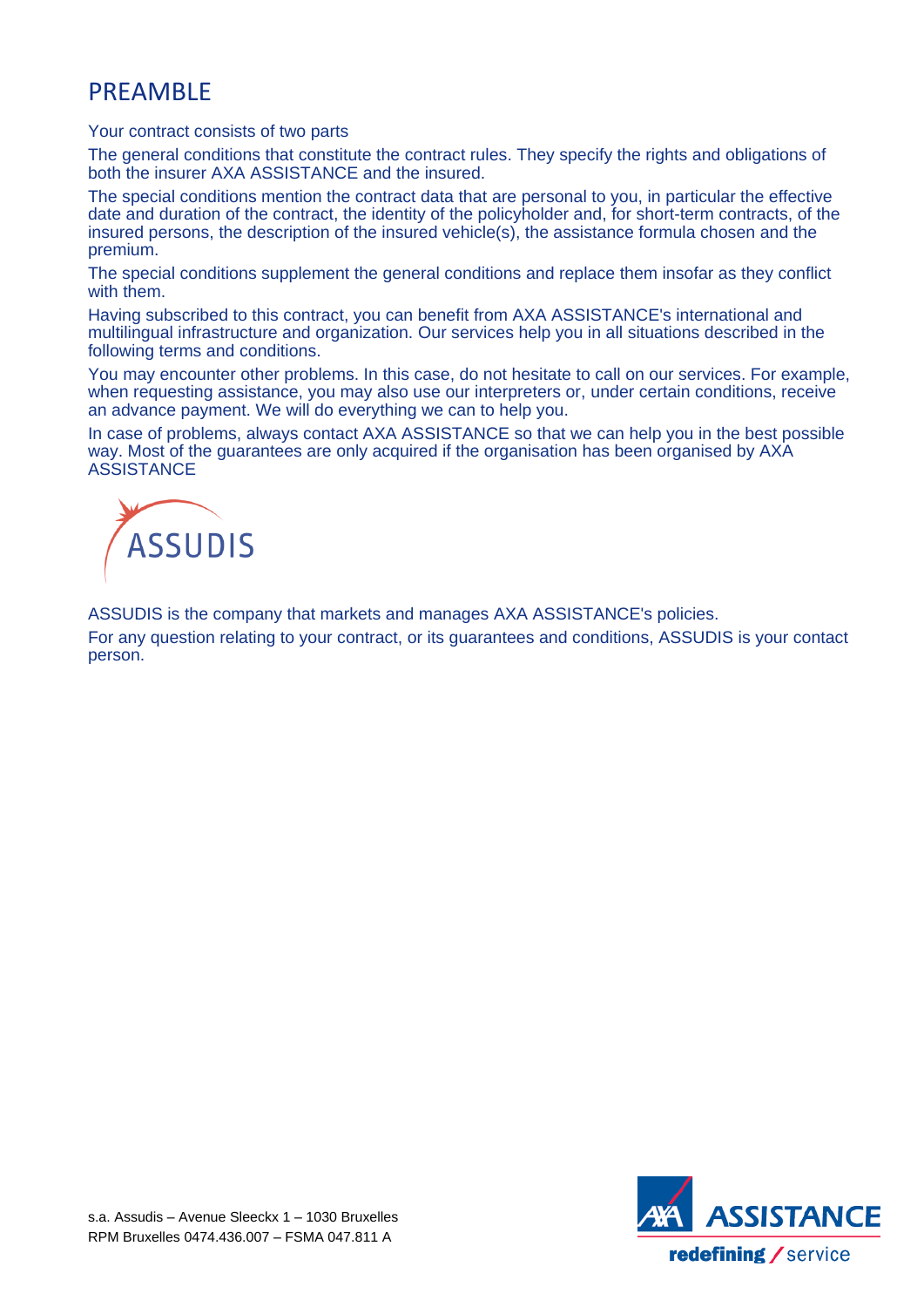# PREAMBLE

Your contract consists of two parts

The general conditions that constitute the contract rules. They specify the rights and obligations of both the insurer AXA ASSISTANCE and the insured.

The special conditions mention the contract data that are personal to you, in particular the effective date and duration of the contract, the identity of the policyholder and, for short-term contracts, of the insured persons, the description of the insured vehicle(s), the assistance formula chosen and the premium.

The special conditions supplement the general conditions and replace them insofar as they conflict with them.

Having subscribed to this contract, you can benefit from AXA ASSISTANCE's international and multilingual infrastructure and organization. Our services help you in all situations described in the following terms and conditions.

You may encounter other problems. In this case, do not hesitate to call on our services. For example, when requesting assistance, you may also use our interpreters or, under certain conditions, receive an advance payment. We will do everything we can to help you.

In case of problems, always contact AXA ASSISTANCE so that we can help you in the best possible way. Most of the guarantees are only acquired if the organisation has been organised by AXA ASSISTANCE

ASSUDIS

ASSUDIS is the company that markets and manages AXA ASSISTANCE's policies.

For any question relating to your contract, or its guarantees and conditions, ASSUDIS is your contact person.

s.a. Assudis – Avenue Sleeckx 1 – 1030 Bruxelles
RPM Bruxelles 0474.436.007 – FSMA 047.811 A

AXA ASSISTANCE
redefining / service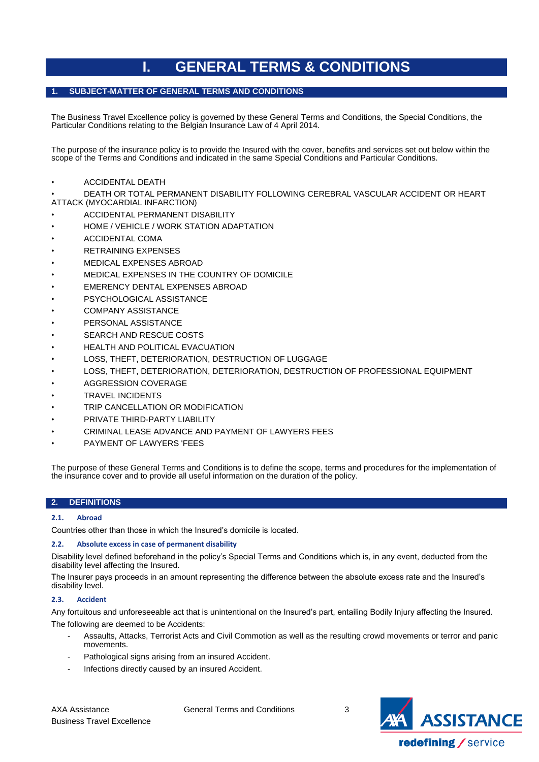# I. GENERAL TERMS & CONDITIONS

## 1. SUBJECT-MATTER OF GENERAL TERMS AND CONDITIONS

The Business Travel Excellence policy is governed by these General Terms and Conditions, the Special Conditions, the Particular Conditions relating to the Belgian Insurance Law of 4 April 2014.

The purpose of the insurance policy is to provide the Insured with the cover, benefits and services set out below within the scope of the Terms and Conditions and indicated in the same Special Conditions and Particular Conditions.

- ACCIDENTAL DEATH
- DEATH OR TOTAL PERMANENT DISABILITY FOLLOWING CEREBRAL VASCULAR ACCIDENT OR HEART ATTACK (MYOCARDIAL INFARCTION)
- ACCIDENTAL PERMANENT DISABILITY
- HOME / VEHICLE / WORK STATION ADAPTATION
- ACCIDENTAL COMA
- RETRAINING EXPENSES
- MEDICAL EXPENSES ABROAD
- MEDICAL EXPENSES IN THE COUNTRY OF DOMICILE
- EMERENCY DENTAL EXPENSES ABROAD
- PSYCHOLOGICAL ASSISTANCE
- COMPANY ASSISTANCE
- PERSONAL ASSISTANCE
- SEARCH AND RESCUE COSTS
- HEALTH AND POLITICAL EVACUATION
- LOSS, THEFT, DETERIORATION, DESTRUCTION OF LUGGAGE
- LOSS, THEFT, DETERIORATION, DETERIORATION, DESTRUCTION OF PROFESSIONAL EQUIPMENT
- AGGRESSION COVERAGE
- TRAVEL INCIDENTS
- TRIP CANCELLATION OR MODIFICATION
- PRIVATE THIRD-PARTY LIABILITY
- CRIMINAL LEASE ADVANCE AND PAYMENT OF LAWYERS FEES
- PAYMENT OF LAWYERS 'FEES

The purpose of these General Terms and Conditions is to define the scope, terms and procedures for the implementation of the insurance cover and to provide all useful information on the duration of the policy.

## 2. DEFINITIONS

### 2.1. Abroad

Countries other than those in which the Insured's domicile is located.

### 2.2. Absolute excess in case of permanent disability

Disability level defined beforehand in the policy's Special Terms and Conditions which is, in any event, deducted from the disability level affecting the Insured.

The Insurer pays proceeds in an amount representing the difference between the absolute excess rate and the Insured's disability level.

### 2.3. Accident

Any fortuitous and unforeseeable act that is unintentional on the Insured's part, entailing Bodily Injury affecting the Insured.

The following are deemed to be Accidents:

- Assaults, Attacks, Terrorist Acts and Civil Commotion as well as the resulting crowd movements or terror and panic movements.
- Pathological signs arising from an insured Accident.
- Infections directly caused by an insured Accident.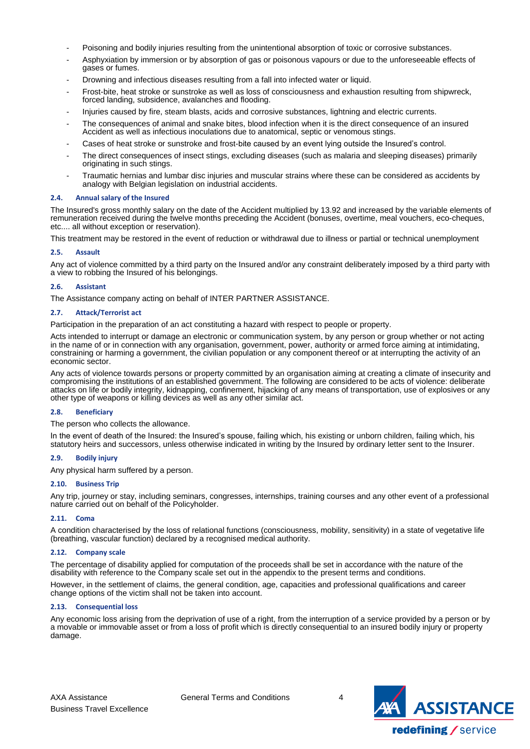- Poisoning and bodily injuries resulting from the unintentional absorption of toxic or corrosive substances.
- Asphyxiation by immersion or by absorption of gas or poisonous vapours or due to the unforeseeable effects of gases or fumes.
- Drowning and infectious diseases resulting from a fall into infected water or liquid.
- Frost-bite, heat stroke or sunstroke as well as loss of consciousness and exhaustion resulting from shipwreck, forced landing, subsidence, avalanches and flooding.
- Injuries caused by fire, steam blasts, acids and corrosive substances, lightning and electric currents.
- The consequences of animal and snake bites, blood infection when it is the direct consequence of an insured Accident as well as infectious inoculations due to anatomical, septic or venomous stings.
- Cases of heat stroke or sunstroke and frost-bite caused by an event lying outside the Insured's control.
- The direct consequences of insect stings, excluding diseases (such as malaria and sleeping diseases) primarily originating in such stings.
- Traumatic hernias and lumbar disc injuries and muscular strains where these can be considered as accidents by analogy with Belgian legislation on industrial accidents.

#### 2.4. Annual salary of the Insured

The Insured's gross monthly salary on the date of the Accident multiplied by 13.92 and increased by the variable elements of remuneration received during the twelve months preceding the Accident (bonuses, overtime, meal vouchers, eco-cheques, etc.... all without exception or reservation).

This treatment may be restored in the event of reduction or withdrawal due to illness or partial or technical unemployment

#### 2.5. Assault

Any act of violence committed by a third party on the Insured and/or any constraint deliberately imposed by a third party with a view to robbing the Insured of his belongings.

#### 2.6. Assistant

The Assistance company acting on behalf of INTER PARTNER ASSISTANCE.

#### 2.7. Attack/Terrorist act

Participation in the preparation of an act constituting a hazard with respect to people or property.

Acts intended to interrupt or damage an electronic or communication system, by any person or group whether or not acting in the name of or in connection with any organisation, government, power, authority or armed force aiming at intimidating, constraining or harming a government, the civilian population or any component thereof or at interrupting the activity of an economic sector.

Any acts of violence towards persons or property committed by an organisation aiming at creating a climate of insecurity and compromising the institutions of an established government. The following are considered to be acts of violence: deliberate attacks on life or bodily integrity, kidnapping, confinement, hijacking of any means of transportation, use of explosives or any other type of weapons or killing devices as well as any other similar act.

#### 2.8. Beneficiary

The person who collects the allowance.

In the event of death of the Insured: the Insured's spouse, failing which, his existing or unborn children, failing which, his statutory heirs and successors, unless otherwise indicated in writing by the Insured by ordinary letter sent to the Insurer.

#### 2.9. Bodily injury

Any physical harm suffered by a person.

#### 2.10. Business Trip

Any trip, journey or stay, including seminars, congresses, internships, training courses and any other event of a professional nature carried out on behalf of the Policyholder.

#### 2.11. Coma

A condition characterised by the loss of relational functions (consciousness, mobility, sensitivity) in a state of vegetative life (breathing, vascular function) declared by a recognised medical authority.

#### 2.12. Company scale

The percentage of disability applied for computation of the proceeds shall be set in accordance with the nature of the disability with reference to the Company scale set out in the appendix to the present terms and conditions.

However, in the settlement of claims, the general condition, age, capacities and professional qualifications and career change options of the victim shall not be taken into account.

#### 2.13. Consequential loss

Any economic loss arising from the deprivation of use of a right, from the interruption of a service provided by a person or by a movable or immovable asset or from a loss of profit which is directly consequential to an insured bodily injury or property damage.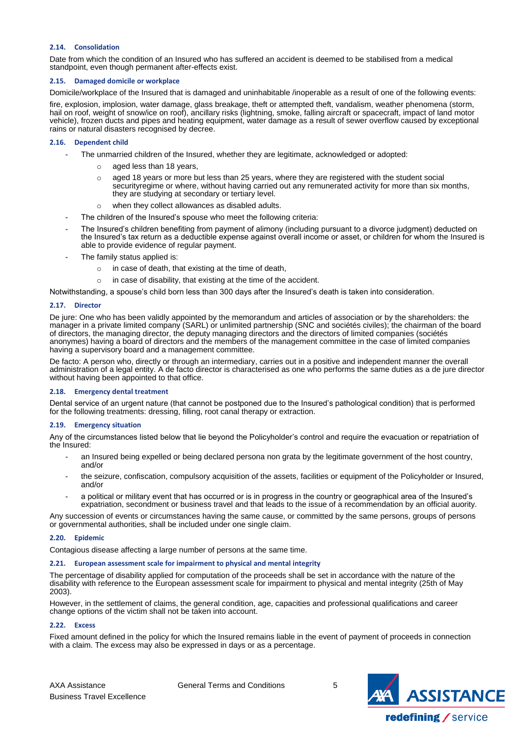### 2.14. Consolidation

Date from which the condition of an Insured who has suffered an accident is deemed to be stabilised from a medical standpoint, even though permanent after-effects exist.

### 2.15. Damaged domicile or workplace

Domicile/workplace of the Insured that is damaged and uninhabitable /inoperable as a result of one of the following events:

fire, explosion, implosion, water damage, glass breakage, theft or attempted theft, vandalism, weather phenomena (storm, hail on roof, weight of snow/ice on roof), ancillary risks (lightning, smoke, falling aircraft or spacecraft, impact of land motor vehicle), frozen ducts and pipes and heating equipment, water damage as a result of sewer overflow caused by exceptional rains or natural disasters recognised by decree.

### 2.16. Dependent child

- The unmarried children of the Insured, whether they are legitimate, acknowledged or adopted:
  - aged less than 18 years,
  - aged 18 years or more but less than 25 years, where they are registered with the student social securityregime or where, without having carried out any remunerated activity for more than six months, they are studying at secondary or tertiary level.
  - when they collect allowances as disabled adults.
- The children of the Insured's spouse who meet the following criteria:
- The Insured's children benefiting from payment of alimony (including pursuant to a divorce judgment) deducted on the Insured's tax return as a deductible expense against overall income or asset, or children for whom the Insured is able to provide evidence of regular payment.
- The family status applied is:
  - in case of death, that existing at the time of death,
  - in case of disability, that existing at the time of the accident.

Notwithstanding, a spouse's child born less than 300 days after the Insured's death is taken into consideration.

### 2.17. Director

De jure: One who has been validly appointed by the memorandum and articles of association or by the shareholders: the manager in a private limited company (SARL) or unlimited partnership (SNC and sociétés civiles); the chairman of the board of directors, the managing director, the deputy managing directors and the directors of limited companies (sociétés anonymes) having a board of directors and the members of the management committee in the case of limited companies having a supervisory board and a management committee.

De facto: A person who, directly or through an intermediary, carries out in a positive and independent manner the overall administration of a legal entity. A de facto director is characterised as one who performs the same duties as a de jure director without having been appointed to that office.

### 2.18. Emergency dental treatment

Dental service of an urgent nature (that cannot be postponed due to the Insured's pathological condition) that is performed for the following treatments: dressing, filling, root canal therapy or extraction.

### 2.19. Emergency situation

Any of the circumstances listed below that lie beyond the Policyholder's control and require the evacuation or repatriation of the Insured:

- an Insured being expelled or being declared persona non grata by the legitimate government of the host country, and/or
- the seizure, confiscation, compulsory acquisition of the assets, facilities or equipment of the Policyholder or Insured, and/or
- a political or military event that has occurred or is in progress in the country or geographical area of the Insured's expatriation, secondment or business travel and that leads to the issue of a recommendation by an official auority.

Any succession of events or circumstances having the same cause, or committed by the same persons, groups of persons or governmental authorities, shall be included under one single claim.

### 2.20. Epidemic

Contagious disease affecting a large number of persons at the same time.

### 2.21. European assessment scale for impairment to physical and mental integrity

The percentage of disability applied for computation of the proceeds shall be set in accordance with the nature of the disability with reference to the European assessment scale for impairment to physical and mental integrity (25th of May 2003).

However, in the settlement of claims, the general condition, age, capacities and professional qualifications and career change options of the victim shall not be taken into account.

### 2.22. Excess

Fixed amount defined in the policy for which the Insured remains liable in the event of payment of proceeds in connection with a claim. The excess may also be expressed in days or as a percentage.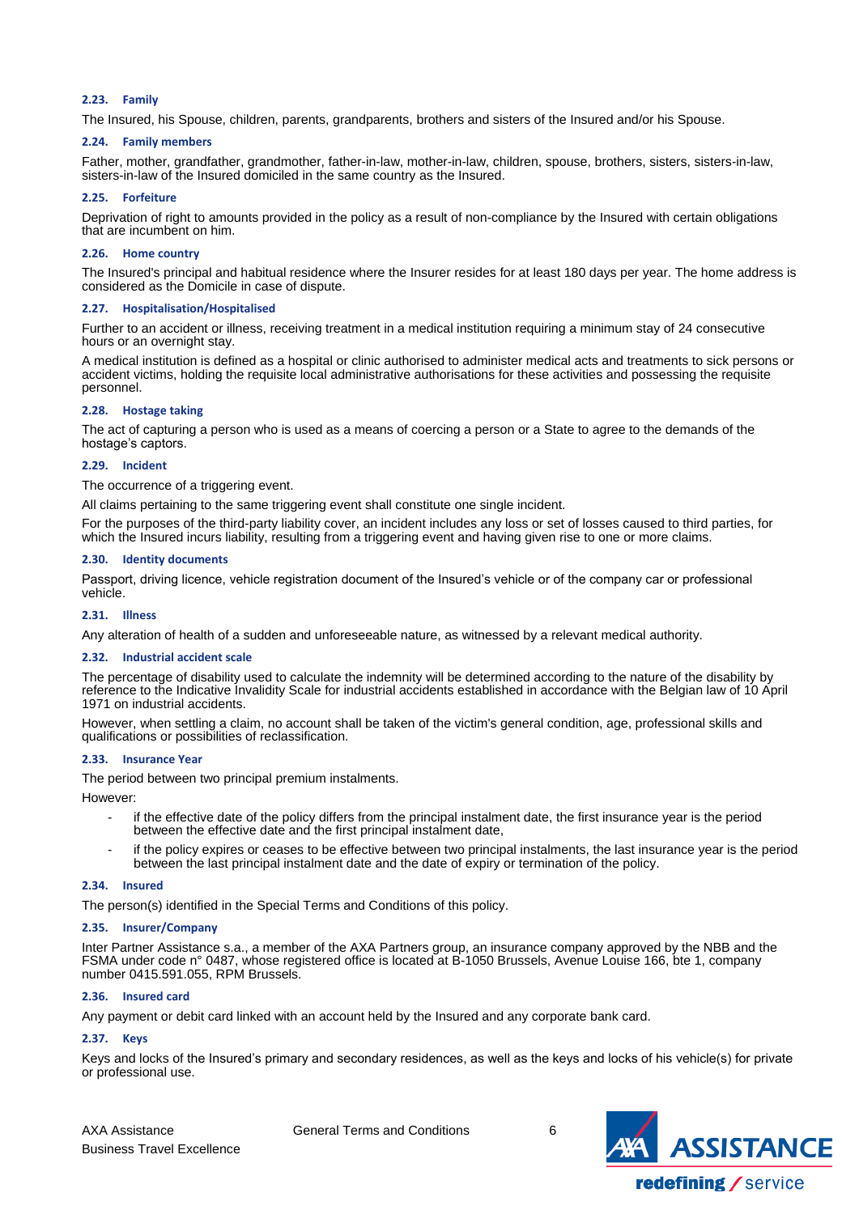### 2.23. Family

The Insured, his Spouse, children, parents, grandparents, brothers and sisters of the Insured and/or his Spouse.

### 2.24. Family members

Father, mother, grandfather, grandmother, father-in-law, mother-in-law, children, spouse, brothers, sisters, sisters-in-law, sisters-in-law of the Insured domiciled in the same country as the Insured.

### 2.25. Forfeiture

Deprivation of right to amounts provided in the policy as a result of non-compliance by the Insured with certain obligations that are incumbent on him.

### 2.26. Home country

The Insured's principal and habitual residence where the Insurer resides for at least 180 days per year. The home address is considered as the Domicile in case of dispute.

### 2.27. Hospitalisation/Hospitalised

Further to an accident or illness, receiving treatment in a medical institution requiring a minimum stay of 24 consecutive hours or an overnight stay.

A medical institution is defined as a hospital or clinic authorised to administer medical acts and treatments to sick persons or accident victims, holding the requisite local administrative authorisations for these activities and possessing the requisite personnel.

### 2.28. Hostage taking

The act of capturing a person who is used as a means of coercing a person or a State to agree to the demands of the hostage's captors.

### 2.29. Incident

The occurrence of a triggering event.

All claims pertaining to the same triggering event shall constitute one single incident.

For the purposes of the third-party liability cover, an incident includes any loss or set of losses caused to third parties, for which the Insured incurs liability, resulting from a triggering event and having given rise to one or more claims.

### 2.30. Identity documents

Passport, driving licence, vehicle registration document of the Insured's vehicle or of the company car or professional vehicle.

### 2.31. Illness

Any alteration of health of a sudden and unforeseeable nature, as witnessed by a relevant medical authority.

### 2.32. Industrial accident scale

The percentage of disability used to calculate the indemnity will be determined according to the nature of the disability by reference to the Indicative Invalidity Scale for industrial accidents established in accordance with the Belgian law of 10 April 1971 on industrial accidents.

However, when settling a claim, no account shall be taken of the victim's general condition, age, professional skills and qualifications or possibilities of reclassification.

### 2.33. Insurance Year

The period between two principal premium instalments.

However:

- if the effective date of the policy differs from the principal instalment date, the first insurance year is the period between the effective date and the first principal instalment date,
- if the policy expires or ceases to be effective between two principal instalments, the last insurance year is the period between the last principal instalment date and the date of expiry or termination of the policy.

### 2.34. Insured

The person(s) identified in the Special Terms and Conditions of this policy.

### 2.35. Insurer/Company

Inter Partner Assistance s.a., a member of the AXA Partners group, an insurance company approved by the NBB and the FSMA under code n° 0487, whose registered office is located at B-1050 Brussels, Avenue Louise 166, bte 1, company number 0415.591.055, RPM Brussels.

### 2.36. Insured card

Any payment or debit card linked with an account held by the Insured and any corporate bank card.

### 2.37. Keys

Keys and locks of the Insured's primary and secondary residences, as well as the keys and locks of his vehicle(s) for private or professional use.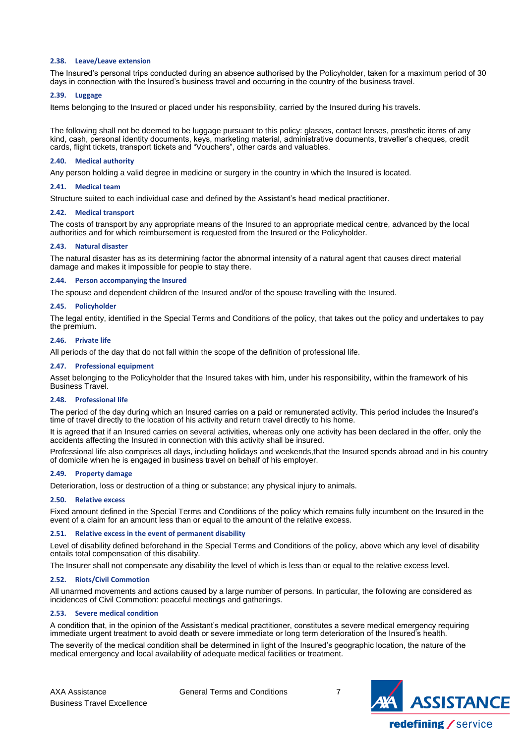#### 2.38. Leave/Leave extension

The Insured's personal trips conducted during an absence authorised by the Policyholder, taken for a maximum period of 30 days in connection with the Insured's business travel and occurring in the country of the business travel.

#### 2.39. Luggage

Items belonging to the Insured or placed under his responsibility, carried by the Insured during his travels.

The following shall not be deemed to be luggage pursuant to this policy: glasses, contact lenses, prosthetic items of any kind, cash, personal identity documents, keys, marketing material, administrative documents, traveller's cheques, credit cards, flight tickets, transport tickets and "Vouchers", other cards and valuables.

#### 2.40. Medical authority

Any person holding a valid degree in medicine or surgery in the country in which the Insured is located.

#### 2.41. Medical team

Structure suited to each individual case and defined by the Assistant's head medical practitioner.

#### 2.42. Medical transport

The costs of transport by any appropriate means of the Insured to an appropriate medical centre, advanced by the local authorities and for which reimbursement is requested from the Insured or the Policyholder.

#### 2.43. Natural disaster

The natural disaster has as its determining factor the abnormal intensity of a natural agent that causes direct material damage and makes it impossible for people to stay there.

#### 2.44. Person accompanying the Insured

The spouse and dependent children of the Insured and/or of the spouse travelling with the Insured.

#### 2.45. Policyholder

The legal entity, identified in the Special Terms and Conditions of the policy, that takes out the policy and undertakes to pay the premium.

#### 2.46. Private life

All periods of the day that do not fall within the scope of the definition of professional life.

#### 2.47. Professional equipment

Asset belonging to the Policyholder that the Insured takes with him, under his responsibility, within the framework of his Business Travel.

#### 2.48. Professional life

The period of the day during which an Insured carries on a paid or remunerated activity. This period includes the Insured's time of travel directly to the location of his activity and return travel directly to his home.

It is agreed that if an Insured carries on several activities, whereas only one activity has been declared in the offer, only the accidents affecting the Insured in connection with this activity shall be insured.

Professional life also comprises all days, including holidays and weekends,that the Insured spends abroad and in his country of domicile when he is engaged in business travel on behalf of his employer.

#### 2.49. Property damage

Deterioration, loss or destruction of a thing or substance; any physical injury to animals.

#### 2.50. Relative excess

Fixed amount defined in the Special Terms and Conditions of the policy which remains fully incumbent on the Insured in the event of a claim for an amount less than or equal to the amount of the relative excess.

#### 2.51. Relative excess in the event of permanent disability

Level of disability defined beforehand in the Special Terms and Conditions of the policy, above which any level of disability entails total compensation of this disability.

The Insurer shall not compensate any disability the level of which is less than or equal to the relative excess level.

#### 2.52. Riots/Civil Commotion

All unarmed movements and actions caused by a large number of persons. In particular, the following are considered as incidences of Civil Commotion: peaceful meetings and gatherings.

#### 2.53. Severe medical condition

A condition that, in the opinion of the Assistant's medical practitioner, constitutes a severe medical emergency requiring immediate urgent treatment to avoid death or severe immediate or long term deterioration of the Insured's health.

The severity of the medical condition shall be determined in light of the Insured's geographic location, the nature of the medical emergency and local availability of adequate medical facilities or treatment.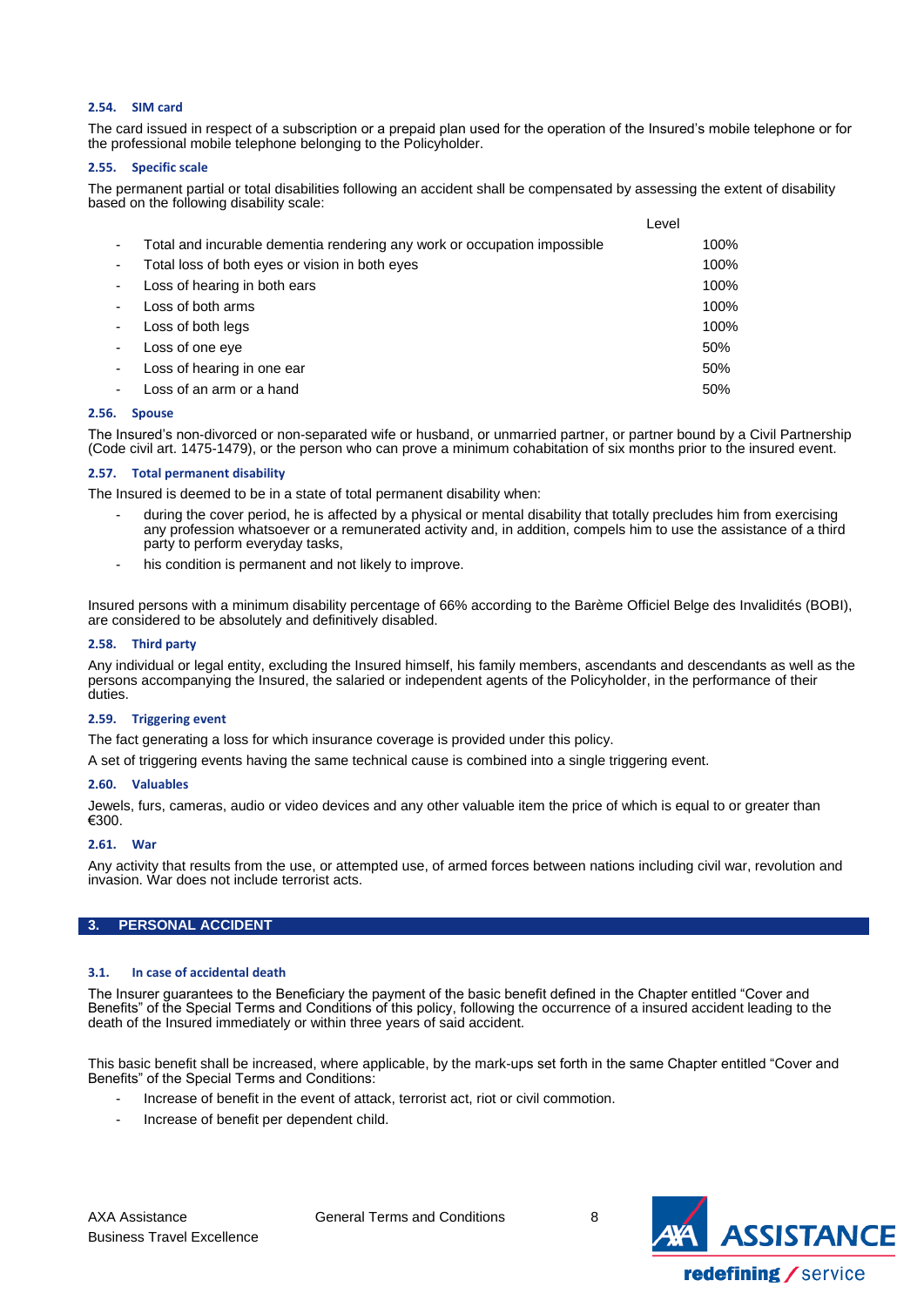#### 2.54. SIM card

The card issued in respect of a subscription or a prepaid plan used for the operation of the Insured's mobile telephone or for the professional mobile telephone belonging to the Policyholder.

#### 2.55. Specific scale

The permanent partial or total disabilities following an accident shall be compensated by assessing the extent of disability based on the following disability scale:

| | Level |
|---|---|
| - Total and incurable dementia rendering any work or occupation impossible | 100% |
| - Total loss of both eyes or vision in both eyes | 100% |
| - Loss of hearing in both ears | 100% |
| - Loss of both arms | 100% |
| - Loss of both legs | 100% |
| - Loss of one eye | 50% |
| - Loss of hearing in one ear | 50% |
| - Loss of an arm or a hand | 50% |

#### 2.56. Spouse

The Insured's non-divorced or non-separated wife or husband, or unmarried partner, or partner bound by a Civil Partnership (Code civil art. 1475-1479), or the person who can prove a minimum cohabitation of six months prior to the insured event.

#### 2.57. Total permanent disability

The Insured is deemed to be in a state of total permanent disability when:

- during the cover period, he is affected by a physical or mental disability that totally precludes him from exercising any profession whatsoever or a remunerated activity and, in addition, compels him to use the assistance of a third party to perform everyday tasks,
- his condition is permanent and not likely to improve.

Insured persons with a minimum disability percentage of 66% according to the Barème Officiel Belge des Invalidités (BOBI), are considered to be absolutely and definitively disabled.

#### 2.58. Third party

Any individual or legal entity, excluding the Insured himself, his family members, ascendants and descendants as well as the persons accompanying the Insured, the salaried or independent agents of the Policyholder, in the performance of their duties.

#### 2.59. Triggering event

The fact generating a loss for which insurance coverage is provided under this policy.

A set of triggering events having the same technical cause is combined into a single triggering event.

#### 2.60. Valuables

Jewels, furs, cameras, audio or video devices and any other valuable item the price of which is equal to or greater than €300.

#### 2.61. War

Any activity that results from the use, or attempted use, of armed forces between nations including civil war, revolution and invasion. War does not include terrorist acts.

## 3. PERSONAL ACCIDENT

#### 3.1. In case of accidental death

The Insurer guarantees to the Beneficiary the payment of the basic benefit defined in the Chapter entitled "Cover and Benefits" of the Special Terms and Conditions of this policy, following the occurrence of a insured accident leading to the death of the Insured immediately or within three years of said accident.

This basic benefit shall be increased, where applicable, by the mark-ups set forth in the same Chapter entitled "Cover and Benefits" of the Special Terms and Conditions:

- Increase of benefit in the event of attack, terrorist act, riot or civil commotion.
- Increase of benefit per dependent child.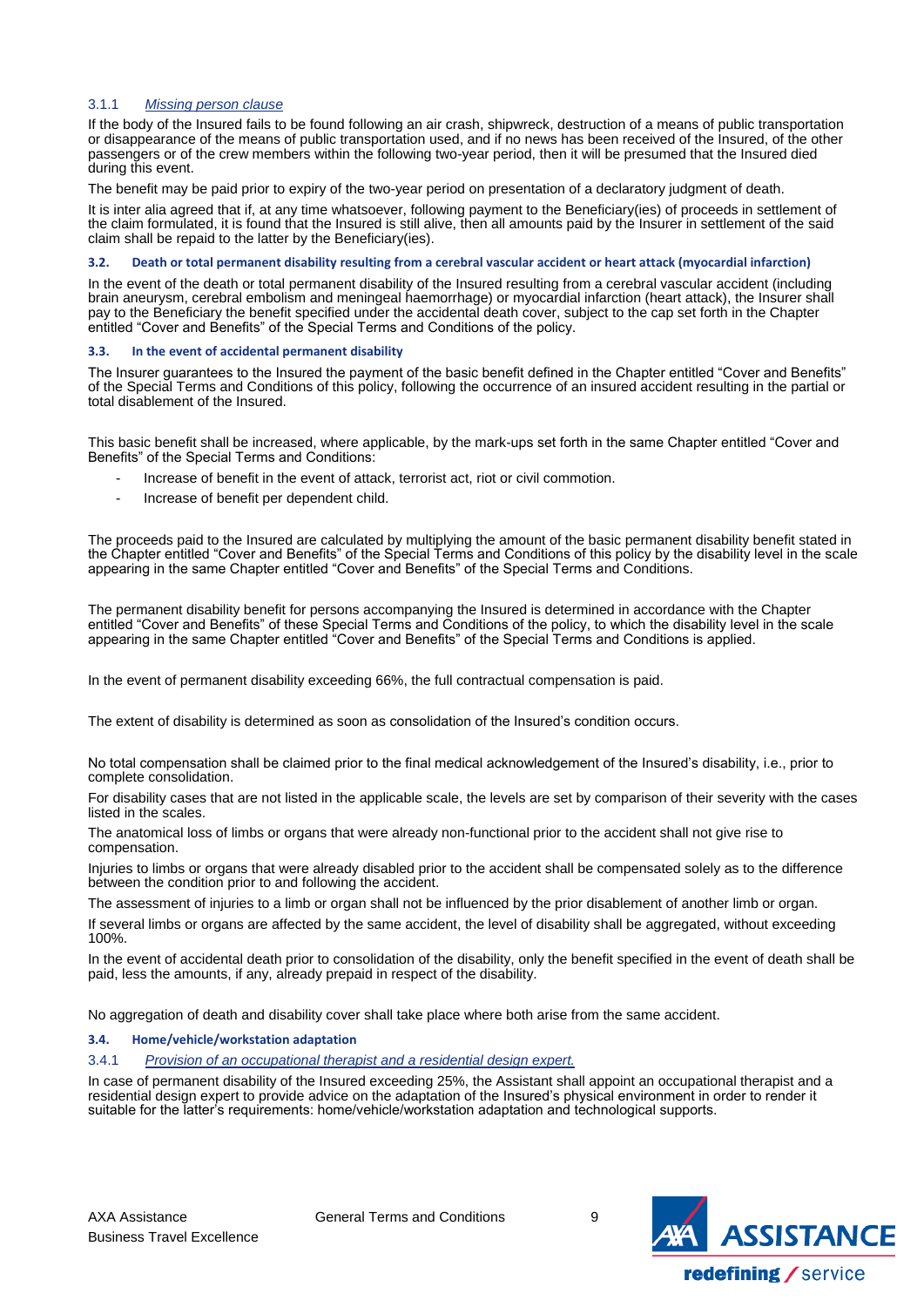#### 3.1.1 *Missing person clause*

If the body of the Insured fails to be found following an air crash, shipwreck, destruction of a means of public transportation or disappearance of the means of public transportation used, and if no news has been received of the Insured, of the other passengers or of the crew members within the following two-year period, then it will be presumed that the Insured died during this event.

The benefit may be paid prior to expiry of the two-year period on presentation of a declaratory judgment of death.

It is inter alia agreed that if, at any time whatsoever, following payment to the Beneficiary(ies) of proceeds in settlement of the claim formulated, it is found that the Insured is still alive, then all amounts paid by the Insurer in settlement of the said claim shall be repaid to the latter by the Beneficiary(ies).

### 3.2. Death or total permanent disability resulting from a cerebral vascular accident or heart attack (myocardial infarction)

In the event of the death or total permanent disability of the Insured resulting from a cerebral vascular accident (including brain aneurysm, cerebral embolism and meningeal haemorrhage) or myocardial infarction (heart attack), the Insurer shall pay to the Beneficiary the benefit specified under the accidental death cover, subject to the cap set forth in the Chapter entitled "Cover and Benefits" of the Special Terms and Conditions of the policy.

### 3.3. In the event of accidental permanent disability

The Insurer guarantees to the Insured the payment of the basic benefit defined in the Chapter entitled "Cover and Benefits" of the Special Terms and Conditions of this policy, following the occurrence of an insured accident resulting in the partial or total disablement of the Insured.

This basic benefit shall be increased, where applicable, by the mark-ups set forth in the same Chapter entitled "Cover and Benefits" of the Special Terms and Conditions:

- Increase of benefit in the event of attack, terrorist act, riot or civil commotion.
- Increase of benefit per dependent child.

The proceeds paid to the Insured are calculated by multiplying the amount of the basic permanent disability benefit stated in the Chapter entitled "Cover and Benefits" of the Special Terms and Conditions of this policy by the disability level in the scale appearing in the same Chapter entitled "Cover and Benefits" of the Special Terms and Conditions.

The permanent disability benefit for persons accompanying the Insured is determined in accordance with the Chapter entitled "Cover and Benefits" of these Special Terms and Conditions of the policy, to which the disability level in the scale appearing in the same Chapter entitled "Cover and Benefits" of the Special Terms and Conditions is applied.

In the event of permanent disability exceeding 66%, the full contractual compensation is paid.

The extent of disability is determined as soon as consolidation of the Insured's condition occurs.

No total compensation shall be claimed prior to the final medical acknowledgement of the Insured's disability, i.e., prior to complete consolidation.

For disability cases that are not listed in the applicable scale, the levels are set by comparison of their severity with the cases listed in the scales.

The anatomical loss of limbs or organs that were already non-functional prior to the accident shall not give rise to compensation.

Injuries to limbs or organs that were already disabled prior to the accident shall be compensated solely as to the difference between the condition prior to and following the accident.

The assessment of injuries to a limb or organ shall not be influenced by the prior disablement of another limb or organ.

If several limbs or organs are affected by the same accident, the level of disability shall be aggregated, without exceeding 100%.

In the event of accidental death prior to consolidation of the disability, only the benefit specified in the event of death shall be paid, less the amounts, if any, already prepaid in respect of the disability.

No aggregation of death and disability cover shall take place where both arise from the same accident.

### 3.4. Home/vehicle/workstation adaptation

#### 3.4.1 *Provision of an occupational therapist and a residential design expert.*

In case of permanent disability of the Insured exceeding 25%, the Assistant shall appoint an occupational therapist and a residential design expert to provide advice on the adaptation of the Insured's physical environment in order to render it suitable for the latter's requirements: home/vehicle/workstation adaptation and technological supports.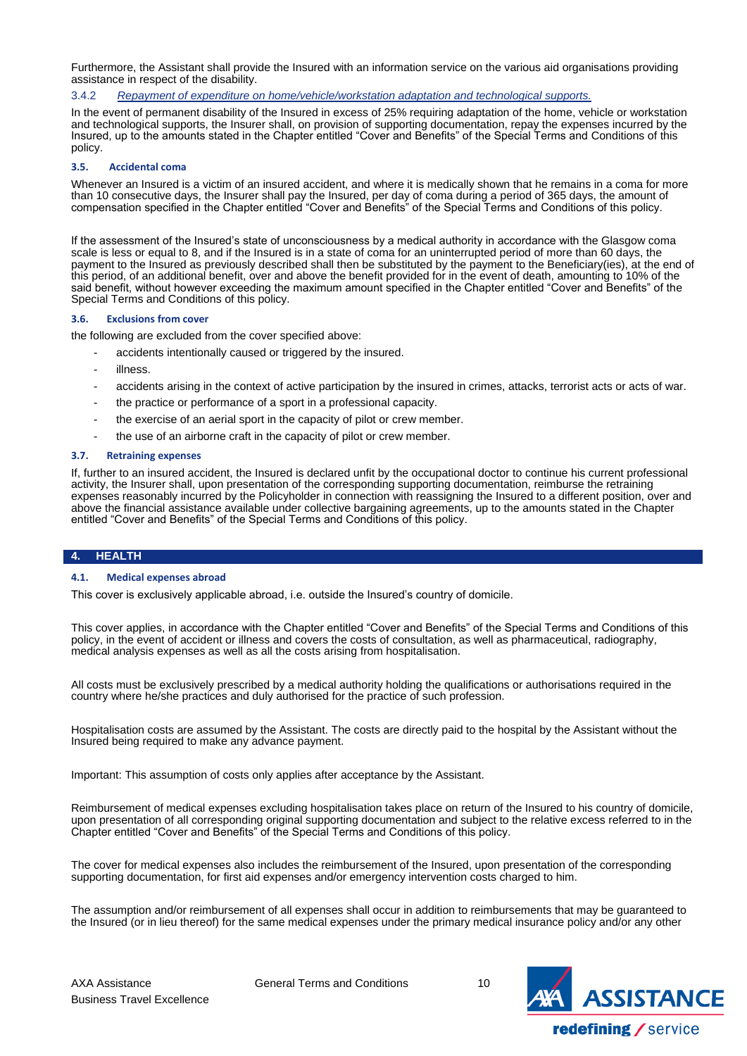Furthermore, the Assistant shall provide the Insured with an information service on the various aid organisations providing assistance in respect of the disability.

#### 3.4.2 *Repayment of expenditure on home/vehicle/workstation adaptation and technological supports.*

In the event of permanent disability of the Insured in excess of 25% requiring adaptation of the home, vehicle or workstation and technological supports, the Insurer shall, on provision of supporting documentation, repay the expenses incurred by the Insured, up to the amounts stated in the Chapter entitled "Cover and Benefits" of the Special Terms and Conditions of this policy.

### 3.5. Accidental coma

Whenever an Insured is a victim of an insured accident, and where it is medically shown that he remains in a coma for more than 10 consecutive days, the Insurer shall pay the Insured, per day of coma during a period of 365 days, the amount of compensation specified in the Chapter entitled "Cover and Benefits" of the Special Terms and Conditions of this policy.

If the assessment of the Insured's state of unconsciousness by a medical authority in accordance with the Glasgow coma scale is less or equal to 8, and if the Insured is in a state of coma for an uninterrupted period of more than 60 days, the payment to the Insured as previously described shall then be substituted by the payment to the Beneficiary(ies), at the end of this period, of an additional benefit, over and above the benefit provided for in the event of death, amounting to 10% of the said benefit, without however exceeding the maximum amount specified in the Chapter entitled "Cover and Benefits" of the Special Terms and Conditions of this policy.

### 3.6. Exclusions from cover

the following are excluded from the cover specified above:

- accidents intentionally caused or triggered by the insured.
- illness.
- accidents arising in the context of active participation by the insured in crimes, attacks, terrorist acts or acts of war.
- the practice or performance of a sport in a professional capacity.
- the exercise of an aerial sport in the capacity of pilot or crew member.
- the use of an airborne craft in the capacity of pilot or crew member.

### 3.7. Retraining expenses

If, further to an insured accident, the Insured is declared unfit by the occupational doctor to continue his current professional activity, the Insurer shall, upon presentation of the corresponding supporting documentation, reimburse the retraining expenses reasonably incurred by the Policyholder in connection with reassigning the Insured to a different position, over and above the financial assistance available under collective bargaining agreements, up to the amounts stated in the Chapter entitled "Cover and Benefits" of the Special Terms and Conditions of this policy.

## 4. HEALTH

### 4.1. Medical expenses abroad

This cover is exclusively applicable abroad, i.e. outside the Insured's country of domicile.

This cover applies, in accordance with the Chapter entitled "Cover and Benefits" of the Special Terms and Conditions of this policy, in the event of accident or illness and covers the costs of consultation, as well as pharmaceutical, radiography, medical analysis expenses as well as all the costs arising from hospitalisation.

All costs must be exclusively prescribed by a medical authority holding the qualifications or authorisations required in the country where he/she practices and duly authorised for the practice of such profession.

Hospitalisation costs are assumed by the Assistant. The costs are directly paid to the hospital by the Assistant without the Insured being required to make any advance payment.

Important: This assumption of costs only applies after acceptance by the Assistant.

Reimbursement of medical expenses excluding hospitalisation takes place on return of the Insured to his country of domicile, upon presentation of all corresponding original supporting documentation and subject to the relative excess referred to in the Chapter entitled "Cover and Benefits" of the Special Terms and Conditions of this policy.

The cover for medical expenses also includes the reimbursement of the Insured, upon presentation of the corresponding supporting documentation, for first aid expenses and/or emergency intervention costs charged to him.

The assumption and/or reimbursement of all expenses shall occur in addition to reimbursements that may be guaranteed to the Insured (or in lieu thereof) for the same medical expenses under the primary medical insurance policy and/or any other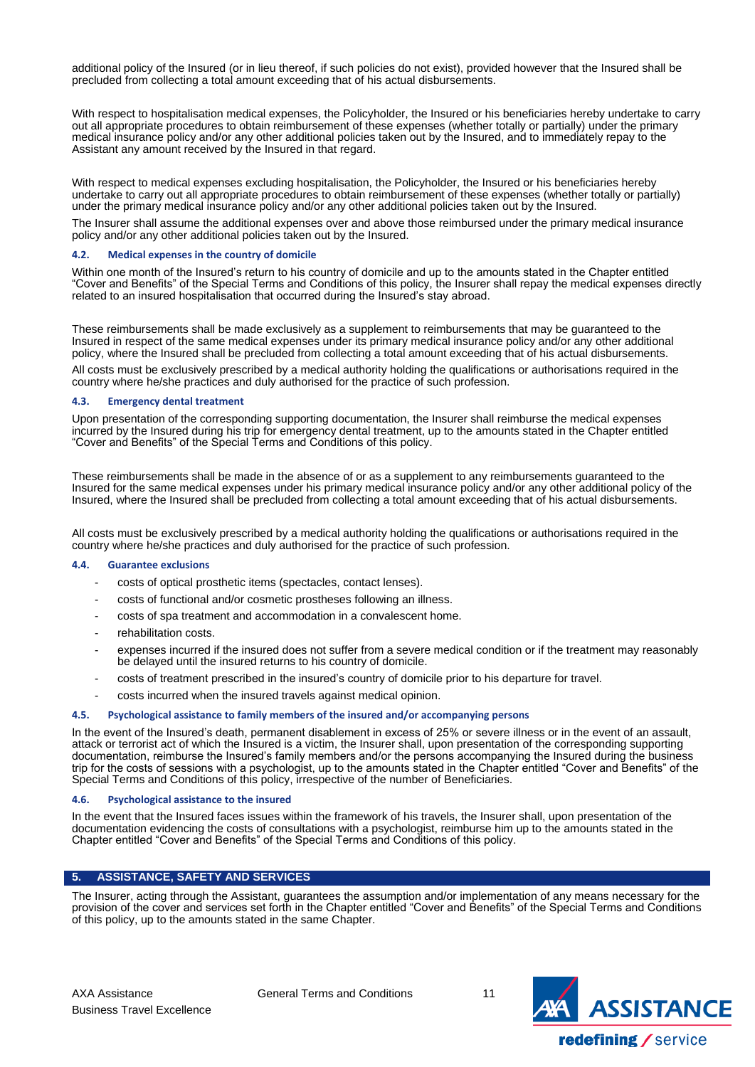additional policy of the Insured (or in lieu thereof, if such policies do not exist), provided however that the Insured shall be precluded from collecting a total amount exceeding that of his actual disbursements.

With respect to hospitalisation medical expenses, the Policyholder, the Insured or his beneficiaries hereby undertake to carry out all appropriate procedures to obtain reimbursement of these expenses (whether totally or partially) under the primary medical insurance policy and/or any other additional policies taken out by the Insured, and to immediately repay to the Assistant any amount received by the Insured in that regard.

With respect to medical expenses excluding hospitalisation, the Policyholder, the Insured or his beneficiaries hereby undertake to carry out all appropriate procedures to obtain reimbursement of these expenses (whether totally or partially) under the primary medical insurance policy and/or any other additional policies taken out by the Insured.

The Insurer shall assume the additional expenses over and above those reimbursed under the primary medical insurance policy and/or any other additional policies taken out by the Insured.

### 4.2. Medical expenses in the country of domicile

Within one month of the Insured's return to his country of domicile and up to the amounts stated in the Chapter entitled "Cover and Benefits" of the Special Terms and Conditions of this policy, the Insurer shall repay the medical expenses directly related to an insured hospitalisation that occurred during the Insured's stay abroad.

These reimbursements shall be made exclusively as a supplement to reimbursements that may be guaranteed to the Insured in respect of the same medical expenses under its primary medical insurance policy and/or any other additional policy, where the Insured shall be precluded from collecting a total amount exceeding that of his actual disbursements.

All costs must be exclusively prescribed by a medical authority holding the qualifications or authorisations required in the country where he/she practices and duly authorised for the practice of such profession.

### 4.3. Emergency dental treatment

Upon presentation of the corresponding supporting documentation, the Insurer shall reimburse the medical expenses incurred by the Insured during his trip for emergency dental treatment, up to the amounts stated in the Chapter entitled "Cover and Benefits" of the Special Terms and Conditions of this policy.

These reimbursements shall be made in the absence of or as a supplement to any reimbursements guaranteed to the Insured for the same medical expenses under his primary medical insurance policy and/or any other additional policy of the Insured, where the Insured shall be precluded from collecting a total amount exceeding that of his actual disbursements.

All costs must be exclusively prescribed by a medical authority holding the qualifications or authorisations required in the country where he/she practices and duly authorised for the practice of such profession.

### 4.4. Guarantee exclusions

- costs of optical prosthetic items (spectacles, contact lenses).
- costs of functional and/or cosmetic prostheses following an illness.
- costs of spa treatment and accommodation in a convalescent home.
- rehabilitation costs.
- expenses incurred if the insured does not suffer from a severe medical condition or if the treatment may reasonably be delayed until the insured returns to his country of domicile.
- costs of treatment prescribed in the insured's country of domicile prior to his departure for travel.
- costs incurred when the insured travels against medical opinion.

### 4.5. Psychological assistance to family members of the insured and/or accompanying persons

In the event of the Insured's death, permanent disablement in excess of 25% or severe illness or in the event of an assault, attack or terrorist act of which the Insured is a victim, the Insurer shall, upon presentation of the corresponding supporting documentation, reimburse the Insured's family members and/or the persons accompanying the Insured during the business trip for the costs of sessions with a psychologist, up to the amounts stated in the Chapter entitled "Cover and Benefits" of the Special Terms and Conditions of this policy, irrespective of the number of Beneficiaries.

### 4.6. Psychological assistance to the insured

In the event that the Insured faces issues within the framework of his travels, the Insurer shall, upon presentation of the documentation evidencing the costs of consultations with a psychologist, reimburse him up to the amounts stated in the Chapter entitled "Cover and Benefits" of the Special Terms and Conditions of this policy.

## 5. ASSISTANCE, SAFETY AND SERVICES

The Insurer, acting through the Assistant, guarantees the assumption and/or implementation of any means necessary for the provision of the cover and services set forth in the Chapter entitled "Cover and Benefits" of the Special Terms and Conditions of this policy, up to the amounts stated in the same Chapter.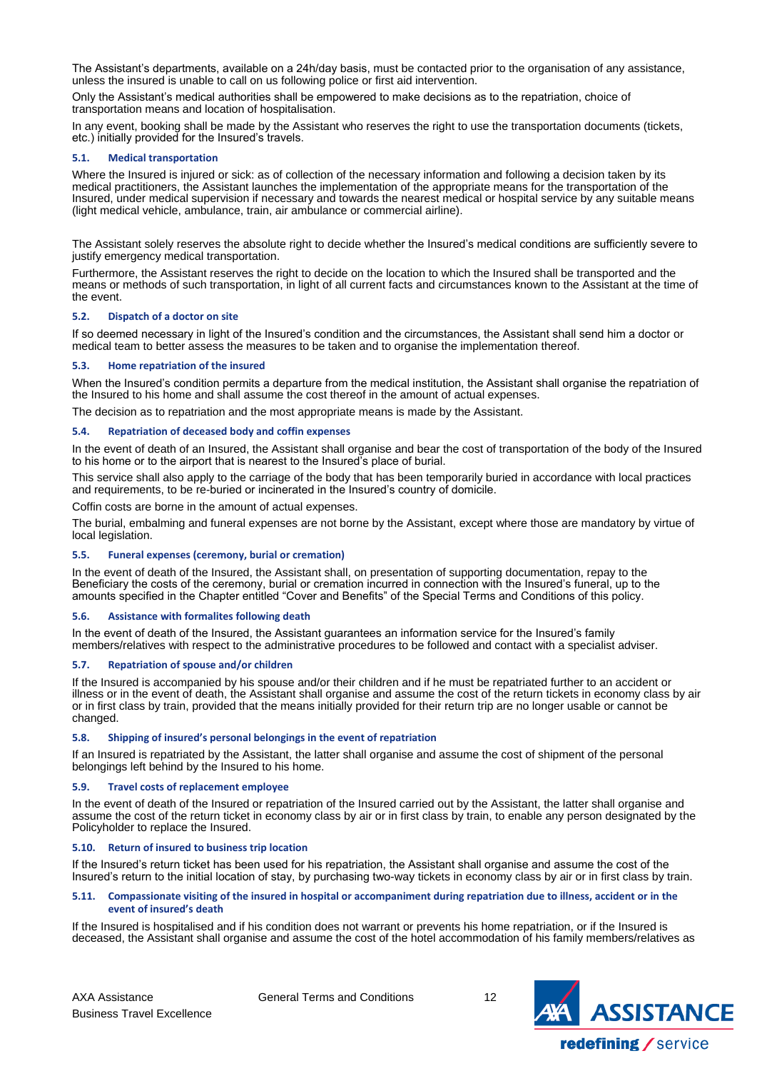The Assistant's departments, available on a 24h/day basis, must be contacted prior to the organisation of any assistance, unless the insured is unable to call on us following police or first aid intervention.

Only the Assistant's medical authorities shall be empowered to make decisions as to the repatriation, choice of transportation means and location of hospitalisation.

In any event, booking shall be made by the Assistant who reserves the right to use the transportation documents (tickets, etc.) initially provided for the Insured's travels.

#### 5.1. Medical transportation

Where the Insured is injured or sick: as of collection of the necessary information and following a decision taken by its medical practitioners, the Assistant launches the implementation of the appropriate means for the transportation of the Insured, under medical supervision if necessary and towards the nearest medical or hospital service by any suitable means (light medical vehicle, ambulance, train, air ambulance or commercial airline).

The Assistant solely reserves the absolute right to decide whether the Insured's medical conditions are sufficiently severe to justify emergency medical transportation.

Furthermore, the Assistant reserves the right to decide on the location to which the Insured shall be transported and the means or methods of such transportation, in light of all current facts and circumstances known to the Assistant at the time of the event.

#### 5.2. Dispatch of a doctor on site

If so deemed necessary in light of the Insured's condition and the circumstances, the Assistant shall send him a doctor or medical team to better assess the measures to be taken and to organise the implementation thereof.

#### 5.3. Home repatriation of the insured

When the Insured's condition permits a departure from the medical institution, the Assistant shall organise the repatriation of the Insured to his home and shall assume the cost thereof in the amount of actual expenses.

The decision as to repatriation and the most appropriate means is made by the Assistant.

#### 5.4. Repatriation of deceased body and coffin expenses

In the event of death of an Insured, the Assistant shall organise and bear the cost of transportation of the body of the Insured to his home or to the airport that is nearest to the Insured's place of burial.

This service shall also apply to the carriage of the body that has been temporarily buried in accordance with local practices and requirements, to be re-buried or incinerated in the Insured's country of domicile.

Coffin costs are borne in the amount of actual expenses.

The burial, embalming and funeral expenses are not borne by the Assistant, except where those are mandatory by virtue of local legislation.

#### 5.5. Funeral expenses (ceremony, burial or cremation)

In the event of death of the Insured, the Assistant shall, on presentation of supporting documentation, repay to the Beneficiary the costs of the ceremony, burial or cremation incurred in connection with the Insured's funeral, up to the amounts specified in the Chapter entitled "Cover and Benefits" of the Special Terms and Conditions of this policy.

#### 5.6. Assistance with formalites following death

In the event of death of the Insured, the Assistant guarantees an information service for the Insured's family members/relatives with respect to the administrative procedures to be followed and contact with a specialist adviser.

#### 5.7. Repatriation of spouse and/or children

If the Insured is accompanied by his spouse and/or their children and if he must be repatriated further to an accident or illness or in the event of death, the Assistant shall organise and assume the cost of the return tickets in economy class by air or in first class by train, provided that the means initially provided for their return trip are no longer usable or cannot be changed.

#### 5.8. Shipping of insured's personal belongings in the event of repatriation

If an Insured is repatriated by the Assistant, the latter shall organise and assume the cost of shipment of the personal belongings left behind by the Insured to his home.

#### 5.9. Travel costs of replacement employee

In the event of death of the Insured or repatriation of the Insured carried out by the Assistant, the latter shall organise and assume the cost of the return ticket in economy class by air or in first class by train, to enable any person designated by the Policyholder to replace the Insured.

#### 5.10. Return of insured to business trip location

If the Insured's return ticket has been used for his repatriation, the Assistant shall organise and assume the cost of the Insured's return to the initial location of stay, by purchasing two-way tickets in economy class by air or in first class by train.

#### 5.11. Compassionate visiting of the insured in hospital or accompaniment during repatriation due to illness, accident or in the event of insured's death

If the Insured is hospitalised and if his condition does not warrant or prevents his home repatriation, or if the Insured is deceased, the Assistant shall organise and assume the cost of the hotel accommodation of his family members/relatives as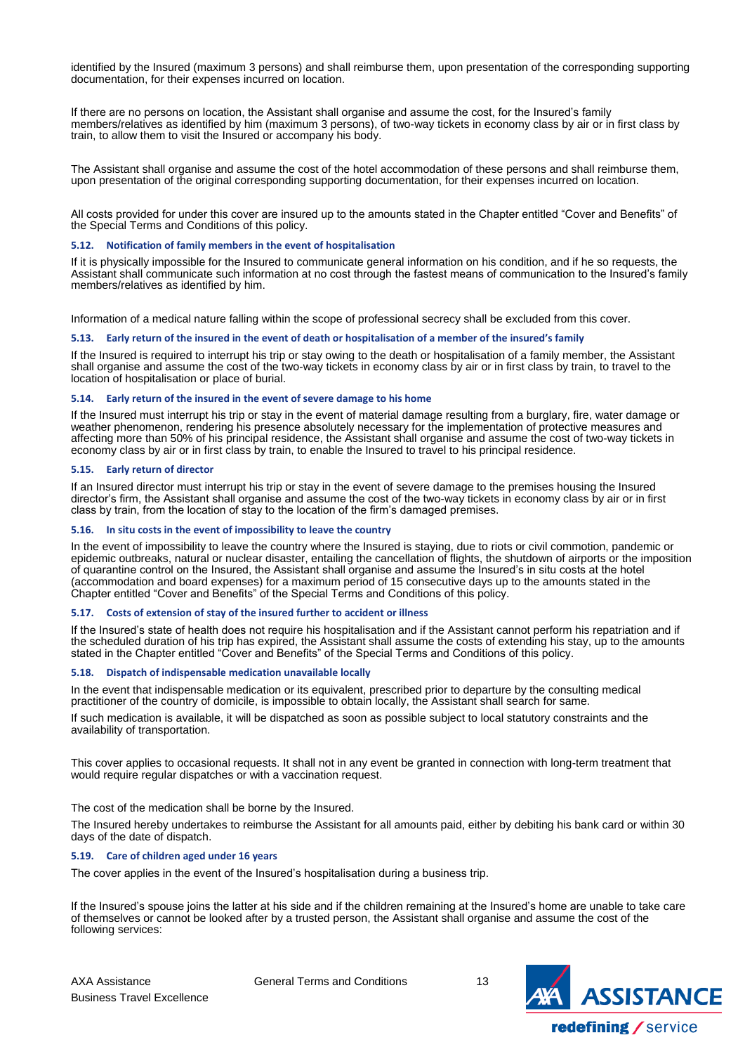identified by the Insured (maximum 3 persons) and shall reimburse them, upon presentation of the corresponding supporting documentation, for their expenses incurred on location.

If there are no persons on location, the Assistant shall organise and assume the cost, for the Insured's family members/relatives as identified by him (maximum 3 persons), of two-way tickets in economy class by air or in first class by train, to allow them to visit the Insured or accompany his body.

The Assistant shall organise and assume the cost of the hotel accommodation of these persons and shall reimburse them, upon presentation of the original corresponding supporting documentation, for their expenses incurred on location.

All costs provided for under this cover are insured up to the amounts stated in the Chapter entitled "Cover and Benefits" of the Special Terms and Conditions of this policy.

#### 5.12. Notification of family members in the event of hospitalisation

If it is physically impossible for the Insured to communicate general information on his condition, and if he so requests, the Assistant shall communicate such information at no cost through the fastest means of communication to the Insured's family members/relatives as identified by him.

Information of a medical nature falling within the scope of professional secrecy shall be excluded from this cover.

#### 5.13. Early return of the insured in the event of death or hospitalisation of a member of the insured's family

If the Insured is required to interrupt his trip or stay owing to the death or hospitalisation of a family member, the Assistant shall organise and assume the cost of the two-way tickets in economy class by air or in first class by train, to travel to the location of hospitalisation or place of burial.

#### 5.14. Early return of the insured in the event of severe damage to his home

If the Insured must interrupt his trip or stay in the event of material damage resulting from a burglary, fire, water damage or weather phenomenon, rendering his presence absolutely necessary for the implementation of protective measures and affecting more than 50% of his principal residence, the Assistant shall organise and assume the cost of two-way tickets in economy class by air or in first class by train, to enable the Insured to travel to his principal residence.

#### 5.15. Early return of director

If an Insured director must interrupt his trip or stay in the event of severe damage to the premises housing the Insured director's firm, the Assistant shall organise and assume the cost of the two-way tickets in economy class by air or in first class by train, from the location of stay to the location of the firm's damaged premises.

#### 5.16. In situ costs in the event of impossibility to leave the country

In the event of impossibility to leave the country where the Insured is staying, due to riots or civil commotion, pandemic or epidemic outbreaks, natural or nuclear disaster, entailing the cancellation of flights, the shutdown of airports or the imposition of quarantine control on the Insured, the Assistant shall organise and assume the Insured's in situ costs at the hotel (accommodation and board expenses) for a maximum period of 15 consecutive days up to the amounts stated in the Chapter entitled "Cover and Benefits" of the Special Terms and Conditions of this policy.

#### 5.17. Costs of extension of stay of the insured further to accident or illness

If the Insured's state of health does not require his hospitalisation and if the Assistant cannot perform his repatriation and if the scheduled duration of his trip has expired, the Assistant shall assume the costs of extending his stay, up to the amounts stated in the Chapter entitled "Cover and Benefits" of the Special Terms and Conditions of this policy.

#### 5.18. Dispatch of indispensable medication unavailable locally

In the event that indispensable medication or its equivalent, prescribed prior to departure by the consulting medical practitioner of the country of domicile, is impossible to obtain locally, the Assistant shall search for same.

If such medication is available, it will be dispatched as soon as possible subject to local statutory constraints and the availability of transportation.

This cover applies to occasional requests. It shall not in any event be granted in connection with long-term treatment that would require regular dispatches or with a vaccination request.

The cost of the medication shall be borne by the Insured.

The Insured hereby undertakes to reimburse the Assistant for all amounts paid, either by debiting his bank card or within 30 days of the date of dispatch.

#### 5.19. Care of children aged under 16 years

The cover applies in the event of the Insured's hospitalisation during a business trip.

If the Insured's spouse joins the latter at his side and if the children remaining at the Insured's home are unable to take care of themselves or cannot be looked after by a trusted person, the Assistant shall organise and assume the cost of the following services: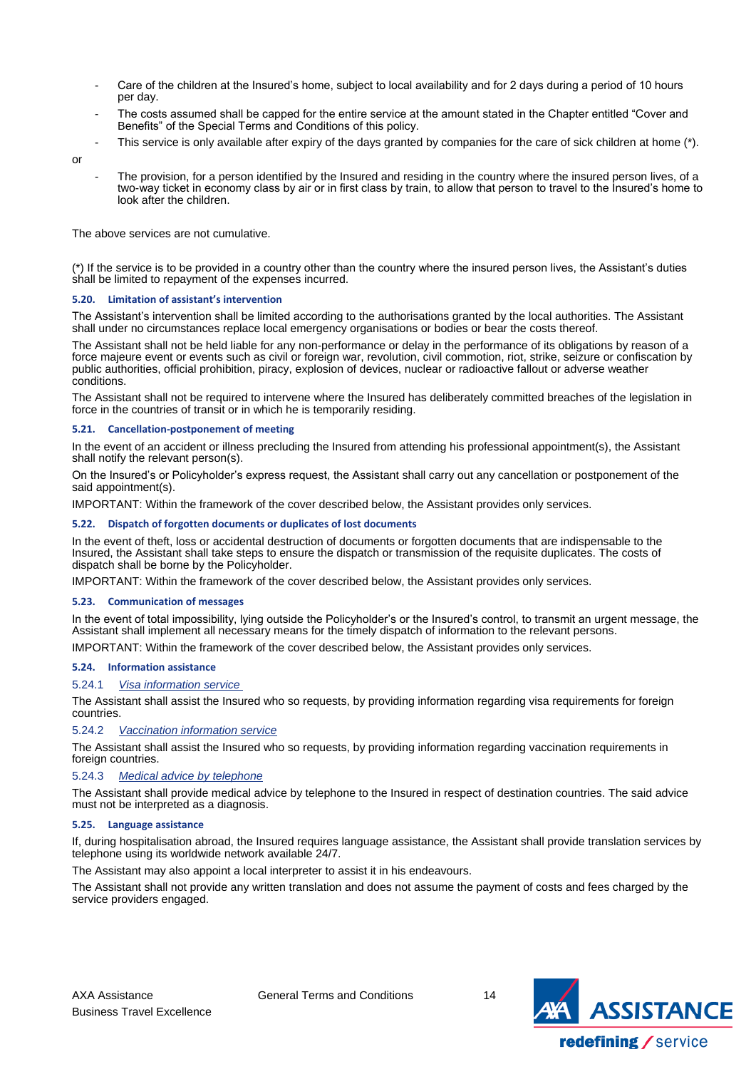- Care of the children at the Insured's home, subject to local availability and for 2 days during a period of 10 hours per day.
- The costs assumed shall be capped for the entire service at the amount stated in the Chapter entitled "Cover and Benefits" of the Special Terms and Conditions of this policy.
- This service is only available after expiry of the days granted by companies for the care of sick children at home (*).

or

- The provision, for a person identified by the Insured and residing in the country where the insured person lives, of a two-way ticket in economy class by air or in first class by train, to allow that person to travel to the Insured's home to look after the children.

The above services are not cumulative.

(*) If the service is to be provided in a country other than the country where the insured person lives, the Assistant's duties shall be limited to repayment of the expenses incurred.

#### 5.20. Limitation of assistant's intervention

The Assistant's intervention shall be limited according to the authorisations granted by the local authorities. The Assistant shall under no circumstances replace local emergency organisations or bodies or bear the costs thereof.

The Assistant shall not be held liable for any non-performance or delay in the performance of its obligations by reason of a force majeure event or events such as civil or foreign war, revolution, civil commotion, riot, strike, seizure or confiscation by public authorities, official prohibition, piracy, explosion of devices, nuclear or radioactive fallout or adverse weather conditions.

The Assistant shall not be required to intervene where the Insured has deliberately committed breaches of the legislation in force in the countries of transit or in which he is temporarily residing.

#### 5.21. Cancellation-postponement of meeting

In the event of an accident or illness precluding the Insured from attending his professional appointment(s), the Assistant shall notify the relevant person(s).

On the Insured's or Policyholder's express request, the Assistant shall carry out any cancellation or postponement of the said appointment(s).

IMPORTANT: Within the framework of the cover described below, the Assistant provides only services.

#### 5.22. Dispatch of forgotten documents or duplicates of lost documents

In the event of theft, loss or accidental destruction of documents or forgotten documents that are indispensable to the Insured, the Assistant shall take steps to ensure the dispatch or transmission of the requisite duplicates. The costs of dispatch shall be borne by the Policyholder.

IMPORTANT: Within the framework of the cover described below, the Assistant provides only services.

#### 5.23. Communication of messages

In the event of total impossibility, lying outside the Policyholder's or the Insured's control, to transmit an urgent message, the Assistant shall implement all necessary means for the timely dispatch of information to the relevant persons.

IMPORTANT: Within the framework of the cover described below, the Assistant provides only services.

#### 5.24. Information assistance

##### 5.24.1 *Visa information service*

The Assistant shall assist the Insured who so requests, by providing information regarding visa requirements for foreign countries.

##### 5.24.2 *Vaccination information service*

The Assistant shall assist the Insured who so requests, by providing information regarding vaccination requirements in foreign countries.

##### 5.24.3 *Medical advice by telephone*

The Assistant shall provide medical advice by telephone to the Insured in respect of destination countries. The said advice must not be interpreted as a diagnosis.

#### 5.25. Language assistance

If, during hospitalisation abroad, the Insured requires language assistance, the Assistant shall provide translation services by telephone using its worldwide network available 24/7.

The Assistant may also appoint a local interpreter to assist it in his endeavours.

The Assistant shall not provide any written translation and does not assume the payment of costs and fees charged by the service providers engaged.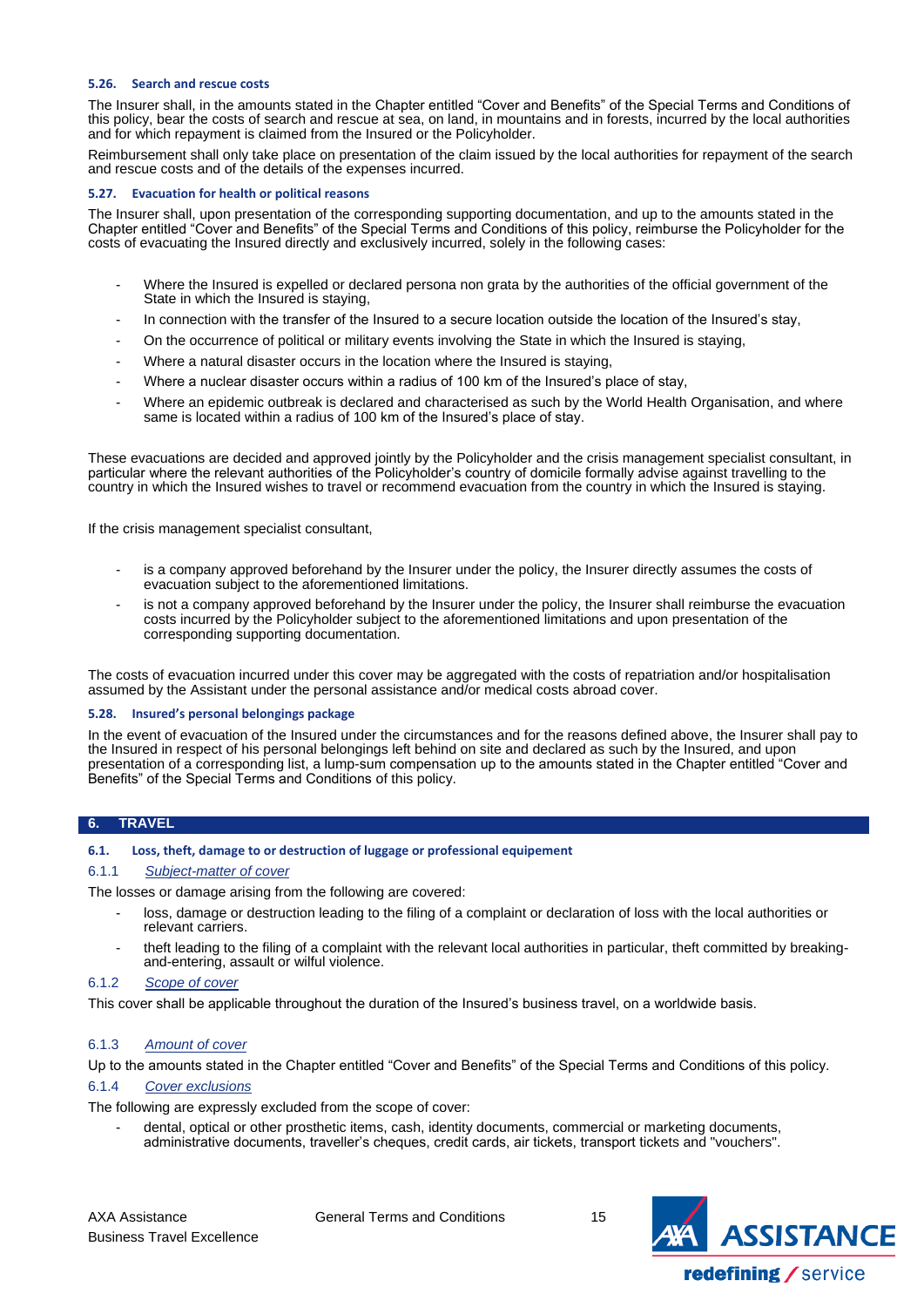### 5.26. Search and rescue costs

The Insurer shall, in the amounts stated in the Chapter entitled "Cover and Benefits" of the Special Terms and Conditions of this policy, bear the costs of search and rescue at sea, on land, in mountains and in forests, incurred by the local authorities and for which repayment is claimed from the Insured or the Policyholder.

Reimbursement shall only take place on presentation of the claim issued by the local authorities for repayment of the search and rescue costs and of the details of the expenses incurred.

### 5.27. Evacuation for health or political reasons

The Insurer shall, upon presentation of the corresponding supporting documentation, and up to the amounts stated in the Chapter entitled "Cover and Benefits" of the Special Terms and Conditions of this policy, reimburse the Policyholder for the costs of evacuating the Insured directly and exclusively incurred, solely in the following cases:

- Where the Insured is expelled or declared persona non grata by the authorities of the official government of the State in which the Insured is staying,
- In connection with the transfer of the Insured to a secure location outside the location of the Insured's stay,
- On the occurrence of political or military events involving the State in which the Insured is staying,
- Where a natural disaster occurs in the location where the Insured is staying,
- Where a nuclear disaster occurs within a radius of 100 km of the Insured's place of stay,
- Where an epidemic outbreak is declared and characterised as such by the World Health Organisation, and where same is located within a radius of 100 km of the Insured's place of stay.

These evacuations are decided and approved jointly by the Policyholder and the crisis management specialist consultant, in particular where the relevant authorities of the Policyholder's country of domicile formally advise against travelling to the country in which the Insured wishes to travel or recommend evacuation from the country in which the Insured is staying.

If the crisis management specialist consultant,

- is a company approved beforehand by the Insurer under the policy, the Insurer directly assumes the costs of evacuation subject to the aforementioned limitations.
- is not a company approved beforehand by the Insurer under the policy, the Insurer shall reimburse the evacuation costs incurred by the Policyholder subject to the aforementioned limitations and upon presentation of the corresponding supporting documentation.

The costs of evacuation incurred under this cover may be aggregated with the costs of repatriation and/or hospitalisation assumed by the Assistant under the personal assistance and/or medical costs abroad cover.

### 5.28. Insured's personal belongings package

In the event of evacuation of the Insured under the circumstances and for the reasons defined above, the Insurer shall pay to the Insured in respect of his personal belongings left behind on site and declared as such by the Insured, and upon presentation of a corresponding list, a lump-sum compensation up to the amounts stated in the Chapter entitled "Cover and Benefits" of the Special Terms and Conditions of this policy.

## 6. TRAVEL

### 6.1. Loss, theft, damage to or destruction of luggage or professional equipement

#### 6.1.1 *Subject-matter of cover*

The losses or damage arising from the following are covered:

- loss, damage or destruction leading to the filing of a complaint or declaration of loss with the local authorities or relevant carriers.
- theft leading to the filing of a complaint with the relevant local authorities in particular, theft committed by breaking-and-entering, assault or wilful violence.

#### 6.1.2 *Scope of cover*

This cover shall be applicable throughout the duration of the Insured's business travel, on a worldwide basis.

#### 6.1.3 *Amount of cover*

Up to the amounts stated in the Chapter entitled "Cover and Benefits" of the Special Terms and Conditions of this policy.

#### 6.1.4 *Cover exclusions*

The following are expressly excluded from the scope of cover:

- dental, optical or other prosthetic items, cash, identity documents, commercial or marketing documents, administrative documents, traveller's cheques, credit cards, air tickets, transport tickets and "vouchers".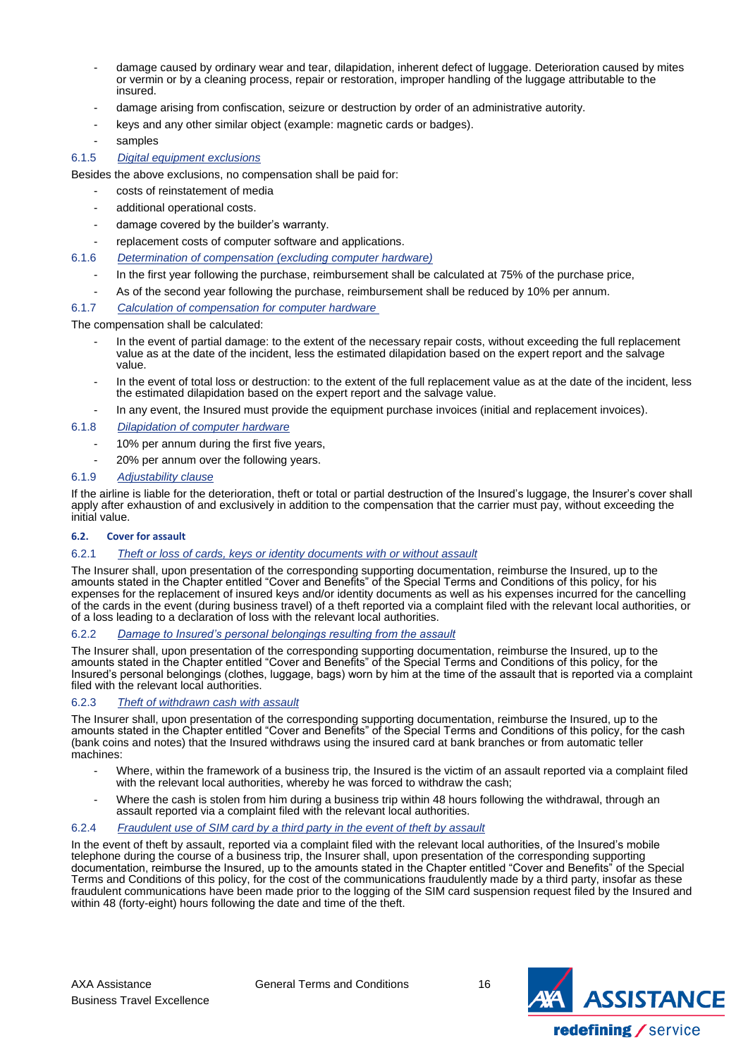- damage caused by ordinary wear and tear, dilapidation, inherent defect of luggage. Deterioration caused by mites or vermin or by a cleaning process, repair or restoration, improper handling of the luggage attributable to the insured.
- damage arising from confiscation, seizure or destruction by order of an administrative autority.
- keys and any other similar object (example: magnetic cards or badges).
- samples

#### 6.1.5 *Digital equipment exclusions*

Besides the above exclusions, no compensation shall be paid for:

- costs of reinstatement of media
- additional operational costs.
- damage covered by the builder's warranty.
- replacement costs of computer software and applications.

#### 6.1.6 *Determination of compensation (excluding computer hardware)*

- In the first year following the purchase, reimbursement shall be calculated at 75% of the purchase price,
- As of the second year following the purchase, reimbursement shall be reduced by 10% per annum.

#### 6.1.7 *Calculation of compensation for computer hardware*

The compensation shall be calculated:

- In the event of partial damage: to the extent of the necessary repair costs, without exceeding the full replacement value as at the date of the incident, less the estimated dilapidation based on the expert report and the salvage value.
- In the event of total loss or destruction: to the extent of the full replacement value as at the date of the incident, less the estimated dilapidation based on the expert report and the salvage value.
- In any event, the Insured must provide the equipment purchase invoices (initial and replacement invoices).

#### 6.1.8 *Dilapidation of computer hardware*

- 10% per annum during the first five years,
- 20% per annum over the following years.

#### 6.1.9 *Adjustability clause*

If the airline is liable for the deterioration, theft or total or partial destruction of the Insured's luggage, the Insurer's cover shall apply after exhaustion of and exclusively in addition to the compensation that the carrier must pay, without exceeding the initial value.

### 6.2. Cover for assault

#### 6.2.1 *Theft or loss of cards, keys or identity documents with or without assault*

The Insurer shall, upon presentation of the corresponding supporting documentation, reimburse the Insured, up to the amounts stated in the Chapter entitled "Cover and Benefits" of the Special Terms and Conditions of this policy, for his expenses for the replacement of insured keys and/or identity documents as well as his expenses incurred for the cancelling of the cards in the event (during business travel) of a theft reported via a complaint filed with the relevant local authorities, or of a loss leading to a declaration of loss with the relevant local authorities.

#### 6.2.2 *Damage to Insured's personal belongings resulting from the assault*

The Insurer shall, upon presentation of the corresponding supporting documentation, reimburse the Insured, up to the amounts stated in the Chapter entitled "Cover and Benefits" of the Special Terms and Conditions of this policy, for the Insured's personal belongings (clothes, luggage, bags) worn by him at the time of the assault that is reported via a complaint filed with the relevant local authorities.

#### 6.2.3 *Theft of withdrawn cash with assault*

The Insurer shall, upon presentation of the corresponding supporting documentation, reimburse the Insured, up to the amounts stated in the Chapter entitled "Cover and Benefits" of the Special Terms and Conditions of this policy, for the cash (bank coins and notes) that the Insured withdraws using the insured card at bank branches or from automatic teller machines:

- Where, within the framework of a business trip, the Insured is the victim of an assault reported via a complaint filed with the relevant local authorities, whereby he was forced to withdraw the cash;
- Where the cash is stolen from him during a business trip within 48 hours following the withdrawal, through an assault reported via a complaint filed with the relevant local authorities.

#### 6.2.4 *Fraudulent use of SIM card by a third party in the event of theft by assault*

In the event of theft by assault, reported via a complaint filed with the relevant local authorities, of the Insured's mobile telephone during the course of a business trip, the Insurer shall, upon presentation of the corresponding supporting documentation, reimburse the Insured, up to the amounts stated in the Chapter entitled "Cover and Benefits" of the Special Terms and Conditions of this policy, for the cost of the communications fraudulently made by a third party, insofar as these fraudulent communications have been made prior to the logging of the SIM card suspension request filed by the Insured and within 48 (forty-eight) hours following the date and time of the theft.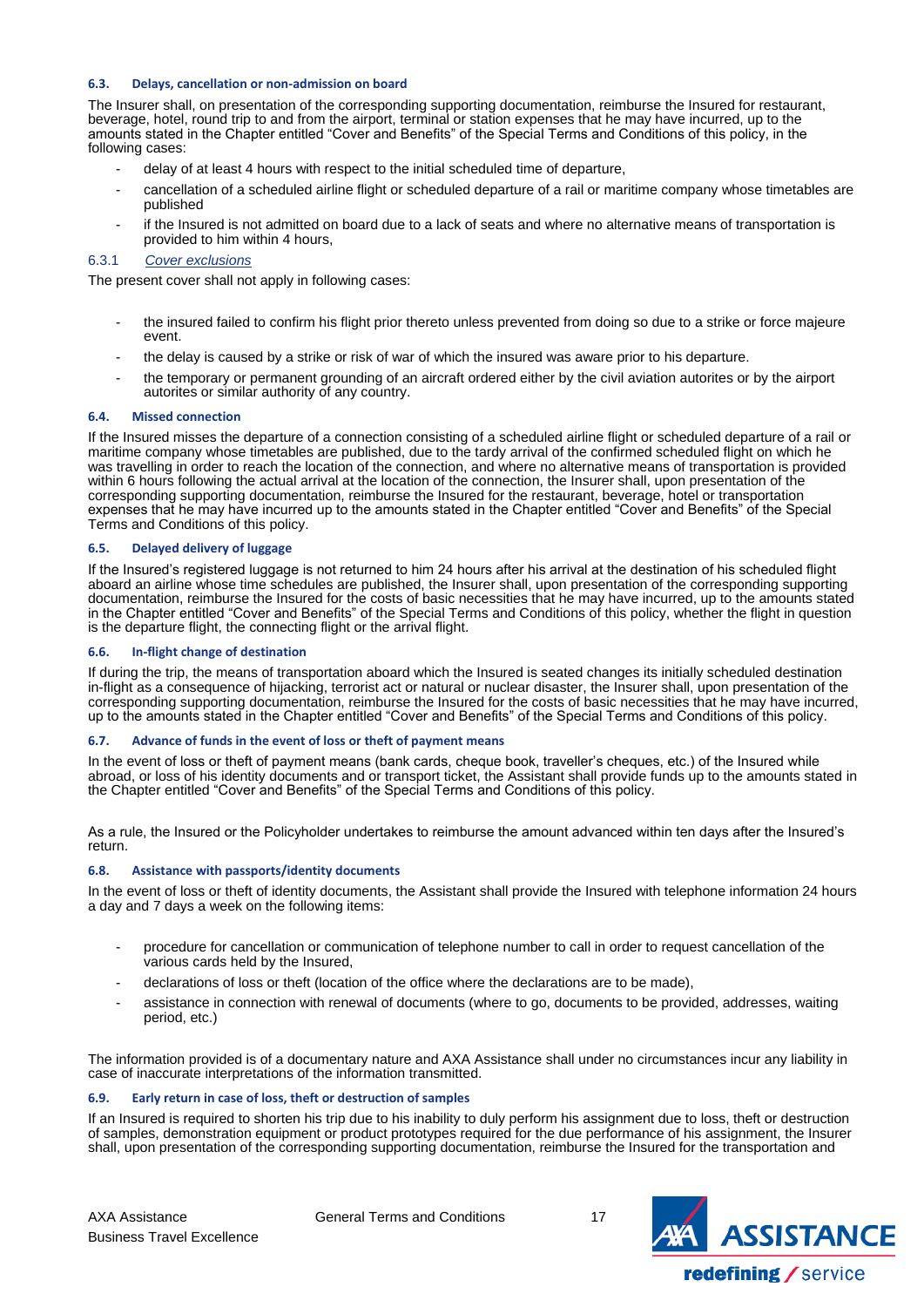### 6.3. Delays, cancellation or non-admission on board

The Insurer shall, on presentation of the corresponding supporting documentation, reimburse the Insured for restaurant, beverage, hotel, round trip to and from the airport, terminal or station expenses that he may have incurred, up to the amounts stated in the Chapter entitled "Cover and Benefits" of the Special Terms and Conditions of this policy, in the following cases:

- delay of at least 4 hours with respect to the initial scheduled time of departure,
- cancellation of a scheduled airline flight or scheduled departure of a rail or maritime company whose timetables are published
- if the Insured is not admitted on board due to a lack of seats and where no alternative means of transportation is provided to him within 4 hours,

#### 6.3.1 *Cover exclusions*

The present cover shall not apply in following cases:

- the insured failed to confirm his flight prior thereto unless prevented from doing so due to a strike or force majeure event.
- the delay is caused by a strike or risk of war of which the insured was aware prior to his departure.
- the temporary or permanent grounding of an aircraft ordered either by the civil aviation autorites or by the airport autorites or similar authority of any country.

### 6.4. Missed connection

If the Insured misses the departure of a connection consisting of a scheduled airline flight or scheduled departure of a rail or maritime company whose timetables are published, due to the tardy arrival of the confirmed scheduled flight on which he was travelling in order to reach the location of the connection, and where no alternative means of transportation is provided within 6 hours following the actual arrival at the location of the connection, the Insurer shall, upon presentation of the corresponding supporting documentation, reimburse the Insured for the restaurant, beverage, hotel or transportation expenses that he may have incurred up to the amounts stated in the Chapter entitled "Cover and Benefits" of the Special Terms and Conditions of this policy.

### 6.5. Delayed delivery of luggage

If the Insured's registered luggage is not returned to him 24 hours after his arrival at the destination of his scheduled flight aboard an airline whose time schedules are published, the Insurer shall, upon presentation of the corresponding supporting documentation, reimburse the Insured for the costs of basic necessities that he may have incurred, up to the amounts stated in the Chapter entitled "Cover and Benefits" of the Special Terms and Conditions of this policy, whether the flight in question is the departure flight, the connecting flight or the arrival flight.

### 6.6. In-flight change of destination

If during the trip, the means of transportation aboard which the Insured is seated changes its initially scheduled destination in-flight as a consequence of hijacking, terrorist act or natural or nuclear disaster, the Insurer shall, upon presentation of the corresponding supporting documentation, reimburse the Insured for the costs of basic necessities that he may have incurred, up to the amounts stated in the Chapter entitled "Cover and Benefits" of the Special Terms and Conditions of this policy.

### 6.7. Advance of funds in the event of loss or theft of payment means

In the event of loss or theft of payment means (bank cards, cheque book, traveller's cheques, etc.) of the Insured while abroad, or loss of his identity documents and or transport ticket, the Assistant shall provide funds up to the amounts stated in the Chapter entitled "Cover and Benefits" of the Special Terms and Conditions of this policy.

As a rule, the Insured or the Policyholder undertakes to reimburse the amount advanced within ten days after the Insured's return.

### 6.8. Assistance with passports/identity documents

In the event of loss or theft of identity documents, the Assistant shall provide the Insured with telephone information 24 hours a day and 7 days a week on the following items:

- procedure for cancellation or communication of telephone number to call in order to request cancellation of the various cards held by the Insured,
- declarations of loss or theft (location of the office where the declarations are to be made),
- assistance in connection with renewal of documents (where to go, documents to be provided, addresses, waiting period, etc.)

The information provided is of a documentary nature and AXA Assistance shall under no circumstances incur any liability in case of inaccurate interpretations of the information transmitted.

### 6.9. Early return in case of loss, theft or destruction of samples

If an Insured is required to shorten his trip due to his inability to duly perform his assignment due to loss, theft or destruction of samples, demonstration equipment or product prototypes required for the due performance of his assignment, the Insurer shall, upon presentation of the corresponding supporting documentation, reimburse the Insured for the transportation and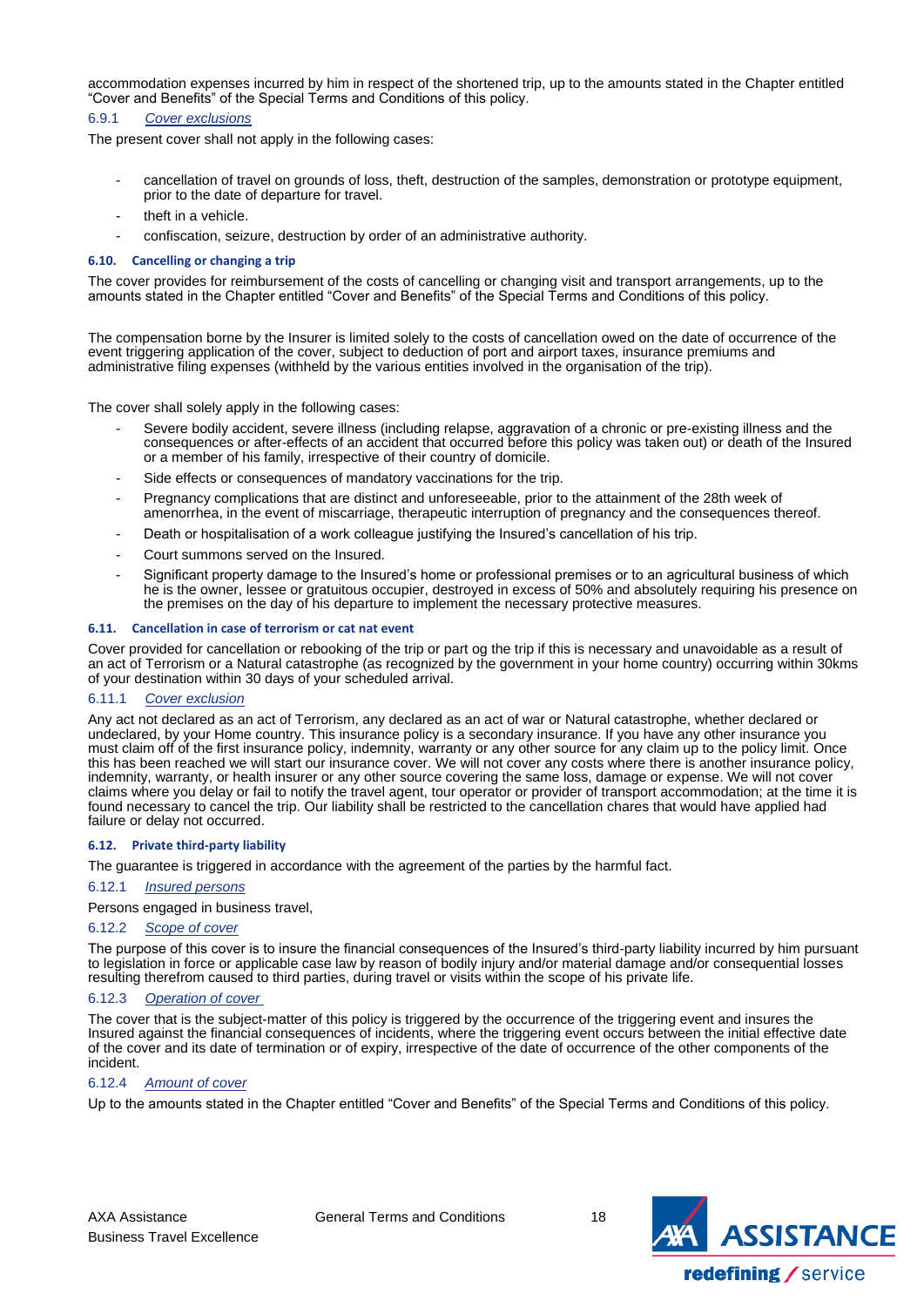accommodation expenses incurred by him in respect of the shortened trip, up to the amounts stated in the Chapter entitled "Cover and Benefits" of the Special Terms and Conditions of this policy.

#### 6.9.1 *Cover exclusions*

The present cover shall not apply in the following cases:

- cancellation of travel on grounds of loss, theft, destruction of the samples, demonstration or prototype equipment, prior to the date of departure for travel.
- theft in a vehicle.
- confiscation, seizure, destruction by order of an administrative authority.

### 6.10. Cancelling or changing a trip

The cover provides for reimbursement of the costs of cancelling or changing visit and transport arrangements, up to the amounts stated in the Chapter entitled "Cover and Benefits" of the Special Terms and Conditions of this policy.

The compensation borne by the Insurer is limited solely to the costs of cancellation owed on the date of occurrence of the event triggering application of the cover, subject to deduction of port and airport taxes, insurance premiums and administrative filing expenses (withheld by the various entities involved in the organisation of the trip).

The cover shall solely apply in the following cases:

- Severe bodily accident, severe illness (including relapse, aggravation of a chronic or pre-existing illness and the consequences or after-effects of an accident that occurred before this policy was taken out) or death of the Insured or a member of his family, irrespective of their country of domicile.
- Side effects or consequences of mandatory vaccinations for the trip.
- Pregnancy complications that are distinct and unforeseeable, prior to the attainment of the 28th week of amenorrhea, in the event of miscarriage, therapeutic interruption of pregnancy and the consequences thereof.
- Death or hospitalisation of a work colleague justifying the Insured's cancellation of his trip.
- Court summons served on the Insured.
- Significant property damage to the Insured's home or professional premises or to an agricultural business of which he is the owner, lessee or gratuitous occupier, destroyed in excess of 50% and absolutely requiring his presence on the premises on the day of his departure to implement the necessary protective measures.

### 6.11. Cancellation in case of terrorism or cat nat event

Cover provided for cancellation or rebooking of the trip or part og the trip if this is necessary and unavoidable as a result of an act of Terrorism or a Natural catastrophe (as recognized by the government in your home country) occurring within 30kms of your destination within 30 days of your scheduled arrival.

#### 6.11.1 *Cover exclusion*

Any act not declared as an act of Terrorism, any declared as an act of war or Natural catastrophe, whether declared or undeclared, by your Home country. This insurance policy is a secondary insurance. If you have any other insurance you must claim off of the first insurance policy, indemnity, warranty or any other source for any claim up to the policy limit. Once this has been reached we will start our insurance cover. We will not cover any costs where there is another insurance policy, indemnity, warranty, or health insurer or any other source covering the same loss, damage or expense. We will not cover claims where you delay or fail to notify the travel agent, tour operator or provider of transport accommodation; at the time it is found necessary to cancel the trip. Our liability shall be restricted to the cancellation chares that would have applied had failure or delay not occurred.

### 6.12. Private third-party liability

The guarantee is triggered in accordance with the agreement of the parties by the harmful fact.

#### 6.12.1 *Insured persons*

Persons engaged in business travel,

#### 6.12.2 *Scope of cover*

The purpose of this cover is to insure the financial consequences of the Insured's third-party liability incurred by him pursuant to legislation in force or applicable case law by reason of bodily injury and/or material damage and/or consequential losses resulting therefrom caused to third parties, during travel or visits within the scope of his private life.

#### 6.12.3 *Operation of cover*

The cover that is the subject-matter of this policy is triggered by the occurrence of the triggering event and insures the Insured against the financial consequences of incidents, where the triggering event occurs between the initial effective date of the cover and its date of termination or of expiry, irrespective of the date of occurrence of the other components of the incident.

#### 6.12.4 *Amount of cover*

Up to the amounts stated in the Chapter entitled "Cover and Benefits" of the Special Terms and Conditions of this policy.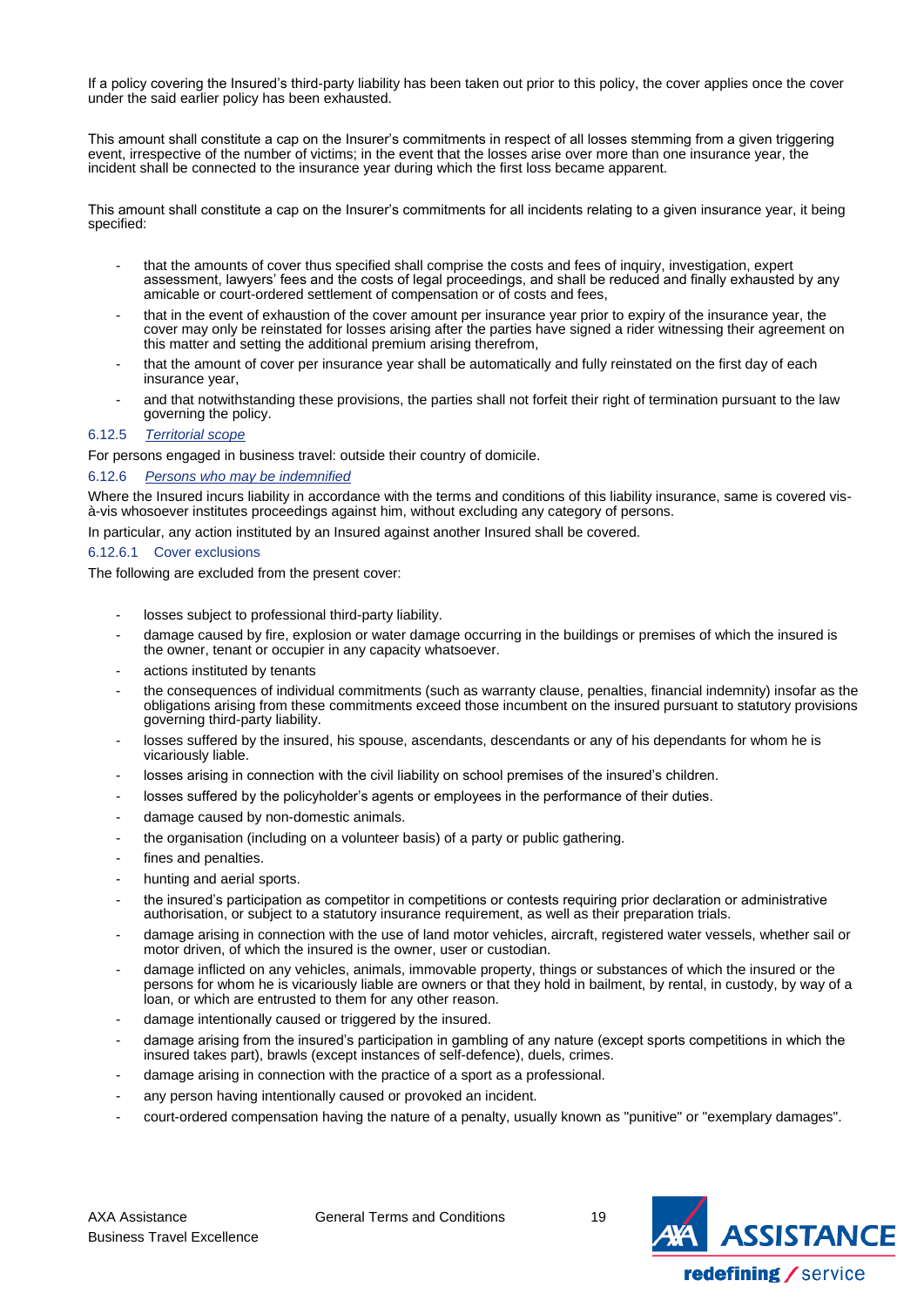If a policy covering the Insured's third-party liability has been taken out prior to this policy, the cover applies once the cover under the said earlier policy has been exhausted.

This amount shall constitute a cap on the Insurer's commitments in respect of all losses stemming from a given triggering event, irrespective of the number of victims; in the event that the losses arise over more than one insurance year, the incident shall be connected to the insurance year during which the first loss became apparent.

This amount shall constitute a cap on the Insurer's commitments for all incidents relating to a given insurance year, it being specified:

- that the amounts of cover thus specified shall comprise the costs and fees of inquiry, investigation, expert assessment, lawyers' fees and the costs of legal proceedings, and shall be reduced and finally exhausted by any amicable or court-ordered settlement of compensation or of costs and fees,
- that in the event of exhaustion of the cover amount per insurance year prior to expiry of the insurance year, the cover may only be reinstated for losses arising after the parties have signed a rider witnessing their agreement on this matter and setting the additional premium arising therefrom,
- that the amount of cover per insurance year shall be automatically and fully reinstated on the first day of each insurance year,
- and that notwithstanding these provisions, the parties shall not forfeit their right of termination pursuant to the law governing the policy.

#### 6.12.5 *Territorial scope*

For persons engaged in business travel: outside their country of domicile.

#### 6.12.6 *Persons who may be indemnified*

Where the Insured incurs liability in accordance with the terms and conditions of this liability insurance, same is covered vis-à-vis whosoever institutes proceedings against him, without excluding any category of persons.

In particular, any action instituted by an Insured against another Insured shall be covered.

##### 6.12.6.1 Cover exclusions

The following are excluded from the present cover:

- losses subject to professional third-party liability.
- damage caused by fire, explosion or water damage occurring in the buildings or premises of which the insured is the owner, tenant or occupier in any capacity whatsoever.
- actions instituted by tenants
- the consequences of individual commitments (such as warranty clause, penalties, financial indemnity) insofar as the obligations arising from these commitments exceed those incumbent on the insured pursuant to statutory provisions governing third-party liability.
- losses suffered by the insured, his spouse, ascendants, descendants or any of his dependants for whom he is vicariously liable.
- losses arising in connection with the civil liability on school premises of the insured's children.
- losses suffered by the policyholder's agents or employees in the performance of their duties.
- damage caused by non-domestic animals.
- the organisation (including on a volunteer basis) of a party or public gathering.
- fines and penalties.
- hunting and aerial sports.
- the insured's participation as competitor in competitions or contests requiring prior declaration or administrative authorisation, or subject to a statutory insurance requirement, as well as their preparation trials.
- damage arising in connection with the use of land motor vehicles, aircraft, registered water vessels, whether sail or motor driven, of which the insured is the owner, user or custodian.
- damage inflicted on any vehicles, animals, immovable property, things or substances of which the insured or the persons for whom he is vicariously liable are owners or that they hold in bailment, by rental, in custody, by way of a loan, or which are entrusted to them for any other reason.
- damage intentionally caused or triggered by the insured.
- damage arising from the insured's participation in gambling of any nature (except sports competitions in which the insured takes part), brawls (except instances of self-defence), duels, crimes.
- damage arising in connection with the practice of a sport as a professional.
- any person having intentionally caused or provoked an incident.
- court-ordered compensation having the nature of a penalty, usually known as "punitive" or "exemplary damages".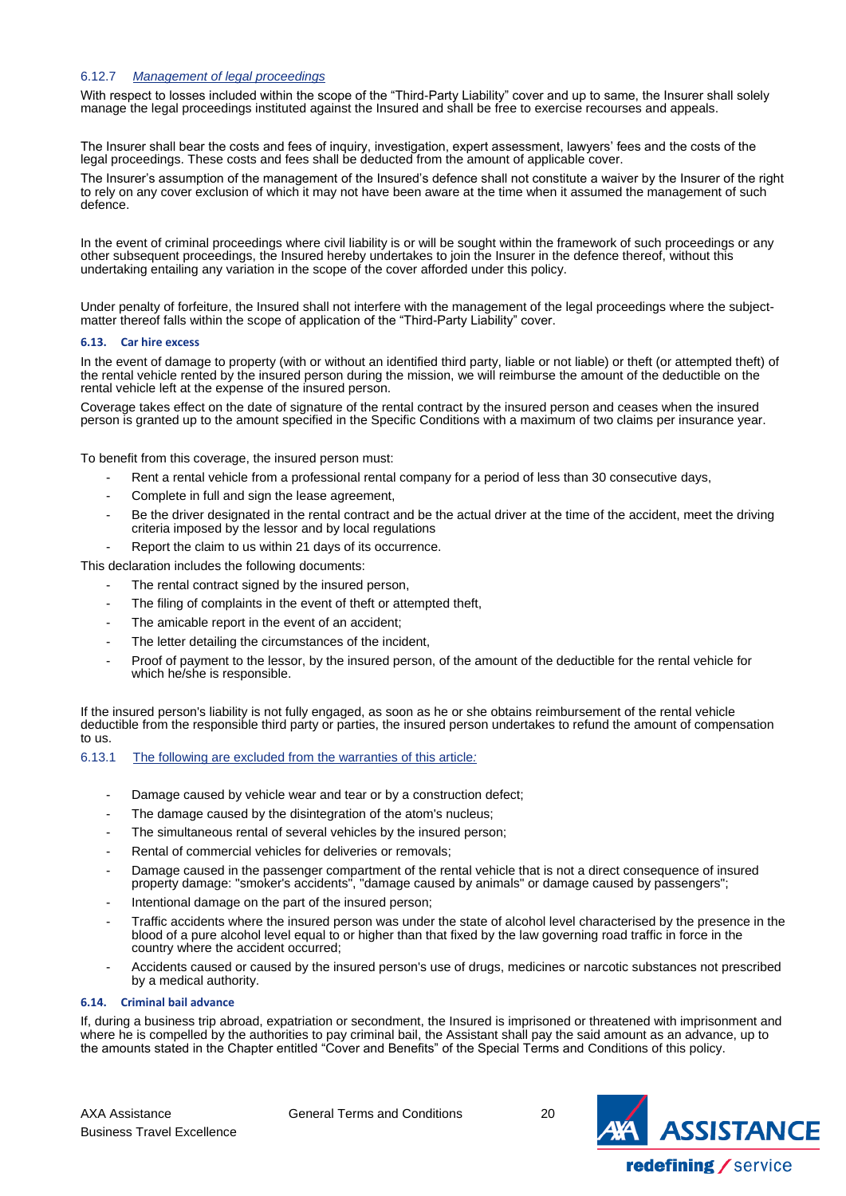#### 6.12.7 *Management of legal proceedings*

With respect to losses included within the scope of the "Third-Party Liability" cover and up to same, the Insurer shall solely manage the legal proceedings instituted against the Insured and shall be free to exercise recourses and appeals.

The Insurer shall bear the costs and fees of inquiry, investigation, expert assessment, lawyers' fees and the costs of the legal proceedings. These costs and fees shall be deducted from the amount of applicable cover.

The Insurer's assumption of the management of the Insured's defence shall not constitute a waiver by the Insurer of the right to rely on any cover exclusion of which it may not have been aware at the time when it assumed the management of such defence.

In the event of criminal proceedings where civil liability is or will be sought within the framework of such proceedings or any other subsequent proceedings, the Insured hereby undertakes to join the Insurer in the defence thereof, without this undertaking entailing any variation in the scope of the cover afforded under this policy.

Under penalty of forfeiture, the Insured shall not interfere with the management of the legal proceedings where the subject-matter thereof falls within the scope of application of the "Third-Party Liability" cover.

### 6.13. Car hire excess

In the event of damage to property (with or without an identified third party, liable or not liable) or theft (or attempted theft) of the rental vehicle rented by the insured person during the mission, we will reimburse the amount of the deductible on the rental vehicle left at the expense of the insured person.

Coverage takes effect on the date of signature of the rental contract by the insured person and ceases when the insured person is granted up to the amount specified in the Specific Conditions with a maximum of two claims per insurance year.

To benefit from this coverage, the insured person must:

- Rent a rental vehicle from a professional rental company for a period of less than 30 consecutive days,
- Complete in full and sign the lease agreement,
- Be the driver designated in the rental contract and be the actual driver at the time of the accident, meet the driving criteria imposed by the lessor and by local regulations
- Report the claim to us within 21 days of its occurrence.

This declaration includes the following documents:

- The rental contract signed by the insured person,
- The filing of complaints in the event of theft or attempted theft,
- The amicable report in the event of an accident;
- The letter detailing the circumstances of the incident,
- Proof of payment to the lessor, by the insured person, of the amount of the deductible for the rental vehicle for which he/she is responsible.

If the insured person's liability is not fully engaged, as soon as he or she obtains reimbursement of the rental vehicle deductible from the responsible third party or parties, the insured person undertakes to refund the amount of compensation to us.

#### 6.13.1 The following are excluded from the warranties of this article:

- Damage caused by vehicle wear and tear or by a construction defect;
- The damage caused by the disintegration of the atom's nucleus;
- The simultaneous rental of several vehicles by the insured person;
- Rental of commercial vehicles for deliveries or removals;
- Damage caused in the passenger compartment of the rental vehicle that is not a direct consequence of insured property damage: "smoker's accidents", "damage caused by animals" or damage caused by passengers";
- Intentional damage on the part of the insured person;
- Traffic accidents where the insured person was under the state of alcohol level characterised by the presence in the blood of a pure alcohol level equal to or higher than that fixed by the law governing road traffic in force in the country where the accident occurred;
- Accidents caused or caused by the insured person's use of drugs, medicines or narcotic substances not prescribed by a medical authority.

### 6.14. Criminal bail advance

If, during a business trip abroad, expatriation or secondment, the Insured is imprisoned or threatened with imprisonment and where he is compelled by the authorities to pay criminal bail, the Assistant shall pay the said amount as an advance, up to the amounts stated in the Chapter entitled "Cover and Benefits" of the Special Terms and Conditions of this policy.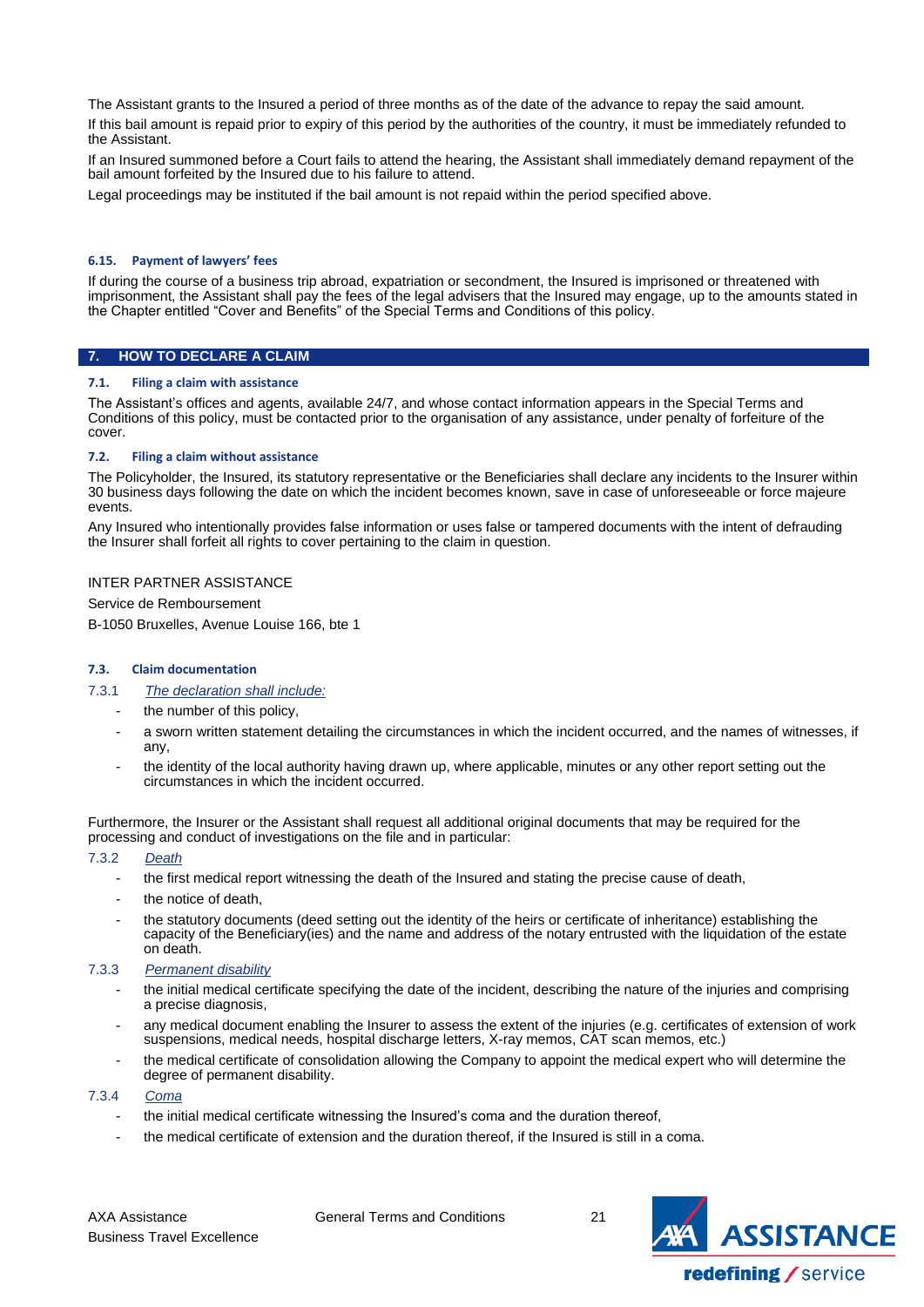The Assistant grants to the Insured a period of three months as of the date of the advance to repay the said amount.

If this bail amount is repaid prior to expiry of this period by the authorities of the country, it must be immediately refunded to the Assistant.

If an Insured summoned before a Court fails to attend the hearing, the Assistant shall immediately demand repayment of the bail amount forfeited by the Insured due to his failure to attend.

Legal proceedings may be instituted if the bail amount is not repaid within the period specified above.

### 6.15. Payment of lawyers' fees

If during the course of a business trip abroad, expatriation or secondment, the Insured is imprisoned or threatened with imprisonment, the Assistant shall pay the fees of the legal advisers that the Insured may engage, up to the amounts stated in the Chapter entitled "Cover and Benefits" of the Special Terms and Conditions of this policy.

## 7. HOW TO DECLARE A CLAIM

### 7.1. Filing a claim with assistance

The Assistant's offices and agents, available 24/7, and whose contact information appears in the Special Terms and Conditions of this policy, must be contacted prior to the organisation of any assistance, under penalty of forfeiture of the cover.

### 7.2. Filing a claim without assistance

The Policyholder, the Insured, its statutory representative or the Beneficiaries shall declare any incidents to the Insurer within 30 business days following the date on which the incident becomes known, save in case of unforeseeable or force majeure events.

Any Insured who intentionally provides false information or uses false or tampered documents with the intent of defrauding the Insurer shall forfeit all rights to cover pertaining to the claim in question.

INTER PARTNER ASSISTANCE

Service de Remboursement

B-1050 Bruxelles, Avenue Louise 166, bte 1

### 7.3. Claim documentation

7.3.1 *The declaration shall include:*

- the number of this policy,
- a sworn written statement detailing the circumstances in which the incident occurred, and the names of witnesses, if any,
- the identity of the local authority having drawn up, where applicable, minutes or any other report setting out the circumstances in which the incident occurred.

Furthermore, the Insurer or the Assistant shall request all additional original documents that may be required for the processing and conduct of investigations on the file and in particular:

7.3.2 *Death*

- the first medical report witnessing the death of the Insured and stating the precise cause of death,
- the notice of death,
- the statutory documents (deed setting out the identity of the heirs or certificate of inheritance) establishing the capacity of the Beneficiary(ies) and the name and address of the notary entrusted with the liquidation of the estate on death.

7.3.3 *Permanent disability*

- the initial medical certificate specifying the date of the incident, describing the nature of the injuries and comprising a precise diagnosis,
- any medical document enabling the Insurer to assess the extent of the injuries (e.g. certificates of extension of work suspensions, medical needs, hospital discharge letters, X-ray memos, CAT scan memos, etc.)
- the medical certificate of consolidation allowing the Company to appoint the medical expert who will determine the degree of permanent disability.

7.3.4 *Coma*

- the initial medical certificate witnessing the Insured's coma and the duration thereof,
- the medical certificate of extension and the duration thereof, if the Insured is still in a coma.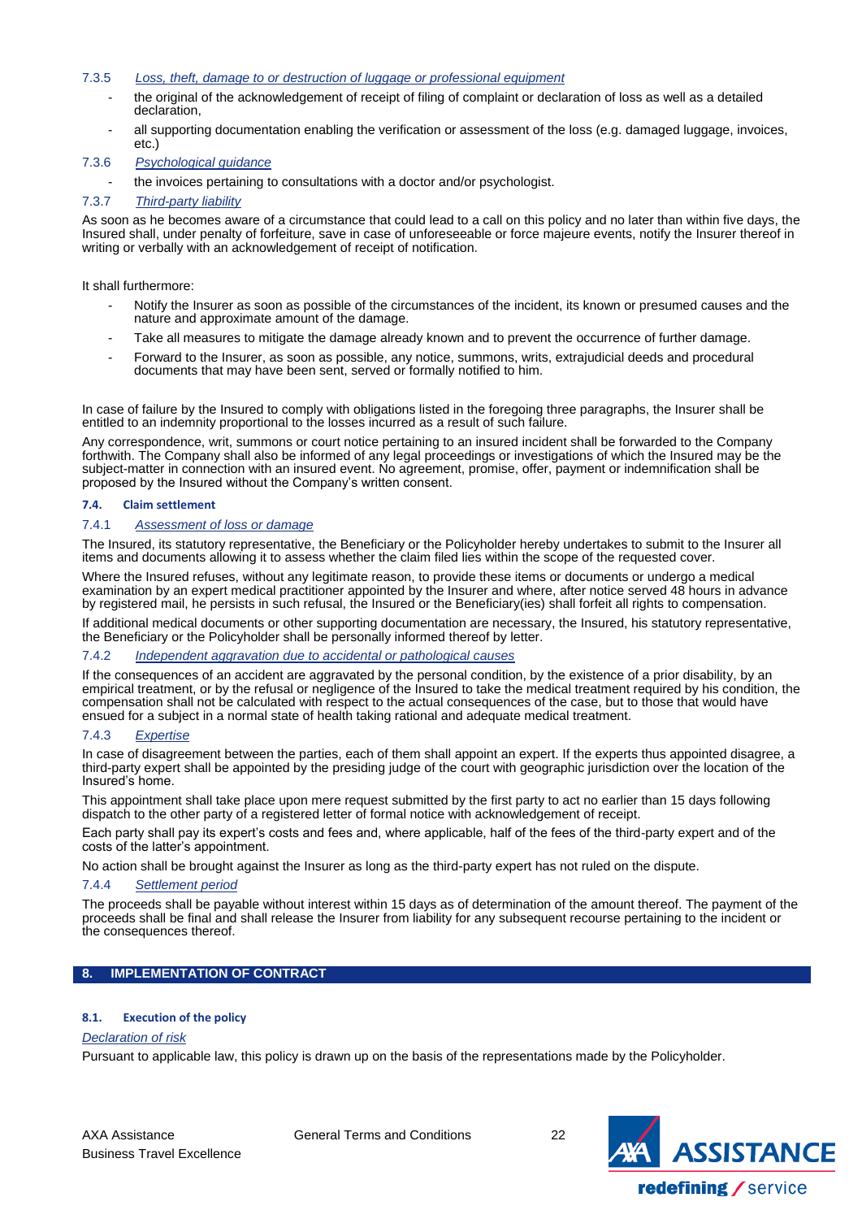#### 7.3.5 *Loss, theft, damage to or destruction of luggage or professional equipment*

- the original of the acknowledgement of receipt of filing of complaint or declaration of loss as well as a detailed declaration,
- all supporting documentation enabling the verification or assessment of the loss (e.g. damaged luggage, invoices, etc.)

#### 7.3.6 *Psychological guidance*

- the invoices pertaining to consultations with a doctor and/or psychologist.

#### 7.3.7 *Third-party liability*

As soon as he becomes aware of a circumstance that could lead to a call on this policy and no later than within five days, the Insured shall, under penalty of forfeiture, save in case of unforeseeable or force majeure events, notify the Insurer thereof in writing or verbally with an acknowledgement of receipt of notification.

It shall furthermore:

- Notify the Insurer as soon as possible of the circumstances of the incident, its known or presumed causes and the nature and approximate amount of the damage.
- Take all measures to mitigate the damage already known and to prevent the occurrence of further damage.
- Forward to the Insurer, as soon as possible, any notice, summons, writs, extrajudicial deeds and procedural documents that may have been sent, served or formally notified to him.

In case of failure by the Insured to comply with obligations listed in the foregoing three paragraphs, the Insurer shall be entitled to an indemnity proportional to the losses incurred as a result of such failure.

Any correspondence, writ, summons or court notice pertaining to an insured incident shall be forwarded to the Company forthwith. The Company shall also be informed of any legal proceedings or investigations of which the Insured may be the subject-matter in connection with an insured event. No agreement, promise, offer, payment or indemnification shall be proposed by the Insured without the Company's written consent.

### 7.4. Claim settlement

#### 7.4.1 *Assessment of loss or damage*

The Insured, its statutory representative, the Beneficiary or the Policyholder hereby undertakes to submit to the Insurer all items and documents allowing it to assess whether the claim filed lies within the scope of the requested cover.

Where the Insured refuses, without any legitimate reason, to provide these items or documents or undergo a medical examination by an expert medical practitioner appointed by the Insurer and where, after notice served 48 hours in advance by registered mail, he persists in such refusal, the Insured or the Beneficiary(ies) shall forfeit all rights to compensation.

If additional medical documents or other supporting documentation are necessary, the Insured, his statutory representative, the Beneficiary or the Policyholder shall be personally informed thereof by letter.

#### 7.4.2 *Independent aggravation due to accidental or pathological causes*

If the consequences of an accident are aggravated by the personal condition, by the existence of a prior disability, by an empirical treatment, or by the refusal or negligence of the Insured to take the medical treatment required by his condition, the compensation shall not be calculated with respect to the actual consequences of the case, but to those that would have ensued for a subject in a normal state of health taking rational and adequate medical treatment.

#### 7.4.3 *Expertise*

In case of disagreement between the parties, each of them shall appoint an expert. If the experts thus appointed disagree, a third-party expert shall be appointed by the presiding judge of the court with geographic jurisdiction over the location of the Insured's home.

This appointment shall take place upon mere request submitted by the first party to act no earlier than 15 days following dispatch to the other party of a registered letter of formal notice with acknowledgement of receipt.

Each party shall pay its expert's costs and fees and, where applicable, half of the fees of the third-party expert and of the costs of the latter's appointment.

No action shall be brought against the Insurer as long as the third-party expert has not ruled on the dispute.

#### 7.4.4 *Settlement period*

The proceeds shall be payable without interest within 15 days as of determination of the amount thereof. The payment of the proceeds shall be final and shall release the Insurer from liability for any subsequent recourse pertaining to the incident or the consequences thereof.

## 8. IMPLEMENTATION OF CONTRACT

### 8.1. Execution of the policy

*Declaration of risk*

Pursuant to applicable law, this policy is drawn up on the basis of the representations made by the Policyholder.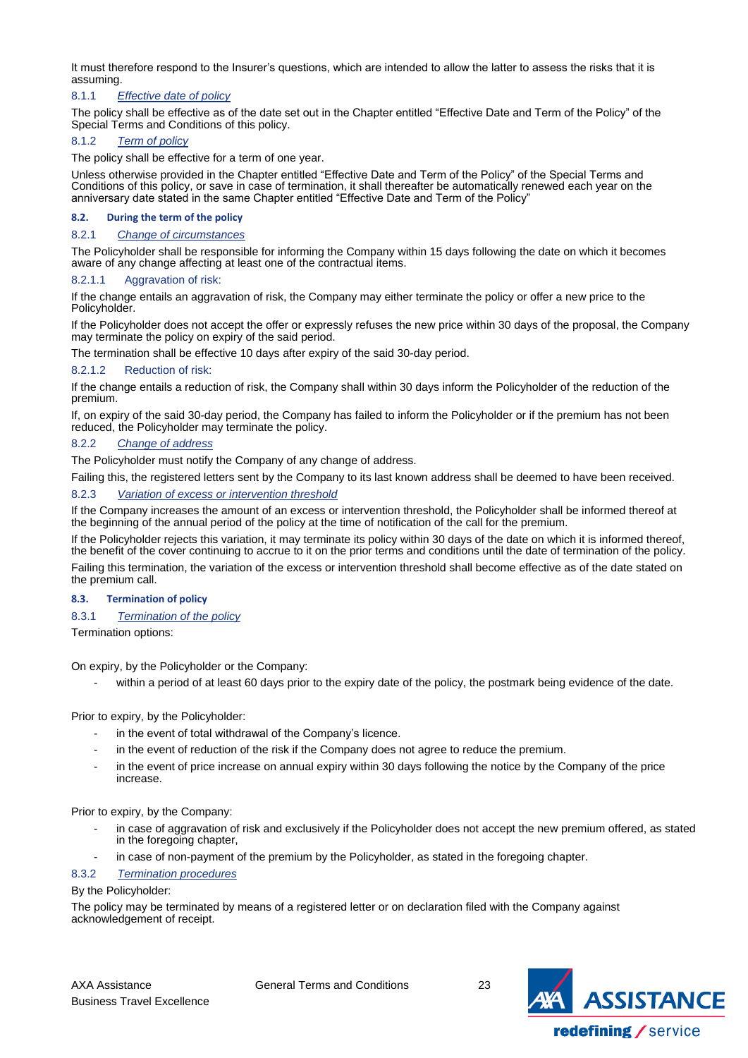It must therefore respond to the Insurer's questions, which are intended to allow the latter to assess the risks that it is assuming.

#### 8.1.1 *Effective date of policy*

The policy shall be effective as of the date set out in the Chapter entitled "Effective Date and Term of the Policy" of the Special Terms and Conditions of this policy.

#### 8.1.2 *Term of policy*

The policy shall be effective for a term of one year.

Unless otherwise provided in the Chapter entitled "Effective Date and Term of the Policy" of the Special Terms and Conditions of this policy, or save in case of termination, it shall thereafter be automatically renewed each year on the anniversary date stated in the same Chapter entitled "Effective Date and Term of the Policy"

### 8.2. During the term of the policy

#### 8.2.1 *Change of circumstances*

The Policyholder shall be responsible for informing the Company within 15 days following the date on which it becomes aware of any change affecting at least one of the contractual items.

##### 8.2.1.1 Aggravation of risk:

If the change entails an aggravation of risk, the Company may either terminate the policy or offer a new price to the Policyholder.

If the Policyholder does not accept the offer or expressly refuses the new price within 30 days of the proposal, the Company may terminate the policy on expiry of the said period.

The termination shall be effective 10 days after expiry of the said 30-day period.

##### 8.2.1.2 Reduction of risk:

If the change entails a reduction of risk, the Company shall within 30 days inform the Policyholder of the reduction of the premium.

If, on expiry of the said 30-day period, the Company has failed to inform the Policyholder or if the premium has not been reduced, the Policyholder may terminate the policy.

#### 8.2.2 *Change of address*

The Policyholder must notify the Company of any change of address.

Failing this, the registered letters sent by the Company to its last known address shall be deemed to have been received.

#### 8.2.3 *Variation of excess or intervention threshold*

If the Company increases the amount of an excess or intervention threshold, the Policyholder shall be informed thereof at the beginning of the annual period of the policy at the time of notification of the call for the premium.

If the Policyholder rejects this variation, it may terminate its policy within 30 days of the date on which it is informed thereof, the benefit of the cover continuing to accrue to it on the prior terms and conditions until the date of termination of the policy.

Failing this termination, the variation of the excess or intervention threshold shall become effective as of the date stated on the premium call.

### 8.3. Termination of policy

#### 8.3.1 *Termination of the policy*

Termination options:

On expiry, by the Policyholder or the Company:

- within a period of at least 60 days prior to the expiry date of the policy, the postmark being evidence of the date.

Prior to expiry, by the Policyholder:

- in the event of total withdrawal of the Company's licence.
- in the event of reduction of the risk if the Company does not agree to reduce the premium.
- in the event of price increase on annual expiry within 30 days following the notice by the Company of the price increase.

Prior to expiry, by the Company:

- in case of aggravation of risk and exclusively if the Policyholder does not accept the new premium offered, as stated in the foregoing chapter,
- in case of non-payment of the premium by the Policyholder, as stated in the foregoing chapter.

#### 8.3.2 *Termination procedures*

By the Policyholder:

The policy may be terminated by means of a registered letter or on declaration filed with the Company against acknowledgement of receipt.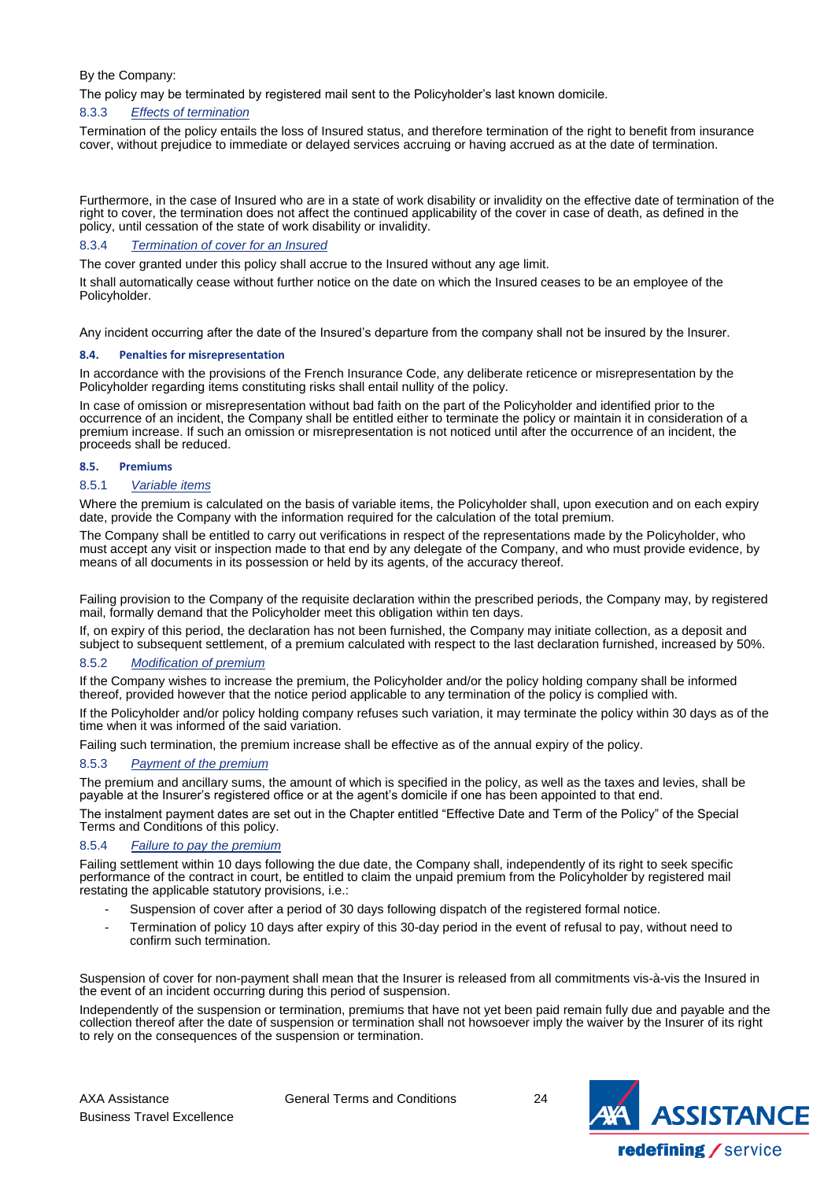By the Company:

The policy may be terminated by registered mail sent to the Policyholder's last known domicile.

#### 8.3.3 *Effects of termination*

Termination of the policy entails the loss of Insured status, and therefore termination of the right to benefit from insurance cover, without prejudice to immediate or delayed services accruing or having accrued as at the date of termination.

Furthermore, in the case of Insured who are in a state of work disability or invalidity on the effective date of termination of the right to cover, the termination does not affect the continued applicability of the cover in case of death, as defined in the policy, until cessation of the state of work disability or invalidity.

#### 8.3.4 *Termination of cover for an Insured*

The cover granted under this policy shall accrue to the Insured without any age limit.

It shall automatically cease without further notice on the date on which the Insured ceases to be an employee of the Policyholder.

Any incident occurring after the date of the Insured's departure from the company shall not be insured by the Insurer.

### 8.4. Penalties for misrepresentation

In accordance with the provisions of the French Insurance Code, any deliberate reticence or misrepresentation by the Policyholder regarding items constituting risks shall entail nullity of the policy.

In case of omission or misrepresentation without bad faith on the part of the Policyholder and identified prior to the occurrence of an incident, the Company shall be entitled either to terminate the policy or maintain it in consideration of a premium increase. If such an omission or misrepresentation is not noticed until after the occurrence of an incident, the proceeds shall be reduced.

### 8.5. Premiums

#### 8.5.1 *Variable items*

Where the premium is calculated on the basis of variable items, the Policyholder shall, upon execution and on each expiry date, provide the Company with the information required for the calculation of the total premium.

The Company shall be entitled to carry out verifications in respect of the representations made by the Policyholder, who must accept any visit or inspection made to that end by any delegate of the Company, and who must provide evidence, by means of all documents in its possession or held by its agents, of the accuracy thereof.

Failing provision to the Company of the requisite declaration within the prescribed periods, the Company may, by registered mail, formally demand that the Policyholder meet this obligation within ten days.

If, on expiry of this period, the declaration has not been furnished, the Company may initiate collection, as a deposit and subject to subsequent settlement, of a premium calculated with respect to the last declaration furnished, increased by 50%.

#### 8.5.2 *Modification of premium*

If the Company wishes to increase the premium, the Policyholder and/or the policy holding company shall be informed thereof, provided however that the notice period applicable to any termination of the policy is complied with.

If the Policyholder and/or policy holding company refuses such variation, it may terminate the policy within 30 days as of the time when it was informed of the said variation.

Failing such termination, the premium increase shall be effective as of the annual expiry of the policy.

#### 8.5.3 *Payment of the premium*

The premium and ancillary sums, the amount of which is specified in the policy, as well as the taxes and levies, shall be payable at the Insurer's registered office or at the agent's domicile if one has been appointed to that end.

The instalment payment dates are set out in the Chapter entitled "Effective Date and Term of the Policy" of the Special Terms and Conditions of this policy.

#### 8.5.4 *Failure to pay the premium*

Failing settlement within 10 days following the due date, the Company shall, independently of its right to seek specific performance of the contract in court, be entitled to claim the unpaid premium from the Policyholder by registered mail restating the applicable statutory provisions, i.e.:

- Suspension of cover after a period of 30 days following dispatch of the registered formal notice.
- Termination of policy 10 days after expiry of this 30-day period in the event of refusal to pay, without need to confirm such termination.

Suspension of cover for non-payment shall mean that the Insurer is released from all commitments vis-à-vis the Insured in the event of an incident occurring during this period of suspension.

Independently of the suspension or termination, premiums that have not yet been paid remain fully due and payable and the collection thereof after the date of suspension or termination shall not howsoever imply the waiver by the Insurer of its right to rely on the consequences of the suspension or termination.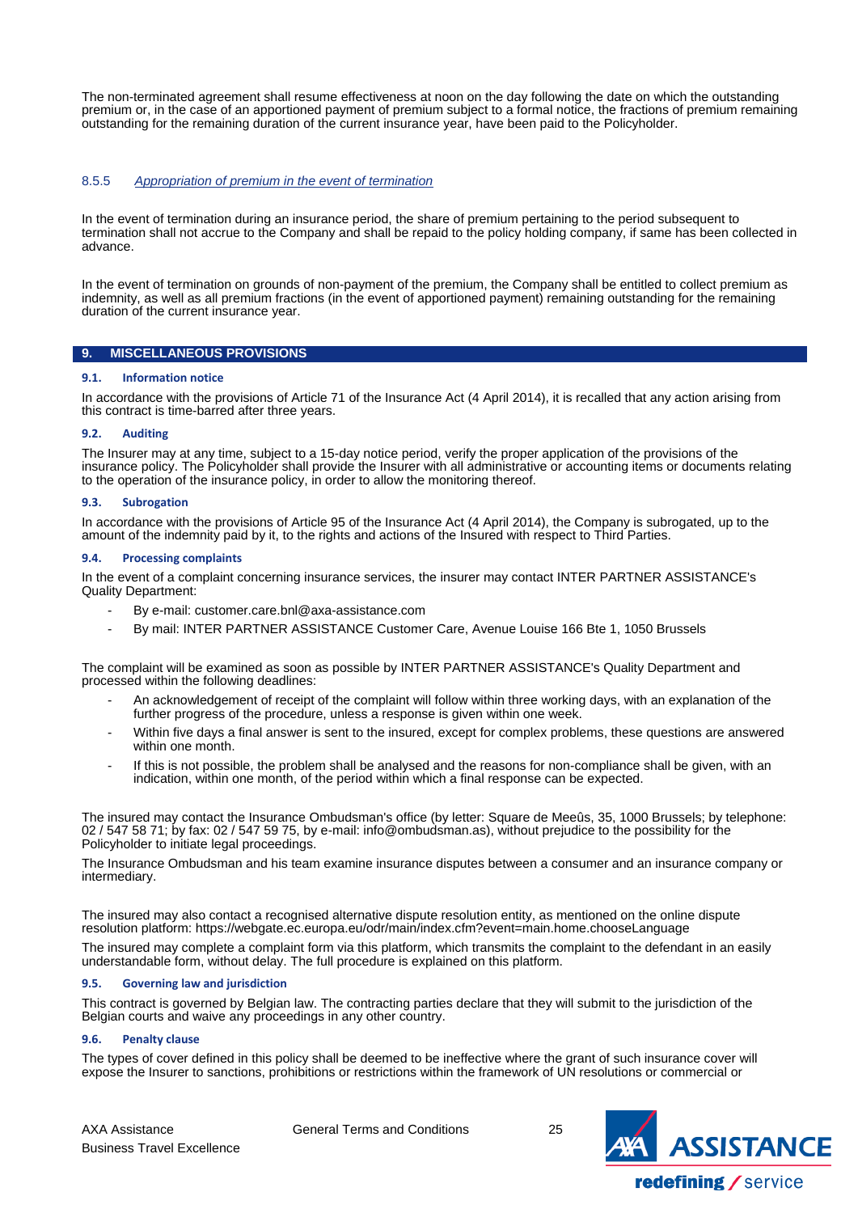The non-terminated agreement shall resume effectiveness at noon on the day following the date on which the outstanding premium or, in the case of an apportioned payment of premium subject to a formal notice, the fractions of premium remaining outstanding for the remaining duration of the current insurance year, have been paid to the Policyholder.

#### 8.5.5 *Appropriation of premium in the event of termination*

In the event of termination during an insurance period, the share of premium pertaining to the period subsequent to termination shall not accrue to the Company and shall be repaid to the policy holding company, if same has been collected in advance.

In the event of termination on grounds of non-payment of the premium, the Company shall be entitled to collect premium as indemnity, as well as all premium fractions (in the event of apportioned payment) remaining outstanding for the remaining duration of the current insurance year.

## 9. MISCELLANEOUS PROVISIONS

### 9.1. Information notice

In accordance with the provisions of Article 71 of the Insurance Act (4 April 2014), it is recalled that any action arising from this contract is time-barred after three years.

### 9.2. Auditing

The Insurer may at any time, subject to a 15-day notice period, verify the proper application of the provisions of the insurance policy. The Policyholder shall provide the Insurer with all administrative or accounting items or documents relating to the operation of the insurance policy, in order to allow the monitoring thereof.

### 9.3. Subrogation

In accordance with the provisions of Article 95 of the Insurance Act (4 April 2014), the Company is subrogated, up to the amount of the indemnity paid by it, to the rights and actions of the Insured with respect to Third Parties.

### 9.4. Processing complaints

In the event of a complaint concerning insurance services, the insurer may contact INTER PARTNER ASSISTANCE's Quality Department:

- By e-mail: customer.care.bnl@axa-assistance.com
- By mail: INTER PARTNER ASSISTANCE Customer Care, Avenue Louise 166 Bte 1, 1050 Brussels

The complaint will be examined as soon as possible by INTER PARTNER ASSISTANCE's Quality Department and processed within the following deadlines:

- An acknowledgement of receipt of the complaint will follow within three working days, with an explanation of the further progress of the procedure, unless a response is given within one week.
- Within five days a final answer is sent to the insured, except for complex problems, these questions are answered within one month.
- If this is not possible, the problem shall be analysed and the reasons for non-compliance shall be given, with an indication, within one month, of the period within which a final response can be expected.

The insured may contact the Insurance Ombudsman's office (by letter: Square de Meeûs, 35, 1000 Brussels; by telephone: 02 / 547 58 71; by fax: 02 / 547 59 75, by e-mail: info@ombudsman.as), without prejudice to the possibility for the Policyholder to initiate legal proceedings.

The Insurance Ombudsman and his team examine insurance disputes between a consumer and an insurance company or intermediary.

The insured may also contact a recognised alternative dispute resolution entity, as mentioned on the online dispute resolution platform: https://webgate.ec.europa.eu/odr/main/index.cfm?event=main.home.chooseLanguage

The insured may complete a complaint form via this platform, which transmits the complaint to the defendant in an easily understandable form, without delay. The full procedure is explained on this platform.

### 9.5. Governing law and jurisdiction

This contract is governed by Belgian law. The contracting parties declare that they will submit to the jurisdiction of the Belgian courts and waive any proceedings in any other country.

### 9.6. Penalty clause

The types of cover defined in this policy shall be deemed to be ineffective where the grant of such insurance cover will expose the Insurer to sanctions, prohibitions or restrictions within the framework of UN resolutions or commercial or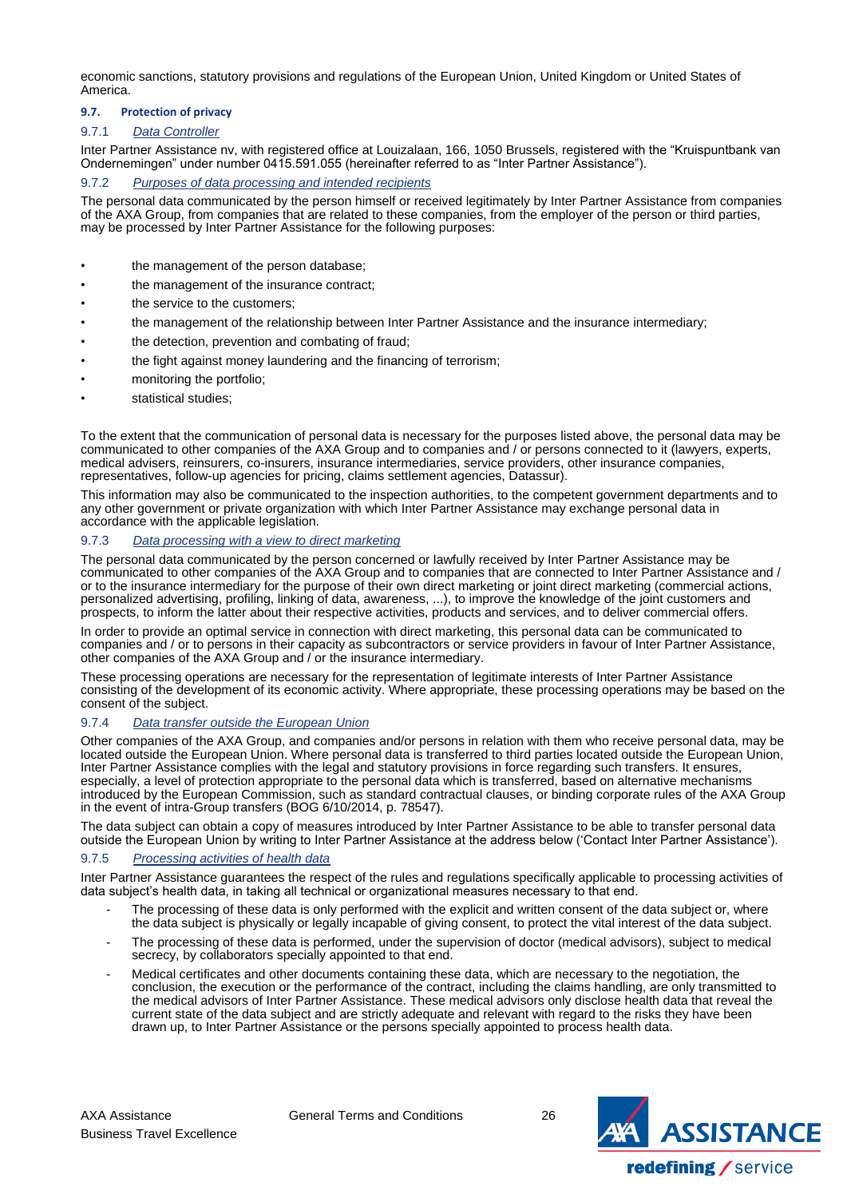economic sanctions, statutory provisions and regulations of the European Union, United Kingdom or United States of America.

### 9.7. Protection of privacy

#### 9.7.1 *Data Controller*

Inter Partner Assistance nv, with registered office at Louizalaan, 166, 1050 Brussels, registered with the "Kruispuntbank van Ondernemingen" under number 0415.591.055 (hereinafter referred to as "Inter Partner Assistance").

#### 9.7.2 *Purposes of data processing and intended recipients*

The personal data communicated by the person himself or received legitimately by Inter Partner Assistance from companies of the AXA Group, from companies that are related to these companies, from the employer of the person or third parties, may be processed by Inter Partner Assistance for the following purposes:

- the management of the person database;
- the management of the insurance contract;
- the service to the customers;
- the management of the relationship between Inter Partner Assistance and the insurance intermediary;
- the detection, prevention and combating of fraud;
- the fight against money laundering and the financing of terrorism;
- monitoring the portfolio;
- statistical studies;

To the extent that the communication of personal data is necessary for the purposes listed above, the personal data may be communicated to other companies of the AXA Group and to companies and / or persons connected to it (lawyers, experts, medical advisers, reinsurers, co-insurers, insurance intermediaries, service providers, other insurance companies, representatives, follow-up agencies for pricing, claims settlement agencies, Datassur).

This information may also be communicated to the inspection authorities, to the competent government departments and to any other government or private organization with which Inter Partner Assistance may exchange personal data in accordance with the applicable legislation.

#### 9.7.3 *Data processing with a view to direct marketing*

The personal data communicated by the person concerned or lawfully received by Inter Partner Assistance may be communicated to other companies of the AXA Group and to companies that are connected to Inter Partner Assistance and / or to the insurance intermediary for the purpose of their own direct marketing or joint direct marketing (commercial actions, personalized advertising, profiling, linking of data, awareness, ...), to improve the knowledge of the joint customers and prospects, to inform the latter about their respective activities, products and services, and to deliver commercial offers.

In order to provide an optimal service in connection with direct marketing, this personal data can be communicated to companies and / or to persons in their capacity as subcontractors or service providers in favour of Inter Partner Assistance, other companies of the AXA Group and / or the insurance intermediary.

These processing operations are necessary for the representation of legitimate interests of Inter Partner Assistance consisting of the development of its economic activity. Where appropriate, these processing operations may be based on the consent of the subject.

#### 9.7.4 *Data transfer outside the European Union*

Other companies of the AXA Group, and companies and/or persons in relation with them who receive personal data, may be located outside the European Union. Where personal data is transferred to third parties located outside the European Union, Inter Partner Assistance complies with the legal and statutory provisions in force regarding such transfers. It ensures, especially, a level of protection appropriate to the personal data which is transferred, based on alternative mechanisms introduced by the European Commission, such as standard contractual clauses, or binding corporate rules of the AXA Group in the event of intra-Group transfers (BOG 6/10/2014, p. 78547).

The data subject can obtain a copy of measures introduced by Inter Partner Assistance to be able to transfer personal data outside the European Union by writing to Inter Partner Assistance at the address below ('Contact Inter Partner Assistance').

#### 9.7.5 *Processing activities of health data*

Inter Partner Assistance guarantees the respect of the rules and regulations specifically applicable to processing activities of data subject's health data, in taking all technical or organizational measures necessary to that end.

- The processing of these data is only performed with the explicit and written consent of the data subject or, where the data subject is physically or legally incapable of giving consent, to protect the vital interest of the data subject.
- The processing of these data is performed, under the supervision of doctor (medical advisors), subject to medical secrecy, by collaborators specially appointed to that end.
- Medical certificates and other documents containing these data, which are necessary to the negotiation, the conclusion, the execution or the performance of the contract, including the claims handling, are only transmitted to the medical advisors of Inter Partner Assistance. These medical advisors only disclose health data that reveal the current state of the data subject and are strictly adequate and relevant with regard to the risks they have been drawn up, to Inter Partner Assistance or the persons specially appointed to process health data.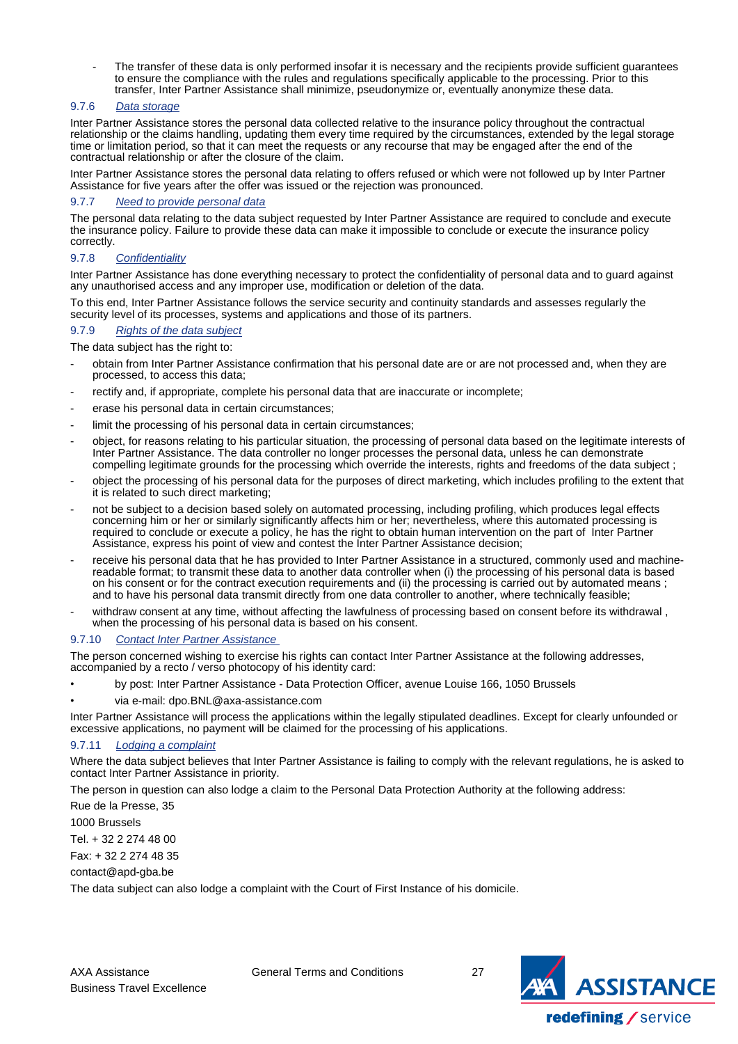- The transfer of these data is only performed insofar it is necessary and the recipients provide sufficient guarantees to ensure the compliance with the rules and regulations specifically applicable to the processing. Prior to this transfer, Inter Partner Assistance shall minimize, pseudonymize or, eventually anonymize these data.

### 9.7.6 *Data storage*

Inter Partner Assistance stores the personal data collected relative to the insurance policy throughout the contractual relationship or the claims handling, updating them every time required by the circumstances, extended by the legal storage time or limitation period, so that it can meet the requests or any recourse that may be engaged after the end of the contractual relationship or after the closure of the claim.

Inter Partner Assistance stores the personal data relating to offers refused or which were not followed up by Inter Partner Assistance for five years after the offer was issued or the rejection was pronounced.

### 9.7.7 *Need to provide personal data*

The personal data relating to the data subject requested by Inter Partner Assistance are required to conclude and execute the insurance policy. Failure to provide these data can make it impossible to conclude or execute the insurance policy correctly.

### 9.7.8 *Confidentiality*

Inter Partner Assistance has done everything necessary to protect the confidentiality of personal data and to guard against any unauthorised access and any improper use, modification or deletion of the data.

To this end, Inter Partner Assistance follows the service security and continuity standards and assesses regularly the security level of its processes, systems and applications and those of its partners.

### 9.7.9 *Rights of the data subject*

The data subject has the right to:

- obtain from Inter Partner Assistance confirmation that his personal date are or are not processed and, when they are processed, to access this data;
- rectify and, if appropriate, complete his personal data that are inaccurate or incomplete;
- erase his personal data in certain circumstances;
- limit the processing of his personal data in certain circumstances;
- object, for reasons relating to his particular situation, the processing of personal data based on the legitimate interests of Inter Partner Assistance. The data controller no longer processes the personal data, unless he can demonstrate compelling legitimate grounds for the processing which override the interests, rights and freedoms of the data subject ;
- object the processing of his personal data for the purposes of direct marketing, which includes profiling to the extent that it is related to such direct marketing;
- not be subject to a decision based solely on automated processing, including profiling, which produces legal effects concerning him or her or similarly significantly affects him or her; nevertheless, where this automated processing is required to conclude or execute a policy, he has the right to obtain human intervention on the part of Inter Partner Assistance, express his point of view and contest the Inter Partner Assistance decision;
- receive his personal data that he has provided to Inter Partner Assistance in a structured, commonly used and machine-readable format; to transmit these data to another data controller when (i) the processing of his personal data is based on his consent or for the contract execution requirements and (ii) the processing is carried out by automated means ; and to have his personal data transmit directly from one data controller to another, where technically feasible;
- withdraw consent at any time, without affecting the lawfulness of processing based on consent before its withdrawal , when the processing of his personal data is based on his consent.

### 9.7.10 *Contact Inter Partner Assistance*

The person concerned wishing to exercise his rights can contact Inter Partner Assistance at the following addresses, accompanied by a recto / verso photocopy of his identity card:

- by post: Inter Partner Assistance - Data Protection Officer, avenue Louise 166, 1050 Brussels
- via e-mail: dpo.BNL@axa-assistance.com

Inter Partner Assistance will process the applications within the legally stipulated deadlines. Except for clearly unfounded or excessive applications, no payment will be claimed for the processing of his applications.

### 9.7.11 *Lodging a complaint*

Where the data subject believes that Inter Partner Assistance is failing to comply with the relevant regulations, he is asked to contact Inter Partner Assistance in priority.

The person in question can also lodge a claim to the Personal Data Protection Authority at the following address:

Rue de la Presse, 35

1000 Brussels

Tel. + 32 2 274 48 00

Fax: + 32 2 274 48 35

contact@apd-gba.be

The data subject can also lodge a complaint with the Court of First Instance of his domicile.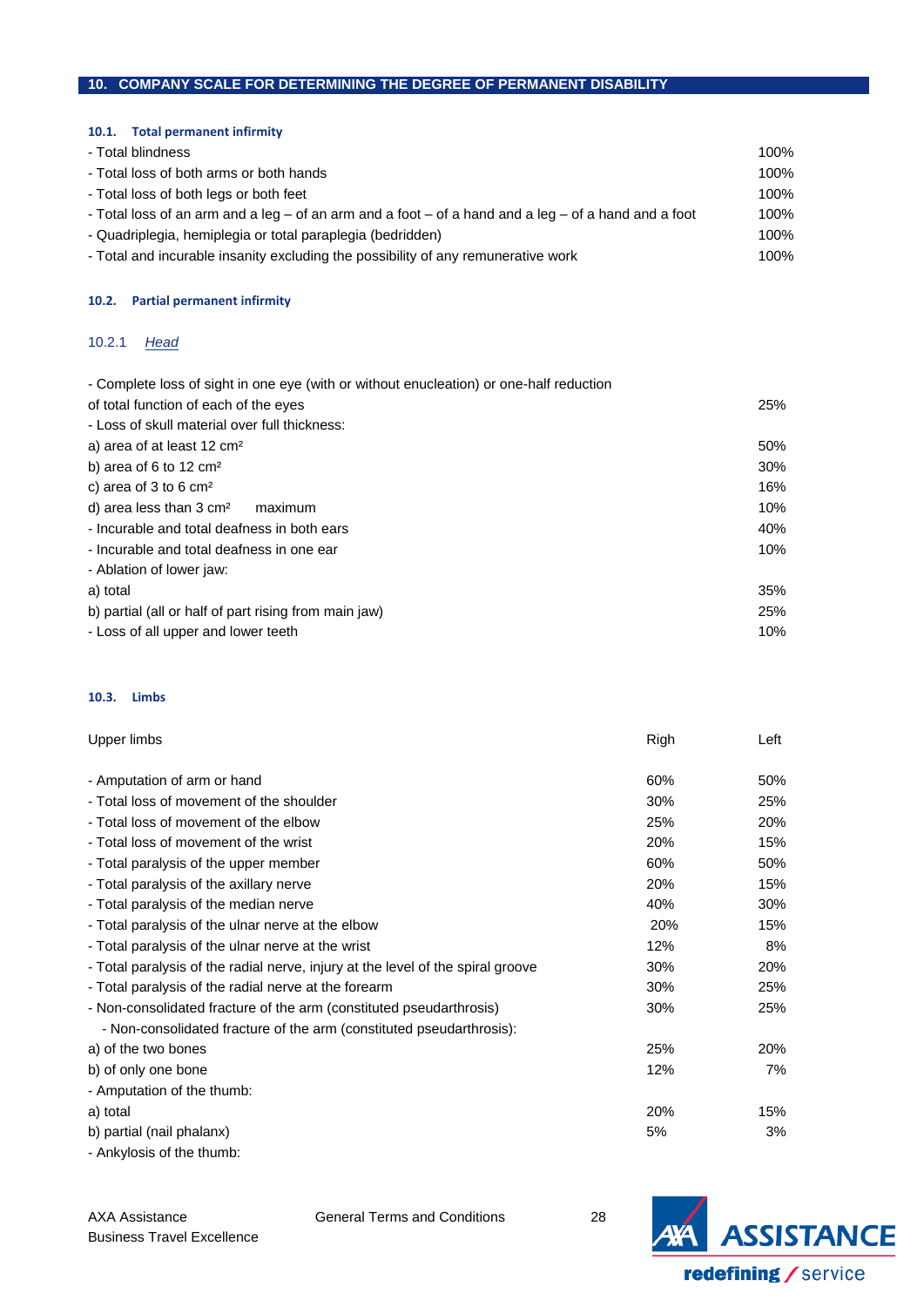## 10. COMPANY SCALE FOR DETERMINING THE DEGREE OF PERMANENT DISABILITY

### 10.1. Total permanent infirmity

| | |
|---|---|
| - Total blindness | 100% |
| - Total loss of both arms or both hands | 100% |
| - Total loss of both legs or both feet | 100% |
| - Total loss of an arm and a leg – of an arm and a foot – of a hand and a leg – of a hand and a foot | 100% |
| - Quadriplegia, hemiplegia or total paraplegia (bedridden) | 100% |
| - Total and incurable insanity excluding the possibility of any remunerative work | 100% |

### 10.2. Partial permanent infirmity

#### 10.2.1 *Head*

| | |
|---|---|
| - Complete loss of sight in one eye (with or without enucleation) or one-half reduction of total function of each of the eyes | 25% |
| - Loss of skull material over full thickness: | |
| a) area of at least 12 cm² | 50% |
| b) area of 6 to 12 cm² | 30% |
| c) area of 3 to 6 cm² | 16% |
| d) area less than 3 cm² maximum | 10% |
| - Incurable and total deafness in both ears | 40% |
| - Incurable and total deafness in one ear | 10% |
| - Ablation of lower jaw: | |
| a) total | 35% |
| b) partial (all or half of part rising from main jaw) | 25% |
| - Loss of all upper and lower teeth | 10% |

### 10.3. Limbs

| Upper limbs | Righ | Left |
|---|---|---|
| - Amputation of arm or hand | 60% | 50% |
| - Total loss of movement of the shoulder | 30% | 25% |
| - Total loss of movement of the elbow | 25% | 20% |
| - Total loss of movement of the wrist | 20% | 15% |
| - Total paralysis of the upper member | 60% | 50% |
| - Total paralysis of the axillary nerve | 20% | 15% |
| - Total paralysis of the median nerve | 40% | 30% |
| - Total paralysis of the ulnar nerve at the elbow | 20% | 15% |
| - Total paralysis of the ulnar nerve at the wrist | 12% | 8% |
| - Total paralysis of the radial nerve, injury at the level of the spiral groove | 30% | 20% |
| - Total paralysis of the radial nerve at the forearm | 30% | 25% |
| - Non-consolidated fracture of the arm (constituted pseudarthrosis) | 30% | 25% |
| - Non-consolidated fracture of the arm (constituted pseudarthrosis): | | |
| a) of the two bones | 25% | 20% |
| b) of only one bone | 12% | 7% |
| - Amputation of the thumb: | | |
| a) total | 20% | 15% |
| b) partial (nail phalanx) | 5% | 3% |
| - Ankylosis of the thumb: | | |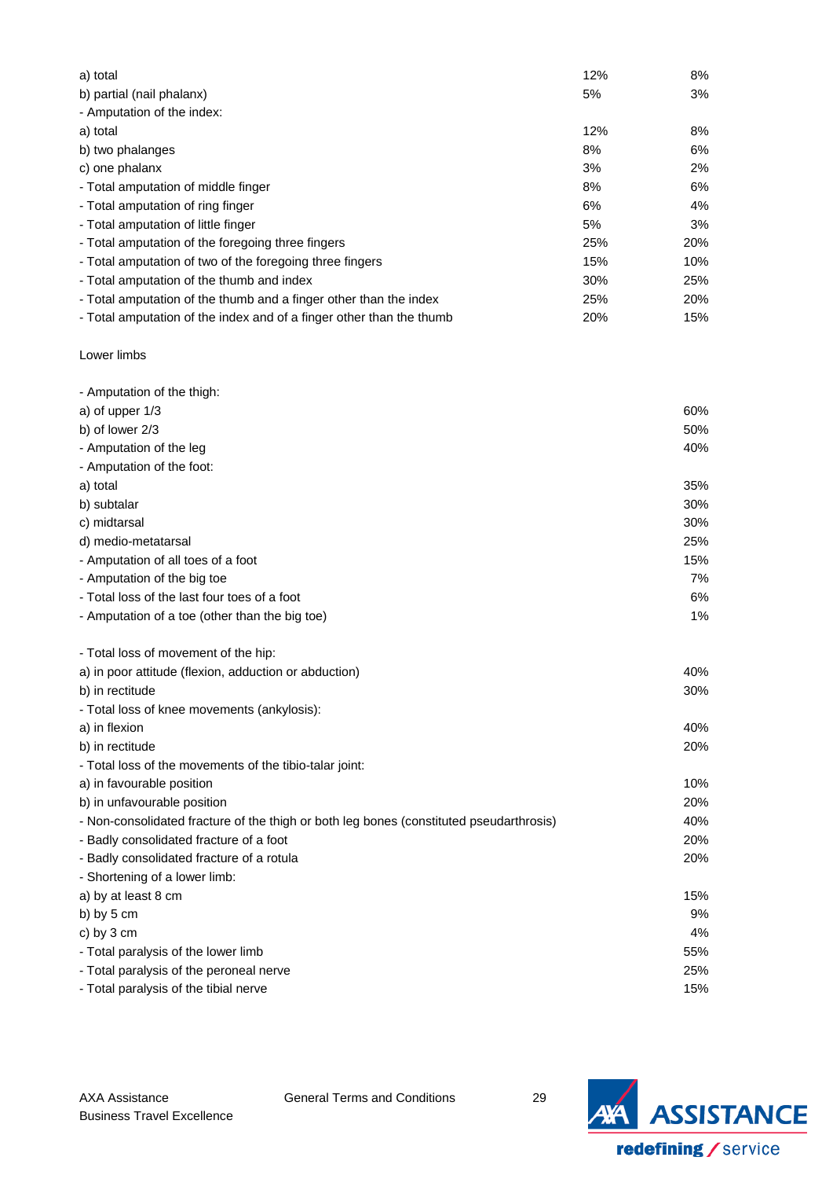| | | |
|---|---|---|
| a) total | 12% | 8% |
| b) partial (nail phalanx) | 5% | 3% |
| - Amputation of the index: | | |
| a) total | 12% | 8% |
| b) two phalanges | 8% | 6% |
| c) one phalanx | 3% | 2% |
| - Total amputation of middle finger | 8% | 6% |
| - Total amputation of ring finger | 6% | 4% |
| - Total amputation of little finger | 5% | 3% |
| - Total amputation of the foregoing three fingers | 25% | 20% |
| - Total amputation of two of the foregoing three fingers | 15% | 10% |
| - Total amputation of the thumb and index | 30% | 25% |
| - Total amputation of the thumb and a finger other than the index | 25% | 20% |
| - Total amputation of the index and of a finger other than the thumb | 20% | 15% |

Lower limbs

| | |
|---|---|
| - Amputation of the thigh: | |
| a) of upper 1/3 | 60% |
| b) of lower 2/3 | 50% |
| - Amputation of the leg | 40% |
| - Amputation of the foot: | |
| a) total | 35% |
| b) subtalar | 30% |
| c) midtarsal | 30% |
| d) medio-metatarsal | 25% |
| - Amputation of all toes of a foot | 15% |
| - Amputation of the big toe | 7% |
| - Total loss of the last four toes of a foot | 6% |
| - Amputation of a toe (other than the big toe) | 1% |
| | |
| - Total loss of movement of the hip: | |
| a) in poor attitude (flexion, adduction or abduction) | 40% |
| b) in rectitude | 30% |
| - Total loss of knee movements (ankylosis): | |
| a) in flexion | 40% |
| b) in rectitude | 20% |
| - Total loss of the movements of the tibio-talar joint: | |
| a) in favourable position | 10% |
| b) in unfavourable position | 20% |
| - Non-consolidated fracture of the thigh or both leg bones (constituted pseudarthrosis) | 40% |
| - Badly consolidated fracture of a foot | 20% |
| - Badly consolidated fracture of a rotula | 20% |
| - Shortening of a lower limb: | |
| a) by at least 8 cm | 15% |
| b) by 5 cm | 9% |
| c) by 3 cm | 4% |
| - Total paralysis of the lower limb | 55% |
| - Total paralysis of the peroneal nerve | 25% |
| - Total paralysis of the tibial nerve | 15% |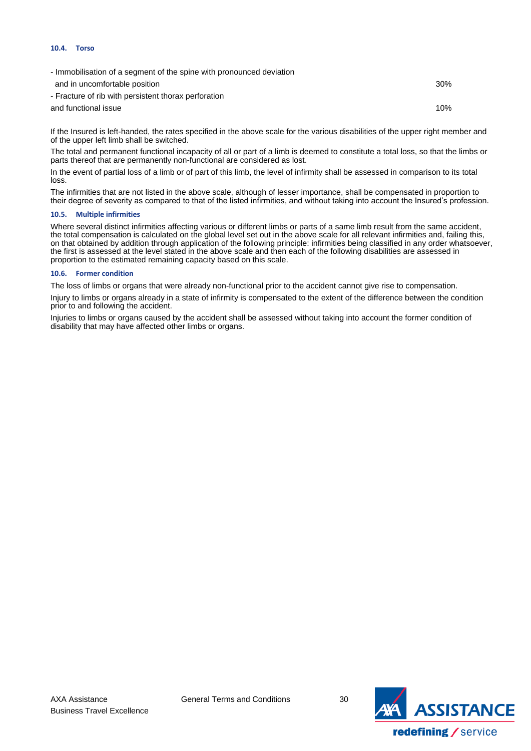#### 10.4. Torso

| | |
|---|---|
| - Immobilisation of a segment of the spine with pronounced deviation and in uncomfortable position | 30% |
| - Fracture of rib with persistent thorax perforation and functional issue | 10% |

If the Insured is left-handed, the rates specified in the above scale for the various disabilities of the upper right member and of the upper left limb shall be switched.

The total and permanent functional incapacity of all or part of a limb is deemed to constitute a total loss, so that the limbs or parts thereof that are permanently non-functional are considered as lost.

In the event of partial loss of a limb or of part of this limb, the level of infirmity shall be assessed in comparison to its total loss.

The infirmities that are not listed in the above scale, although of lesser importance, shall be compensated in proportion to their degree of severity as compared to that of the listed infirmities, and without taking into account the Insured's profession.

#### 10.5. Multiple infirmities

Where several distinct infirmities affecting various or different limbs or parts of a same limb result from the same accident, the total compensation is calculated on the global level set out in the above scale for all relevant infirmities and, failing this, on that obtained by addition through application of the following principle: infirmities being classified in any order whatsoever, the first is assessed at the level stated in the above scale and then each of the following disabilities are assessed in proportion to the estimated remaining capacity based on this scale.

#### 10.6. Former condition

The loss of limbs or organs that were already non-functional prior to the accident cannot give rise to compensation.

Injury to limbs or organs already in a state of infirmity is compensated to the extent of the difference between the condition prior to and following the accident.

Injuries to limbs or organs caused by the accident shall be assessed without taking into account the former condition of disability that may have affected other limbs or organs.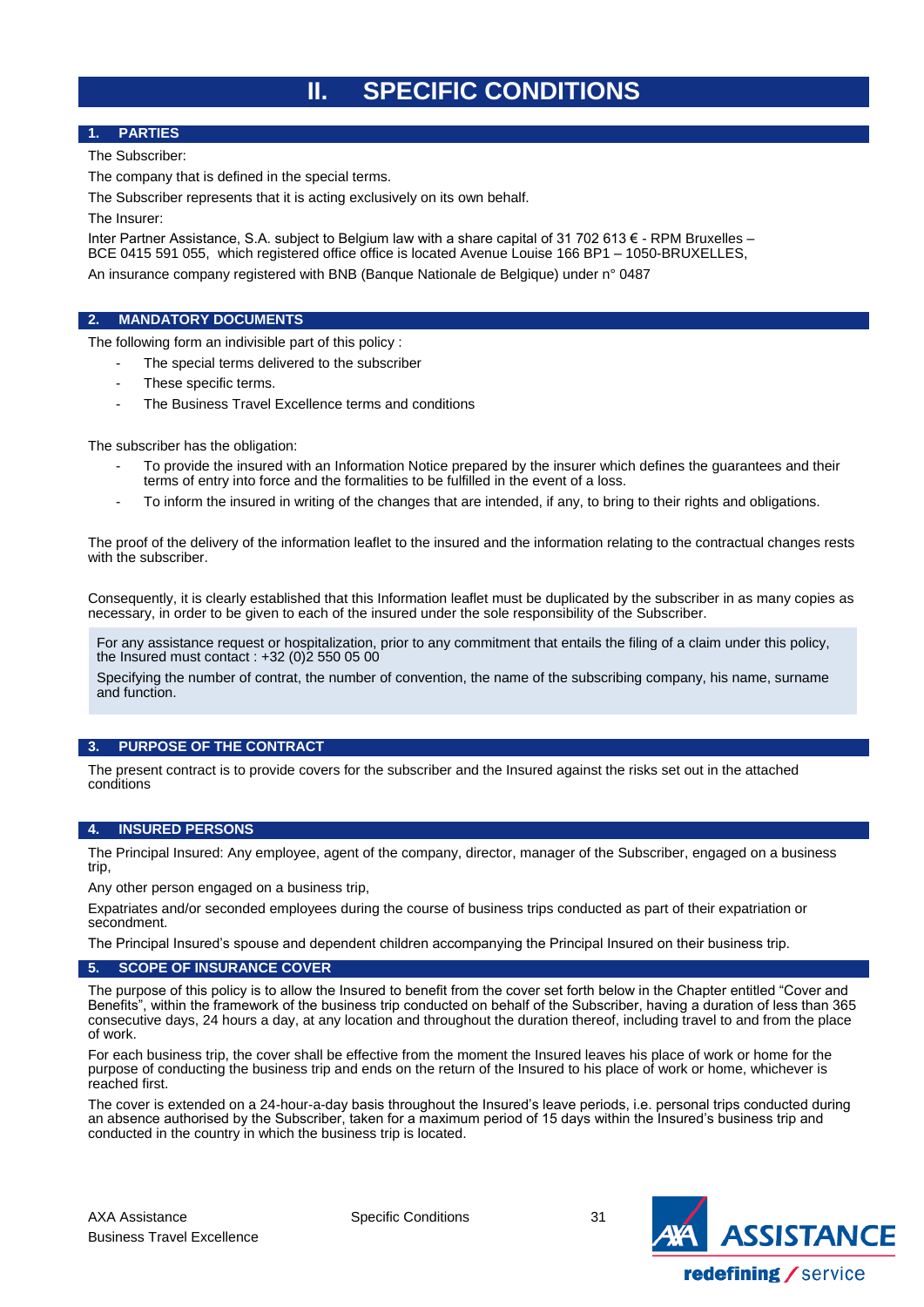# II. SPECIFIC CONDITIONS

## 1. PARTIES

The Subscriber:

The company that is defined in the special terms.

The Subscriber represents that it is acting exclusively on its own behalf.

The Insurer:

Inter Partner Assistance, S.A. subject to Belgium law with a share capital of 31 702 613 € - RPM Bruxelles – BCE 0415 591 055, which registered office office is located Avenue Louise 166 BP1 – 1050-BRUXELLES,

An insurance company registered with BNB (Banque Nationale de Belgique) under n° 0487

## 2. MANDATORY DOCUMENTS

The following form an indivisible part of this policy :

- The special terms delivered to the subscriber
- These specific terms.
- The Business Travel Excellence terms and conditions

The subscriber has the obligation:

- To provide the insured with an Information Notice prepared by the insurer which defines the guarantees and their terms of entry into force and the formalities to be fulfilled in the event of a loss.
- To inform the insured in writing of the changes that are intended, if any, to bring to their rights and obligations.

The proof of the delivery of the information leaflet to the insured and the information relating to the contractual changes rests with the subscriber.

Consequently, it is clearly established that this Information leaflet must be duplicated by the subscriber in as many copies as necessary, in order to be given to each of the insured under the sole responsibility of the Subscriber.

For any assistance request or hospitalization, prior to any commitment that entails the filing of a claim under this policy, the Insured must contact : +32 (0)2 550 05 00

Specifying the number of contrat, the number of convention, the name of the subscribing company, his name, surname and function.

## 3. PURPOSE OF THE CONTRACT

The present contract is to provide covers for the subscriber and the Insured against the risks set out in the attached conditions

## 4. INSURED PERSONS

The Principal Insured: Any employee, agent of the company, director, manager of the Subscriber, engaged on a business trip,

Any other person engaged on a business trip,

Expatriates and/or seconded employees during the course of business trips conducted as part of their expatriation or secondment.

The Principal Insured's spouse and dependent children accompanying the Principal Insured on their business trip.

## 5. SCOPE OF INSURANCE COVER

The purpose of this policy is to allow the Insured to benefit from the cover set forth below in the Chapter entitled "Cover and Benefits", within the framework of the business trip conducted on behalf of the Subscriber, having a duration of less than 365 consecutive days, 24 hours a day, at any location and throughout the duration thereof, including travel to and from the place of work.

For each business trip, the cover shall be effective from the moment the Insured leaves his place of work or home for the purpose of conducting the business trip and ends on the return of the Insured to his place of work or home, whichever is reached first.

The cover is extended on a 24-hour-a-day basis throughout the Insured's leave periods, i.e. personal trips conducted during an absence authorised by the Subscriber, taken for a maximum period of 15 days within the Insured's business trip and conducted in the country in which the business trip is located.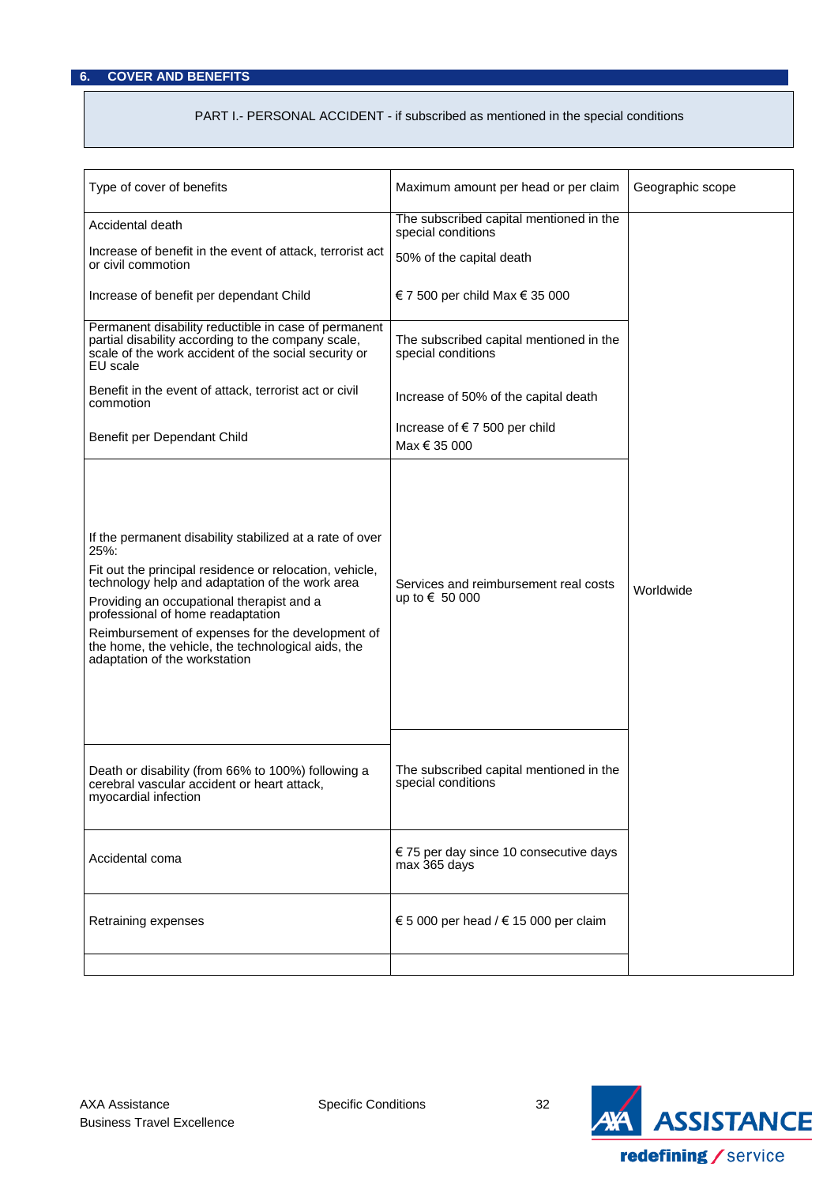## 6. COVER AND BENEFITS

PART I.- PERSONAL ACCIDENT - if subscribed as mentioned in the special conditions

| Type of cover of benefits | Maximum amount per head or per claim | Geographic scope |
|---|---|---|
| Accidental death<br>Increase of benefit in the event of attack, terrorist act or civil commotion<br>Increase of benefit per dependant Child | The subscribed capital mentioned in the special conditions<br>50% of the capital death<br>€ 7 500 per child Max € 35 000 | Worldwide |
| Permanent disability reductible in case of permanent partial disability according to the company scale, scale of the work accident of the social security or EU scale<br>Benefit in the event of attack, terrorist act or civil commotion<br>Benefit per Dependant Child | The subscribed capital mentioned in the special conditions<br>Increase of 50% of the capital death<br>Increase of € 7 500 per child Max € 35 000 | |
| If the permanent disability stabilized at a rate of over 25%:<br>Fit out the principal residence or relocation, vehicle, technology help and adaptation of the work area<br>Providing an occupational therapist and a professional of home readaptation<br>Reimbursement of expenses for the development of the home, the vehicle, the technological aids, the adaptation of the workstation | Services and reimbursement real costs up to € 50 000 | |
| Death or disability (from 66% to 100%) following a cerebral vascular accident or heart attack, myocardial infection | The subscribed capital mentioned in the special conditions | |
| Accidental coma | € 75 per day since 10 consecutive days max 365 days | |
| Retraining expenses | € 5 000 per head / € 15 000 per claim | |
| | | |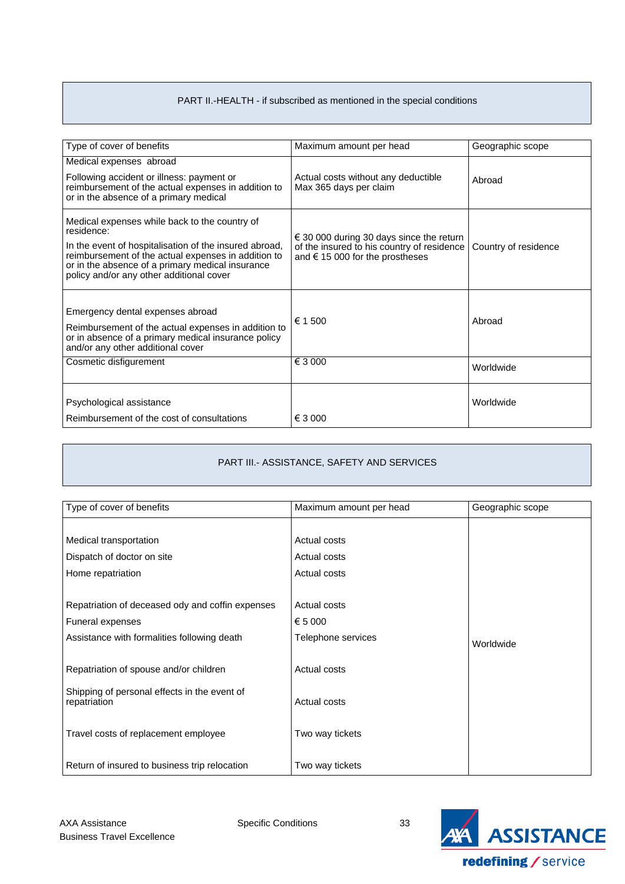## PART II.-HEALTH - if subscribed as mentioned in the special conditions

| Type of cover of benefits | Maximum amount per head | Geographic scope |
|---|---|---|
| Medical expenses abroad<br><br>Following accident or illness: payment or reimbursement of the actual expenses in addition to or in the absence of a primary medical | Actual costs without any deductible<br>Max 365 days per claim | Abroad |
| Medical expenses while back to the country of residence:<br><br>In the event of hospitalisation of the insured abroad, reimbursement of the actual expenses in addition to or in the absence of a primary medical insurance policy and/or any other additional cover | € 30 000 during 30 days since the return of the insured to his country of residence and € 15 000 for the prostheses | Country of residence |
| Emergency dental expenses abroad<br><br>Reimbursement of the actual expenses in addition to or in absence of a primary medical insurance policy and/or any other additional cover | € 1 500 | Abroad |
| Cosmetic disfigurement | € 3 000 | Worldwide |
| Psychological assistance<br><br>Reimbursement of the cost of consultations | € 3 000 | Worldwide |

## PART III.- ASSISTANCE, SAFETY AND SERVICES

| Type of cover of benefits | Maximum amount per head | Geographic scope |
|---|---|---|
| Medical transportation | Actual costs | Worldwide |
| Dispatch of doctor on site | Actual costs | |
| Home repatriation | Actual costs | |
| Repatriation of deceased ody and coffin expenses | Actual costs | |
| Funeral expenses | € 5 000 | |
| Assistance with formalities following death | Telephone services | |
| Repatriation of spouse and/or children | Actual costs | |
| Shipping of personal effects in the event of repatriation | Actual costs | |
| Travel costs of replacement employee | Two way tickets | |
| Return of insured to business trip relocation | Two way tickets | |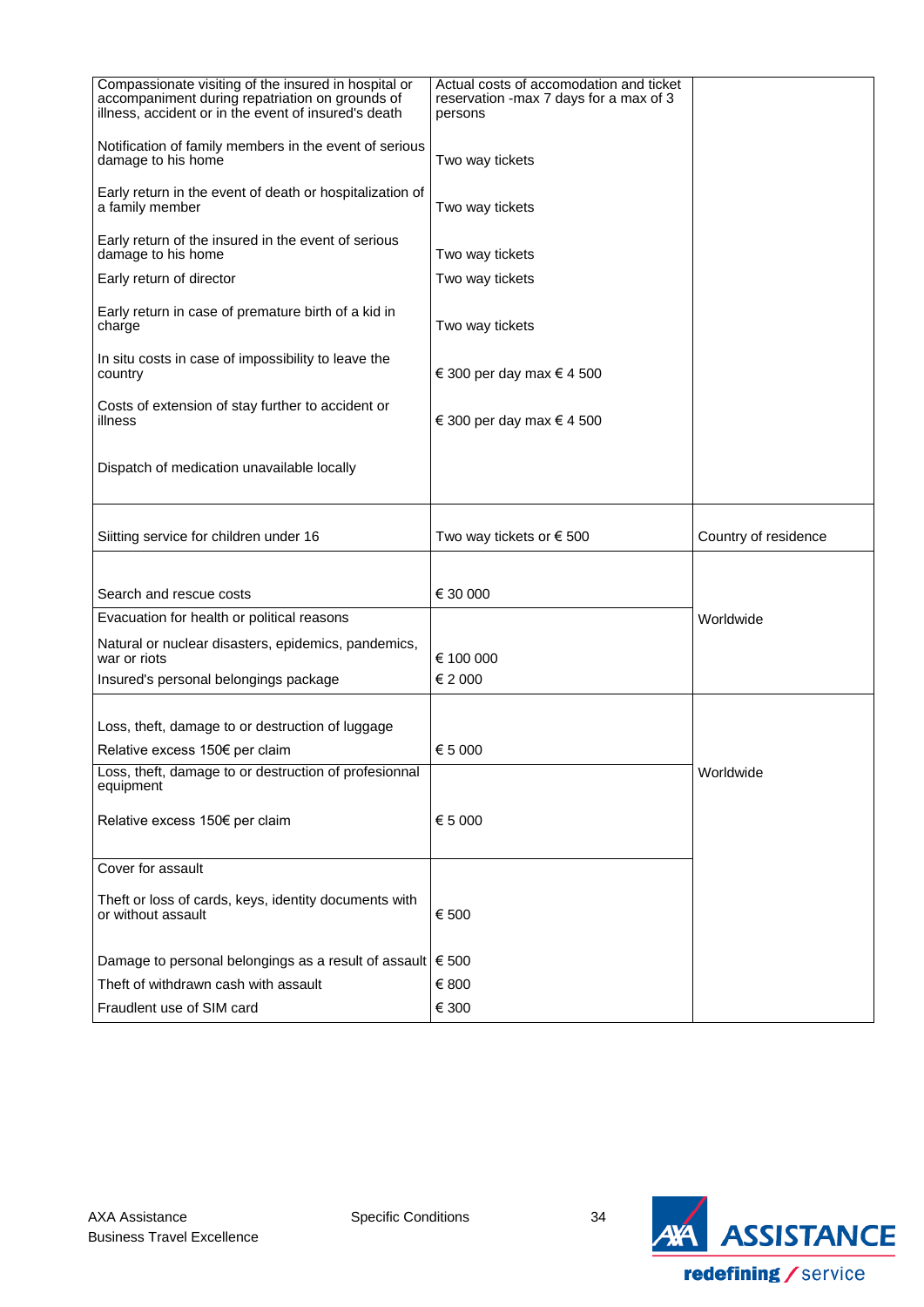| | | |
|---|---|---|
| Compassionate visiting of the insured in hospital or accompaniment during repatriation on grounds of illness, accident or in the event of insured's death | Actual costs of accomodation and ticket reservation -max 7 days for a max of 3 persons | |
| Notification of family members in the event of serious damage to his home | Two way tickets | |
| Early return in the event of death or hospitalization of a family member | Two way tickets | |
| Early return of the insured in the event of serious damage to his home | Two way tickets | |
| Early return of director | Two way tickets | |
| Early return in case of premature birth of a kid in charge | Two way tickets | |
| In situ costs in case of impossibility to leave the country | € 300 per day max € 4 500 | |
| Costs of extension of stay further to accident or illness | € 300 per day max € 4 500 | |
| Dispatch of medication unavailable locally | | |
| Siitting service for children under 16 | Two way tickets or € 500 | Country of residence |
| Search and rescue costs | € 30 000 | Worldwide |
| Evacuation for health or political reasons<br>Natural or nuclear disasters, epidemics, pandemics, war or riots | € 100 000 | |
| Insured's personal belongings package | € 2 000 | |
| Loss, theft, damage to or destruction of luggage<br>Relative excess 150€ per claim | € 5 000 | Worldwide |
| Loss, theft, damage to or destruction of profesionnal equipment<br>Relative excess 150€ per claim | € 5 000 | |
| Cover for assault<br>Theft or loss of cards, keys, identity documents with or without assault | € 500 | |
| Damage to personal belongings as a result of assault | € 500 | |
| Theft of withdrawn cash with assault | € 800 | |
| Fraudlent use of SIM card | € 300 | |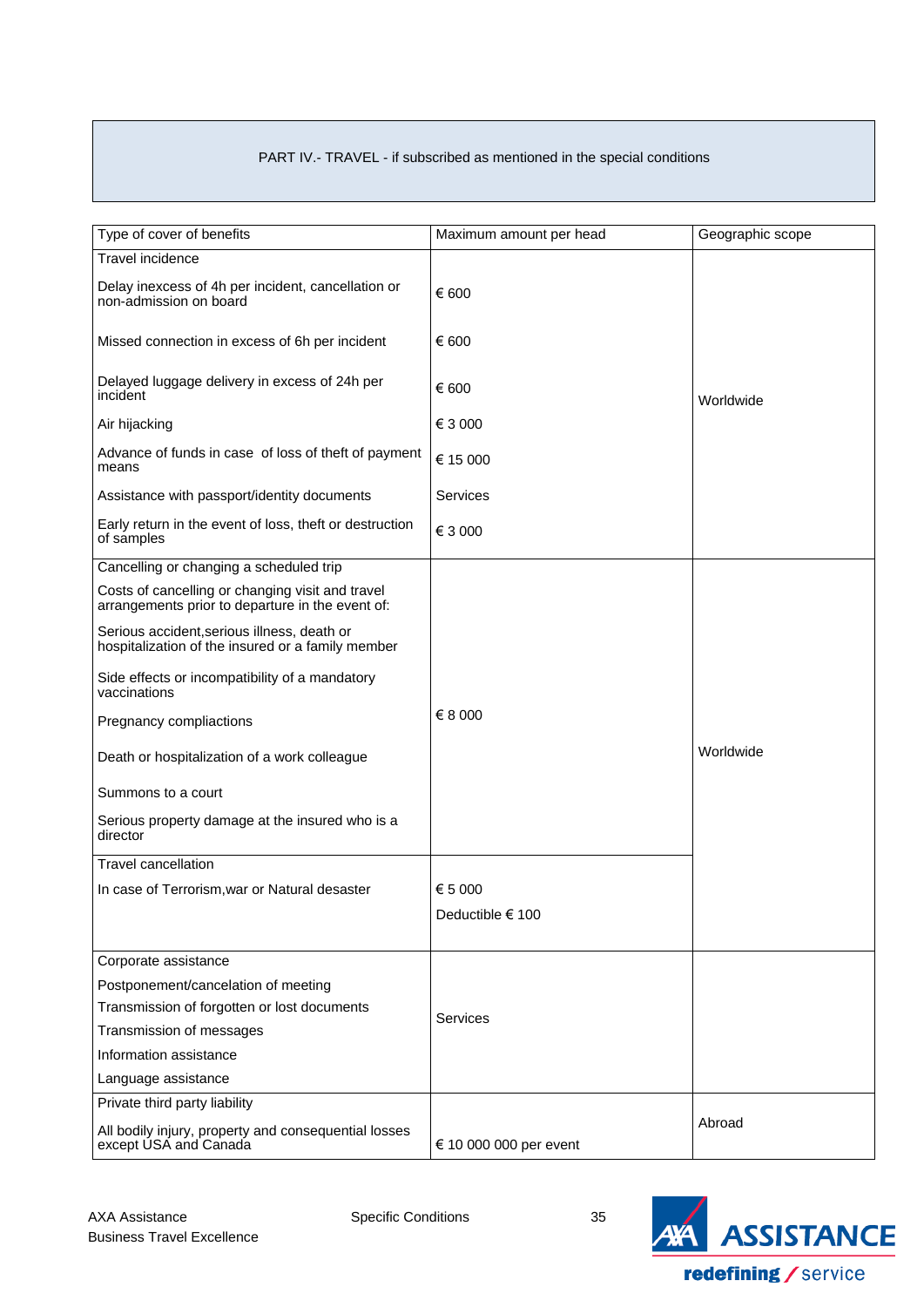PART IV.- TRAVEL - if subscribed as mentioned in the special conditions

| Type of cover of benefits | Maximum amount per head | Geographic scope |
|---|---|---|
| Travel incidence | | |
| Delay inexcess of 4h per incident, cancellation or non-admission on board | € 600 | Worldwide |
| Missed connection in excess of 6h per incident | € 600 | |
| Delayed luggage delivery in excess of 24h per incident | € 600 | |
| Air hijacking | € 3 000 | |
| Advance of funds in case of loss of theft of payment means | € 15 000 | |
| Assistance with passport/identity documents | Services | |
| Early return in the event of loss, theft or destruction of samples | € 3 000 | |
| Cancelling or changing a scheduled trip | | Worldwide |
| Costs of cancelling or changing visit and travel arrangements prior to departure in the event of: | | |
| Serious accident,serious illness, death or hospitalization of the insured or a family member | | |
| Side effects or incompatibility of a mandatory vaccinations | | |
| Pregnancy compliactions | € 8 000 | |
| Death or hospitalization of a work colleague | | |
| Summons to a court | | |
| Serious property damage at the insured who is a director | | |
| Travel cancellation | | |
| In case of Terrorism,war or Natural desaster | € 5 000<br>Deductible € 100 | |
| Corporate assistance | | |
| Postponement/cancelation of meeting | | |
| Transmission of forgotten or lost documents | Services | |
| Transmission of messages | | |
| Information assistance | | |
| Language assistance | | |
| Private third party liability | | Abroad |
| All bodily injury, property and consequential losses except USA and Canada | € 10 000 000 per event | |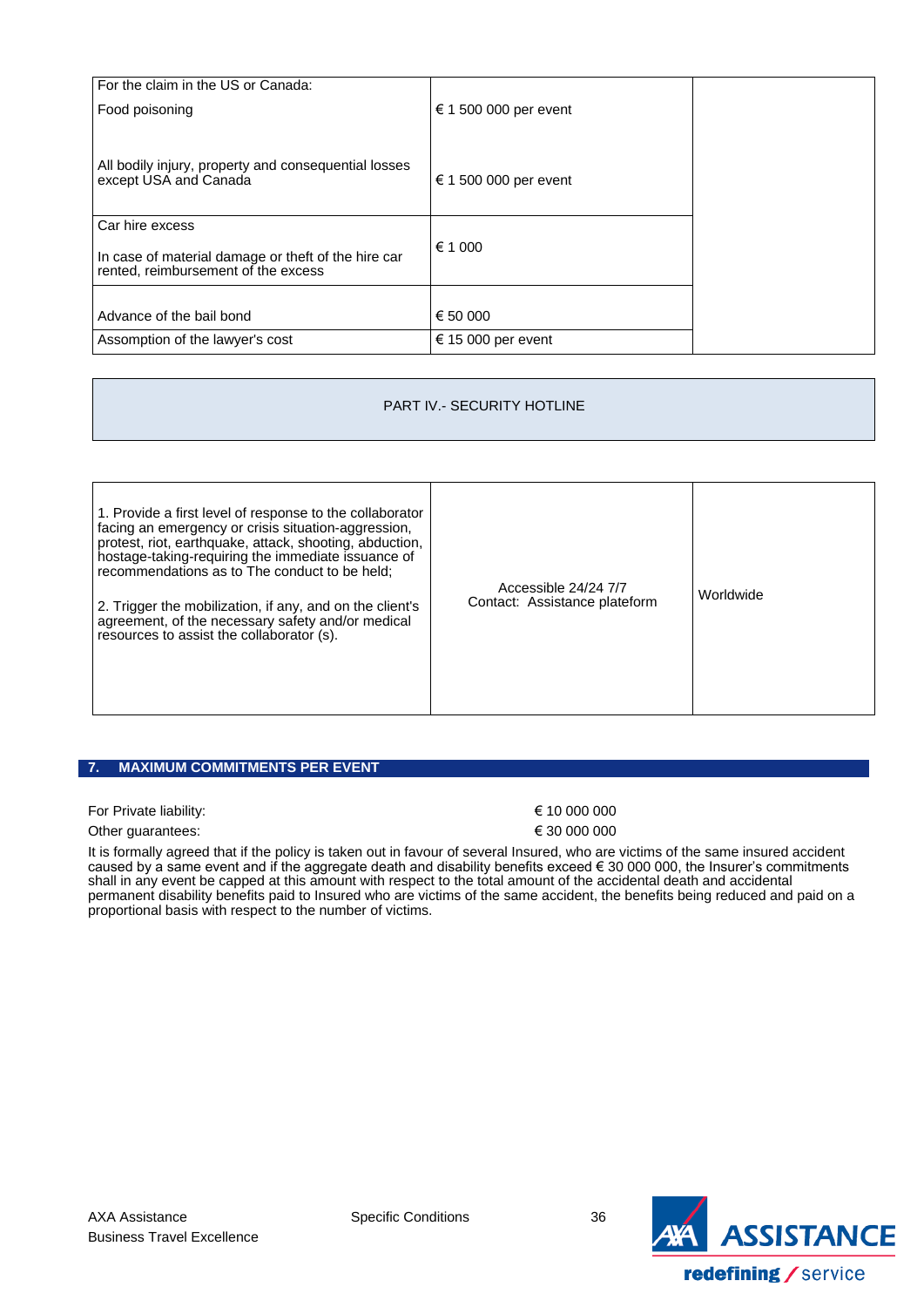| | | |
|---|---|---|
| For the claim in the US or Canada:<br>Food poisoning<br><br>All bodily injury, property and consequential losses except USA and Canada | € 1 500 000 per event<br><br>€ 1 500 000 per event | |
| Car hire excess<br><br>In case of material damage or theft of the hire car rented, reimbursement of the excess | € 1 000 | |
| Advance of the bail bond | € 50 000 | |
| Assomption of the lawyer's cost | € 15 000 per event | |

PART IV.- SECURITY HOTLINE

| | | |
|---|---|---|
| 1. Provide a first level of response to the collaborator facing an emergency or crisis situation-aggression, protest, riot, earthquake, attack, shooting, abduction, hostage-taking-requiring the immediate issuance of recommendations as to The conduct to be held;<br><br>2. Trigger the mobilization, if any, and on the client's agreement, of the necessary safety and/or medical resources to assist the collaborator (s). | Accessible 24/24 7/7<br>Contact: Assistance plateform | Worldwide |

## 7. MAXIMUM COMMITMENTS PER EVENT

| | |
|---|---|
| For Private liability: | € 10 000 000 |
| Other guarantees: | € 30 000 000 |

It is formally agreed that if the policy is taken out in favour of several Insured, who are victims of the same insured accident caused by a same event and if the aggregate death and disability benefits exceed € 30 000 000, the Insurer's commitments shall in any event be capped at this amount with respect to the total amount of the accidental death and accidental permanent disability benefits paid to Insured who are victims of the same accident, the benefits being reduced and paid on a proportional basis with respect to the number of victims.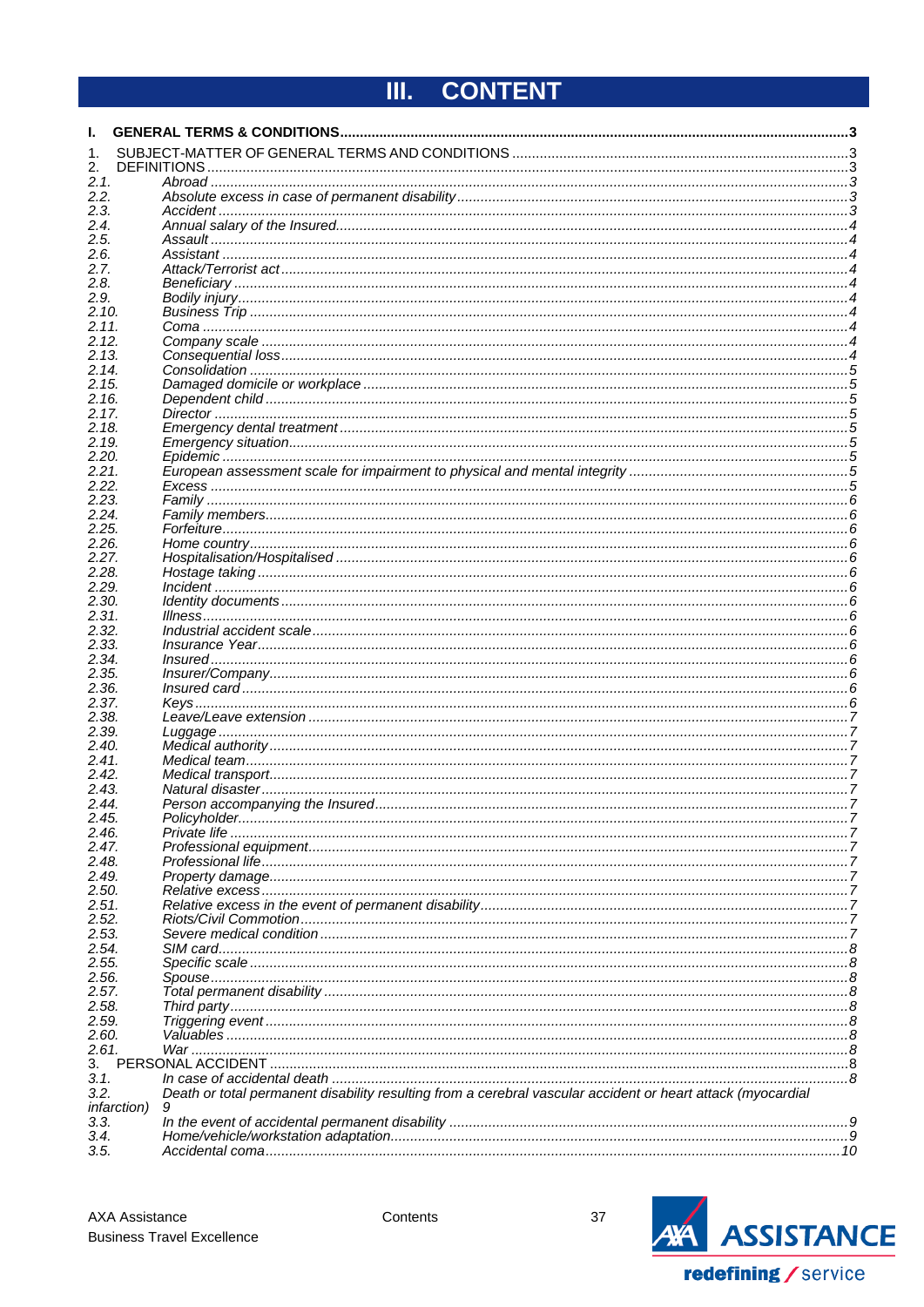# III. CONTENT

**I. GENERAL TERMS & CONDITIONS ...... 3**

1. SUBJECT-MATTER OF GENERAL TERMS AND CONDITIONS ...... 3
2. DEFINITIONS ...... 3

*2.1. Abroad ...... 3*
*2.2. Absolute excess in case of permanent disability ...... 3*
*2.3. Accident ...... 3*
*2.4. Annual salary of the Insured ...... 4*
*2.5. Assault ...... 4*
*2.6. Assistant ...... 4*
*2.7. Attack/Terrorist act ...... 4*
*2.8. Beneficiary ...... 4*
*2.9. Bodily injury ...... 4*
*2.10. Business Trip ...... 4*
*2.11. Coma ...... 4*
*2.12. Company scale ...... 4*
*2.13. Consequential loss ...... 4*
*2.14. Consolidation ...... 5*
*2.15. Damaged domicile or workplace ...... 5*
*2.16. Dependent child ...... 5*
*2.17. Director ...... 5*
*2.18. Emergency dental treatment ...... 5*
*2.19. Emergency situation ...... 5*
*2.20. Epidemic ...... 5*
*2.21. European assessment scale for impairment to physical and mental integrity ...... 5*
*2.22. Excess ...... 5*
*2.23. Family ...... 6*
*2.24. Family members ...... 6*
*2.25. Forfeiture ...... 6*
*2.26. Home country ...... 6*
*2.27. Hospitalisation/Hospitalised ...... 6*
*2.28. Hostage taking ...... 6*
*2.29. Incident ...... 6*
*2.30. Identity documents ...... 6*
*2.31. Illness ...... 6*
*2.32. Industrial accident scale ...... 6*
*2.33. Insurance Year ...... 6*
*2.34. Insured ...... 6*
*2.35. Insurer/Company ...... 6*
*2.36. Insured card ...... 6*
*2.37. Keys ...... 6*
*2.38. Leave/Leave extension ...... 7*
*2.39. Luggage ...... 7*
*2.40. Medical authority ...... 7*
*2.41. Medical team ...... 7*
*2.42. Medical transport ...... 7*
*2.43. Natural disaster ...... 7*
*2.44. Person accompanying the Insured ...... 7*
*2.45. Policyholder ...... 7*
*2.46. Private life ...... 7*
*2.47. Professional equipment ...... 7*
*2.48. Professional life ...... 7*
*2.49. Property damage ...... 7*
*2.50. Relative excess ...... 7*
*2.51. Relative excess in the event of permanent disability ...... 7*
*2.52. Riots/Civil Commotion ...... 7*
*2.53. Severe medical condition ...... 7*
*2.54. SIM card ...... 8*
*2.55. Specific scale ...... 8*
*2.56. Spouse ...... 8*
*2.57. Total permanent disability ...... 8*
*2.58. Third party ...... 8*
*2.59. Triggering event ...... 8*
*2.60. Valuables ...... 8*
*2.61. War ...... 8*

3. PERSONAL ACCIDENT ...... 8

*3.1. In case of accidental death ...... 8*
*3.2. Death or total permanent disability resulting from a cerebral vascular accident or heart attack (myocardial infarction) 9*
*3.3. In the event of accidental permanent disability ...... 9*
*3.4. Home/vehicle/workstation adaptation ...... 9*
*3.5. Accidental coma ...... 10*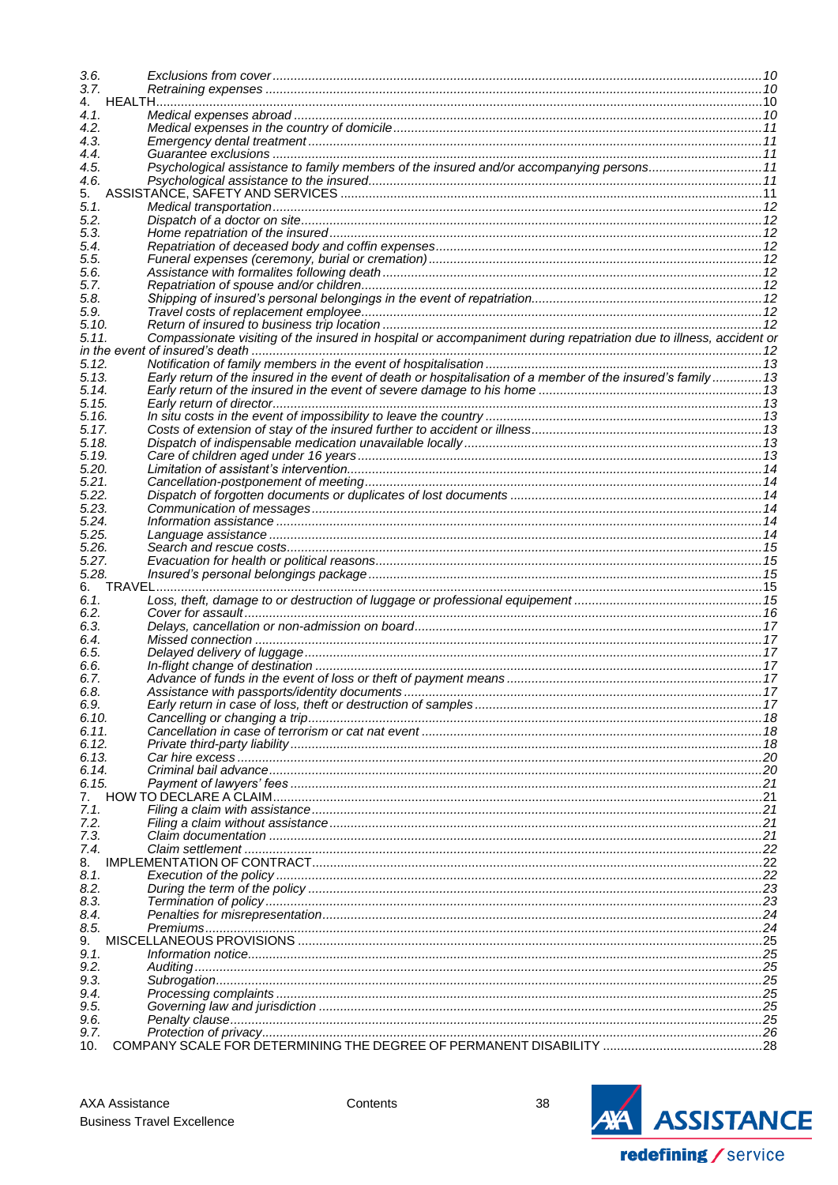3.6. *Exclusions from cover* ........ 10
3.7. *Retraining expenses* ........ 10
4. HEALTH ........ 10
4.1. *Medical expenses abroad* ........ 10
4.2. *Medical expenses in the country of domicile* ........ 11
4.3. *Emergency dental treatment* ........ 11
4.4. *Guarantee exclusions* ........ 11
4.5. *Psychological assistance to family members of the insured and/or accompanying persons* ........ 11
4.6. *Psychological assistance to the insured* ........ 11
5. ASSISTANCE, SAFETY AND SERVICES ........ 11
5.1. *Medical transportation* ........ 12
5.2. *Dispatch of a doctor on site* ........ 12
5.3. *Home repatriation of the insured* ........ 12
5.4. *Repatriation of deceased body and coffin expenses* ........ 12
5.5. *Funeral expenses (ceremony, burial or cremation)* ........ 12
5.6. *Assistance with formalites following death* ........ 12
5.7. *Repatriation of spouse and/or children* ........ 12
5.8. *Shipping of insured's personal belongings in the event of repatriation* ........ 12
5.9. *Travel costs of replacement employee* ........ 12
5.10. *Return of insured to business trip location* ........ 12
5.11. *Compassionate visiting of the insured in hospital or accompaniment during repatriation due to illness, accident or in the event of insured's death* ........ 12
5.12. *Notification of family members in the event of hospitalisation* ........ 13
5.13. *Early return of the insured in the event of death or hospitalisation of a member of the insured's family* ........ 13
5.14. *Early return of the insured in the event of severe damage to his home* ........ 13
5.15. *Early return of director* ........ 13
5.16. *In situ costs in the event of impossibility to leave the country* ........ 13
5.17. *Costs of extension of stay of the insured further to accident or illness* ........ 13
5.18. *Dispatch of indispensable medication unavailable locally* ........ 13
5.19. *Care of children aged under 16 years* ........ 13
5.20. *Limitation of assistant's intervention* ........ 14
5.21. *Cancellation-postponement of meeting* ........ 14
5.22. *Dispatch of forgotten documents or duplicates of lost documents* ........ 14
5.23. *Communication of messages* ........ 14
5.24. *Information assistance* ........ 14
5.25. *Language assistance* ........ 14
5.26. *Search and rescue costs* ........ 15
5.27. *Evacuation for health or political reasons* ........ 15
5.28. *Insured's personal belongings package* ........ 15
6. TRAVEL ........ 15
6.1. *Loss, theft, damage to or destruction of luggage or professional equipement* ........ 15
6.2. *Cover for assault* ........ 16
6.3. *Delays, cancellation or non-admission on board* ........ 17
6.4. *Missed connection* ........ 17
6.5. *Delayed delivery of luggage* ........ 17
6.6. *In-flight change of destination* ........ 17
6.7. *Advance of funds in the event of loss or theft of payment means* ........ 17
6.8. *Assistance with passports/identity documents* ........ 17
6.9. *Early return in case of loss, theft or destruction of samples* ........ 17
6.10. *Cancelling or changing a trip* ........ 18
6.11. *Cancellation in case of terrorism or cat nat event* ........ 18
6.12. *Private third-party liability* ........ 18
6.13. *Car hire excess* ........ 20
6.14. *Criminal bail advance* ........ 20
6.15. *Payment of lawyers' fees* ........ 21
7. HOW TO DECLARE A CLAIM ........ 21
7.1. *Filing a claim with assistance* ........ 21
7.2. *Filing a claim without assistance* ........ 21
7.3. *Claim documentation* ........ 21
7.4. *Claim settlement* ........ 22
8. IMPLEMENTATION OF CONTRACT ........ 22
8.1. *Execution of the policy* ........ 22
8.2. *During the term of the policy* ........ 23
8.3. *Termination of policy* ........ 23
8.4. *Penalties for misrepresentation* ........ 24
8.5. *Premiums* ........ 24
9. MISCELLANEOUS PROVISIONS ........ 25
9.1. *Information notice* ........ 25
9.2. *Auditing* ........ 25
9.3. *Subrogation* ........ 25
9.4. *Processing complaints* ........ 25
9.5. *Governing law and jurisdiction* ........ 25
9.6. *Penalty clause* ........ 25
9.7. *Protection of privacy* ........ 26
10. COMPANY SCALE FOR DETERMINING THE DEGREE OF PERMANENT DISABILITY ........ 28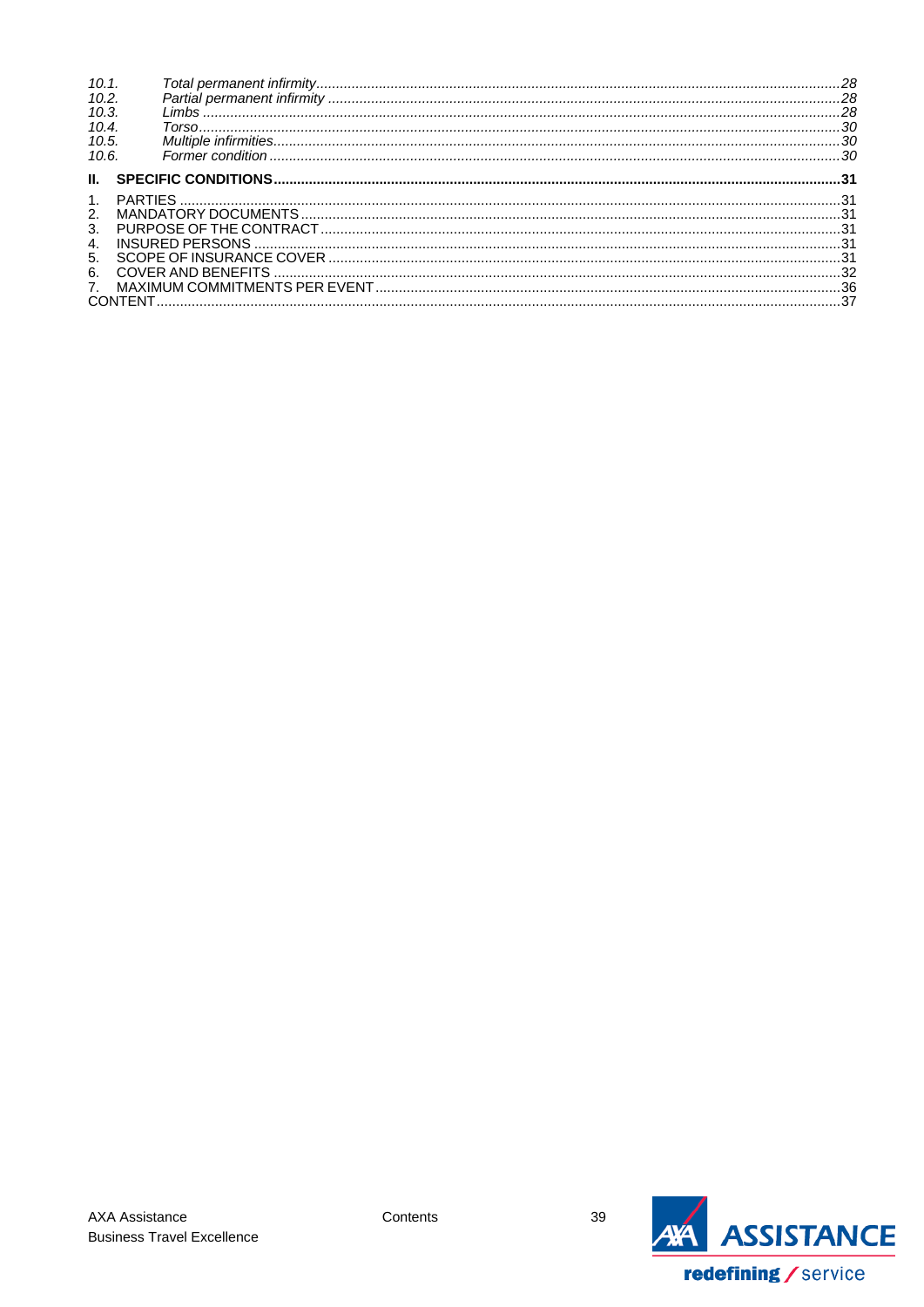*10.1. Total permanent infirmity ........................................................................................................ 28*
*10.2. Partial permanent infirmity ...................................................................................................... 28*
*10.3. Limbs ........................................................................................................................................ 28*
*10.4. Torso ......................................................................................................................................... 30*
*10.5. Multiple infirmities .................................................................................................................... 30*
*10.6. Former condition ...................................................................................................................... 30*

**II. SPECIFIC CONDITIONS .................................................................................................................. 31**

1. PARTIES ........................................................................................................................................... 31
2. MANDATORY DOCUMENTS ........................................................................................................... 31
3. PURPOSE OF THE CONTRACT ...................................................................................................... 31
4. INSURED PERSONS ........................................................................................................................ 31
5. SCOPE OF INSURANCE COVER .................................................................................................... 31
6. COVER AND BENEFITS .................................................................................................................. 32
7. MAXIMUM COMMITMENTS PER EVENT ......................................................................................... 36

CONTENT ............................................................................................................................................... 37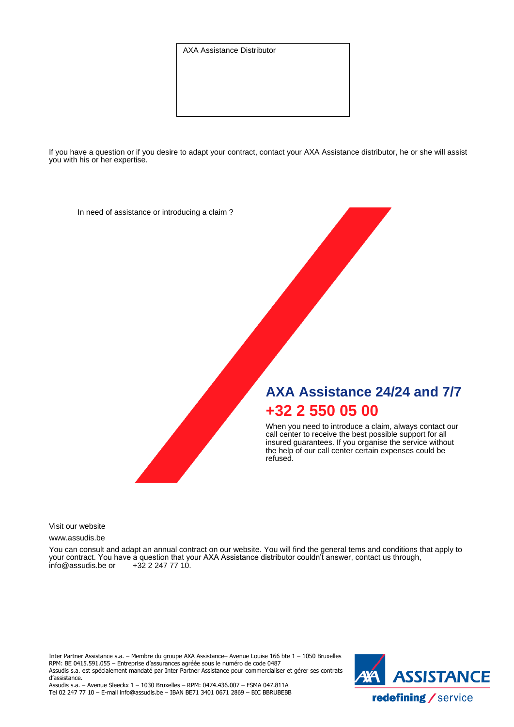AXA Assistance Distributor

If you have a question or if you desire to adapt your contract, contact your AXA Assistance distributor, he or she will assist you with his or her expertise.

In need of assistance or introducing a claim ?

## AXA Assistance 24/24 and 7/7

## +32 2 550 05 00

When you need to introduce a claim, always contact our call center to receive the best possible support for all insured guarantees. If you organise the service without the help of our call center certain expenses could be refused.

Visit our website

www.assudis.be

You can consult and adapt an annual contract on our website. You will find the general tems and conditions that apply to your contract. You have a question that your AXA Assistance distributor couldn't answer, contact us through, info@assudis.be or +32 2 247 77 10.

Inter Partner Assistance s.a. – Membre du groupe AXA Assistance– Avenue Louise 166 bte 1 – 1050 Bruxelles
RPM: BE 0415.591.055 – Entreprise d'assurances agréée sous le numéro de code 0487
Assudis s.a. est spécialement mandaté par Inter Partner Assistance pour commercialiser et gérer ses contrats d'assistance.
Assudis s.a. – Avenue Sleeckx 1 – 1030 Bruxelles – RPM: 0474.436.007 – FSMA 047.811A
Tel 02 247 77 10 – E-mail info@assudis.be – IBAN BE71 3401 0671 2869 – BIC BBRUBEBB

AXA ASSISTANCE
redefining / service